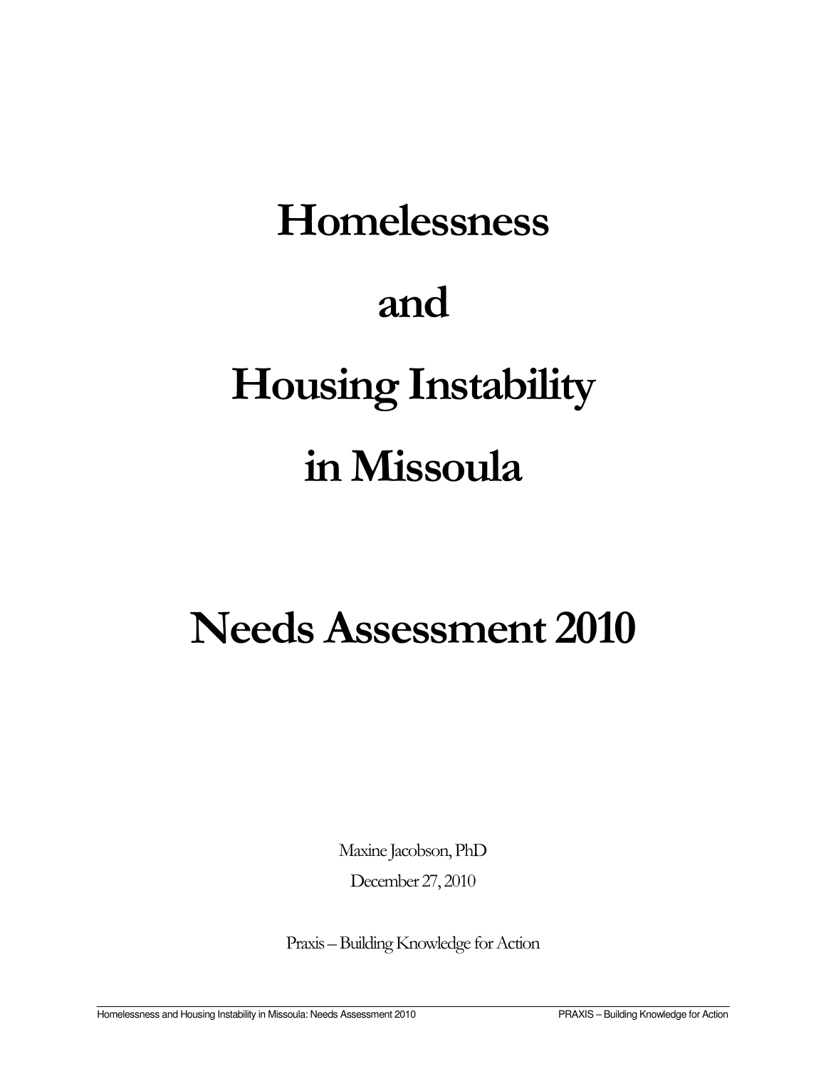# Homelessness and Housing Instability in Missoula

# Needs Assessment 2010

Maxine Jacobson, PhD

December 27, 2010

Praxis – Building Knowledge for Action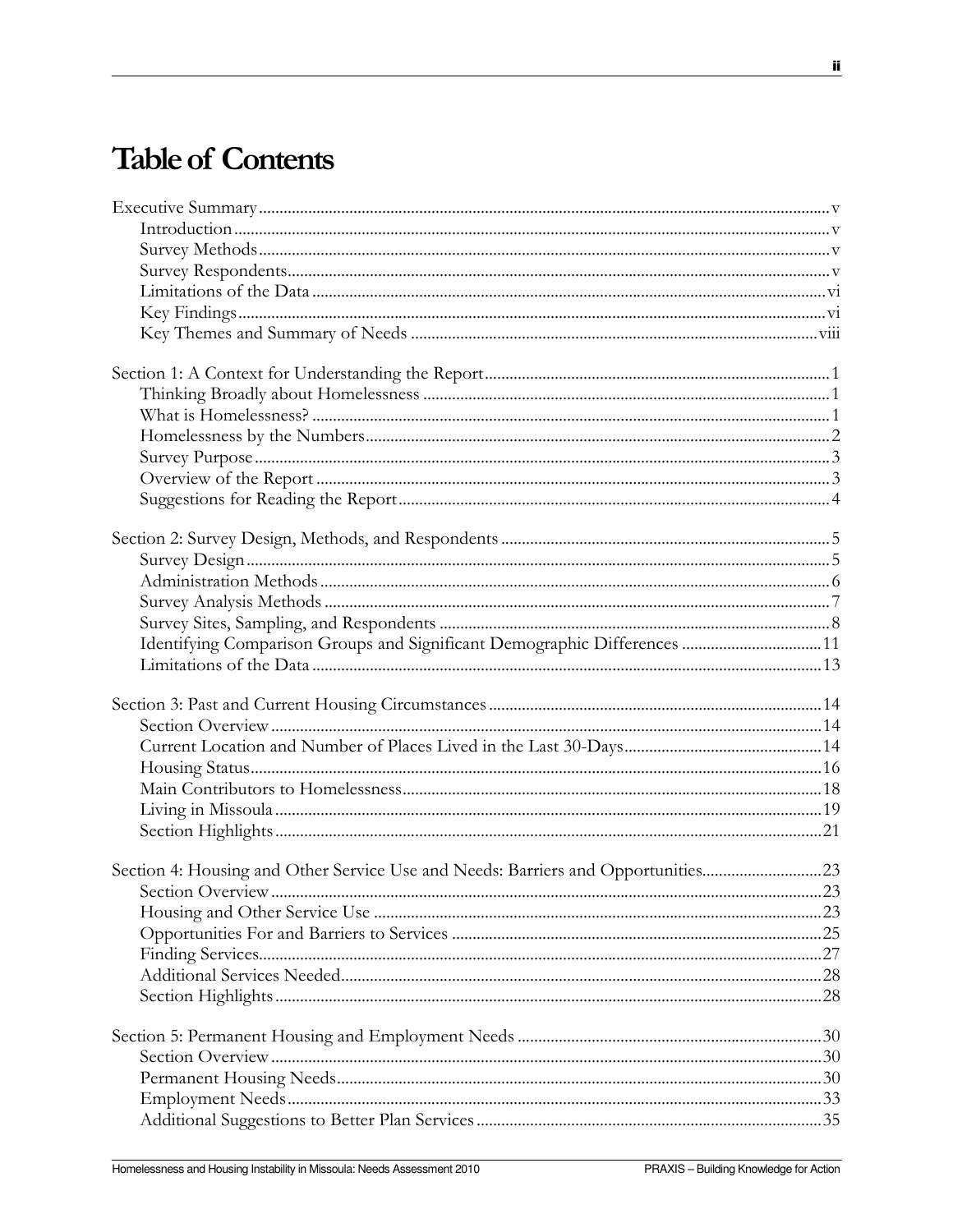# Table of Contents

Executive Summary ..... v
- Introduction ..... v
- Survey Methods ..... v
- Survey Respondents ..... v
- Limitations of the Data ..... vi
- Key Findings ..... vi
- Key Themes and Summary of Needs ..... viii

Section 1: A Context for Understanding the Report ..... 1
- Thinking Broadly about Homelessness ..... 1
- What is Homelessness? ..... 1
- Homelessness by the Numbers ..... 2
- Survey Purpose ..... 3
- Overview of the Report ..... 3
- Suggestions for Reading the Report ..... 4

Section 2: Survey Design, Methods, and Respondents ..... 5
- Survey Design ..... 5
- Administration Methods ..... 6
- Survey Analysis Methods ..... 7
- Survey Sites, Sampling, and Respondents ..... 8
- Identifying Comparison Groups and Significant Demographic Differences ..... 11
- Limitations of the Data ..... 13

Section 3: Past and Current Housing Circumstances ..... 14
- Section Overview ..... 14
- Current Location and Number of Places Lived in the Last 30-Days ..... 14
- Housing Status ..... 16
- Main Contributors to Homelessness ..... 18
- Living in Missoula ..... 19
- Section Highlights ..... 21

Section 4: Housing and Other Service Use and Needs: Barriers and Opportunities ..... 23
- Section Overview ..... 23
- Housing and Other Service Use ..... 23
- Opportunities For and Barriers to Services ..... 25
- Finding Services ..... 27
- Additional Services Needed ..... 28
- Section Highlights ..... 28

Section 5: Permanent Housing and Employment Needs ..... 30
- Section Overview ..... 30
- Permanent Housing Needs ..... 30
- Employment Needs ..... 33
- Additional Suggestions to Better Plan Services ..... 35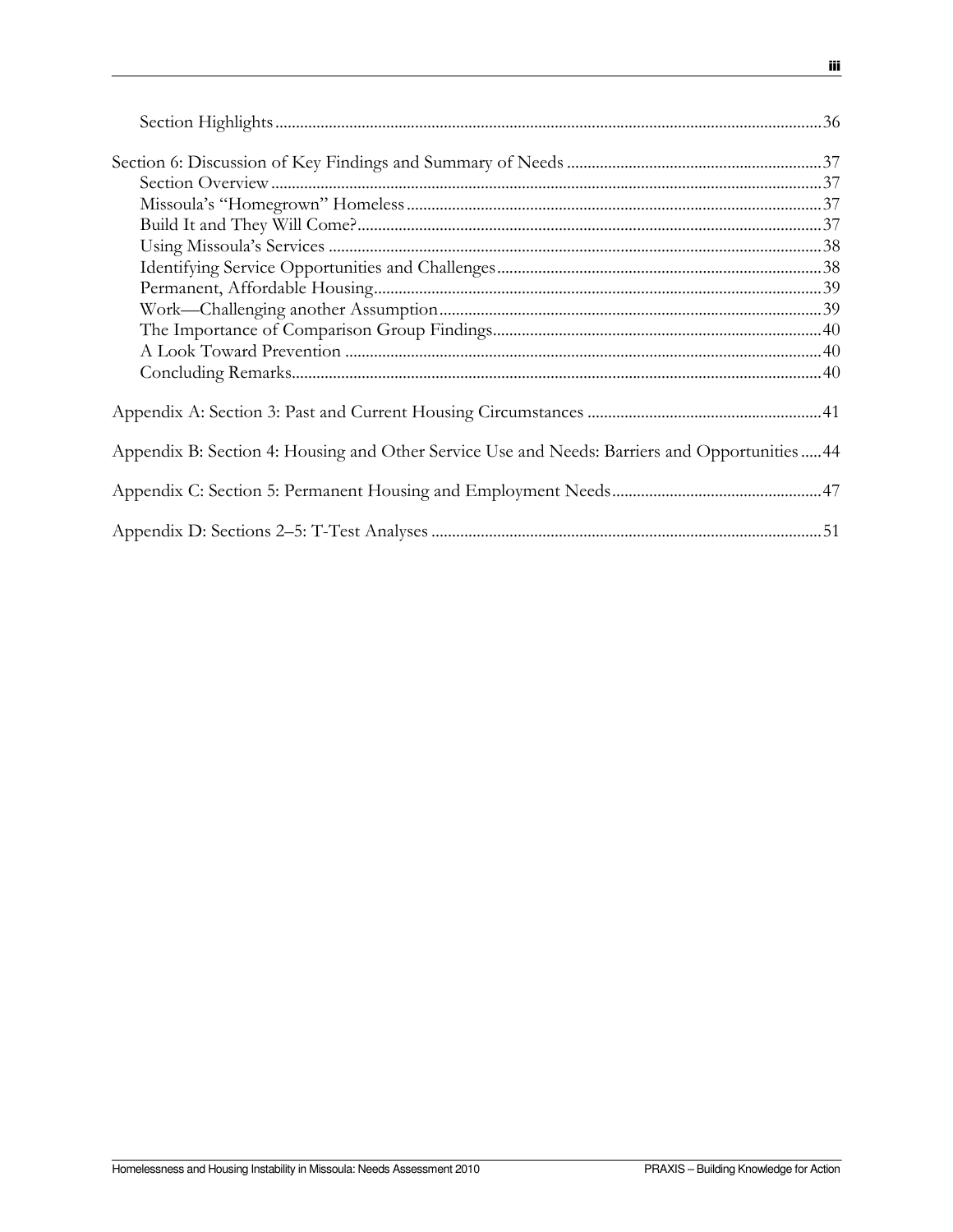Section Highlights ..... 36

Section 6: Discussion of Key Findings and Summary of Needs ..... 37
- Section Overview ..... 37
- Missoula's "Homegrown" Homeless ..... 37
- Build It and They Will Come? ..... 37
- Using Missoula's Services ..... 38
- Identifying Service Opportunities and Challenges ..... 38
- Permanent, Affordable Housing ..... 39
- Work—Challenging another Assumption ..... 39
- The Importance of Comparison Group Findings ..... 40
- A Look Toward Prevention ..... 40
- Concluding Remarks ..... 40

Appendix A: Section 3: Past and Current Housing Circumstances ..... 41

Appendix B: Section 4: Housing and Other Service Use and Needs: Barriers and Opportunities ..... 44

Appendix C: Section 5: Permanent Housing and Employment Needs ..... 47

Appendix D: Sections 2–5: T-Test Analyses ..... 51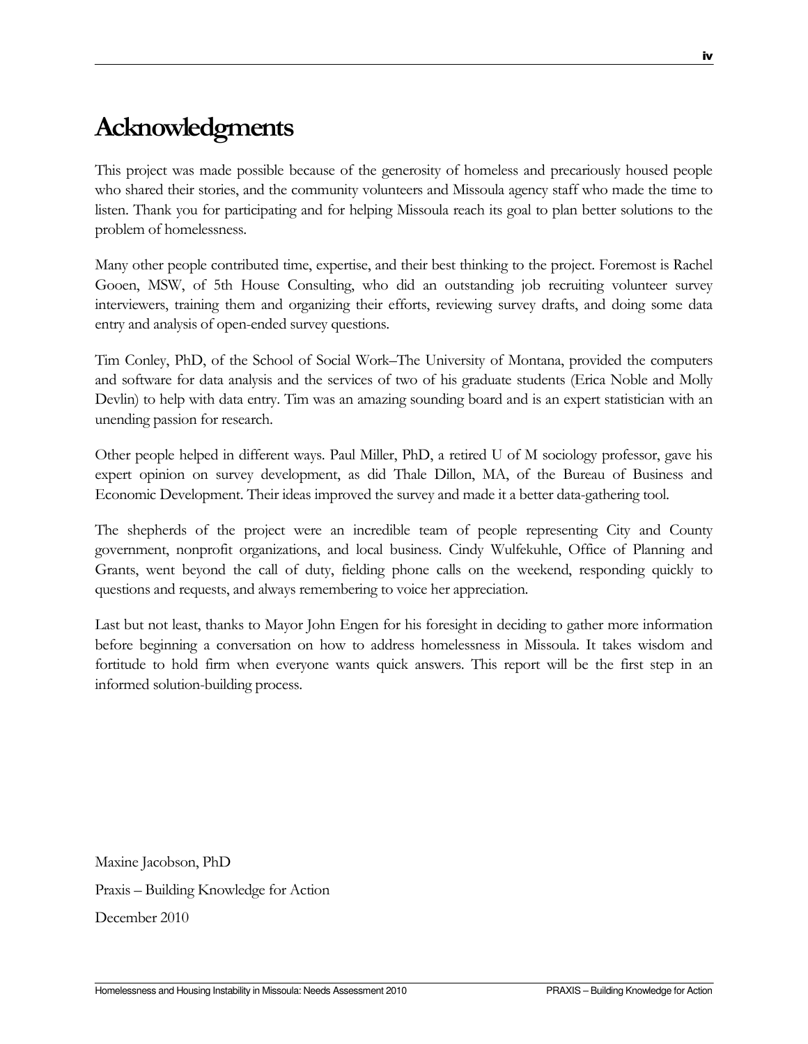# Acknowledgments

This project was made possible because of the generosity of homeless and precariously housed people who shared their stories, and the community volunteers and Missoula agency staff who made the time to listen. Thank you for participating and for helping Missoula reach its goal to plan better solutions to the problem of homelessness.

Many other people contributed time, expertise, and their best thinking to the project. Foremost is Rachel Gooen, MSW, of 5th House Consulting, who did an outstanding job recruiting volunteer survey interviewers, training them and organizing their efforts, reviewing survey drafts, and doing some data entry and analysis of open-ended survey questions.

Tim Conley, PhD, of the School of Social Work–The University of Montana, provided the computers and software for data analysis and the services of two of his graduate students (Erica Noble and Molly Devlin) to help with data entry. Tim was an amazing sounding board and is an expert statistician with an unending passion for research.

Other people helped in different ways. Paul Miller, PhD, a retired U of M sociology professor, gave his expert opinion on survey development, as did Thale Dillon, MA, of the Bureau of Business and Economic Development. Their ideas improved the survey and made it a better data-gathering tool.

The shepherds of the project were an incredible team of people representing City and County government, nonprofit organizations, and local business. Cindy Wulfekuhle, Office of Planning and Grants, went beyond the call of duty, fielding phone calls on the weekend, responding quickly to questions and requests, and always remembering to voice her appreciation.

Last but not least, thanks to Mayor John Engen for his foresight in deciding to gather more information before beginning a conversation on how to address homelessness in Missoula. It takes wisdom and fortitude to hold firm when everyone wants quick answers. This report will be the first step in an informed solution-building process.

Maxine Jacobson, PhD

Praxis – Building Knowledge for Action

December 2010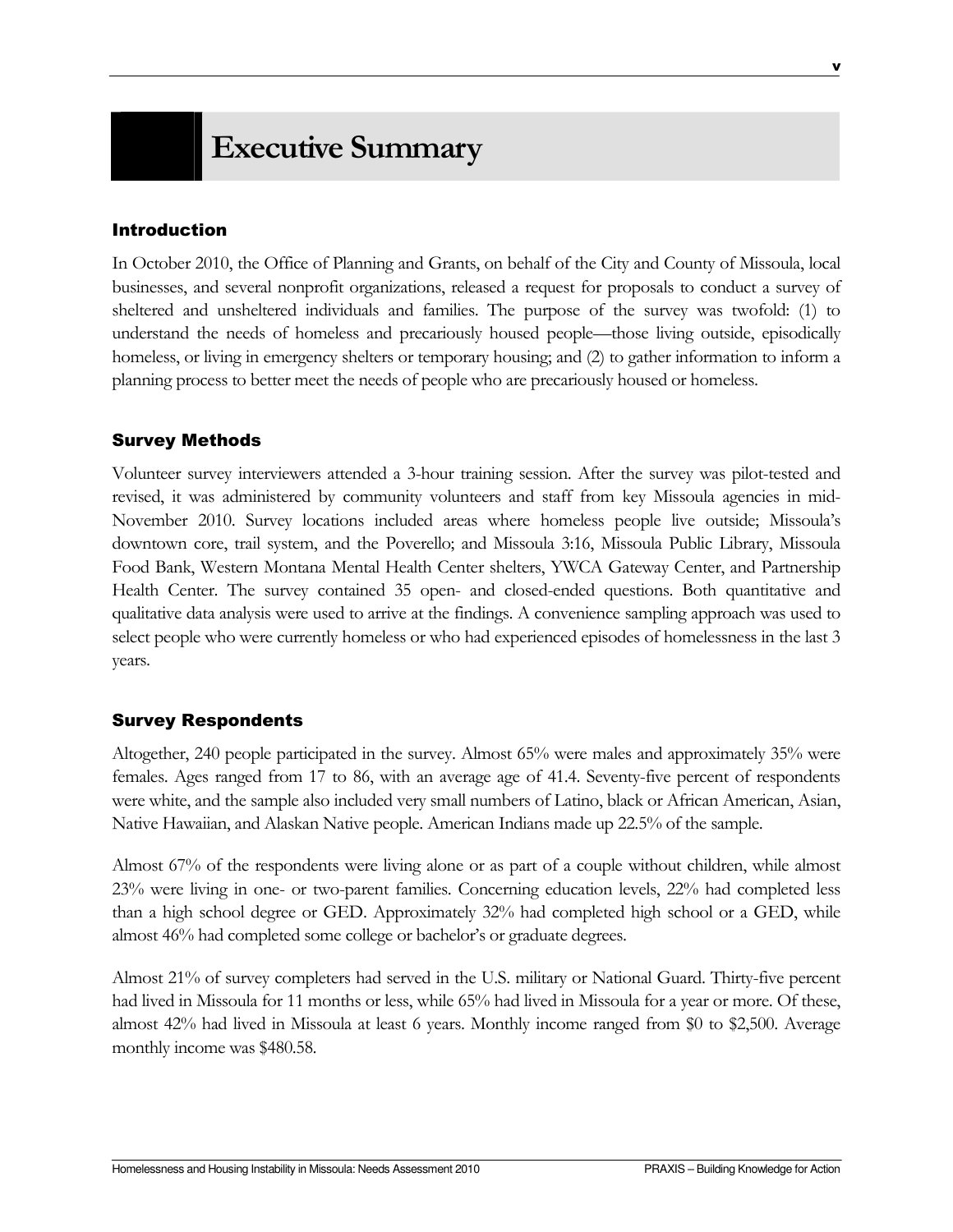# Executive Summary

## Introduction

In October 2010, the Office of Planning and Grants, on behalf of the City and County of Missoula, local businesses, and several nonprofit organizations, released a request for proposals to conduct a survey of sheltered and unsheltered individuals and families. The purpose of the survey was twofold: (1) to understand the needs of homeless and precariously housed people—those living outside, episodically homeless, or living in emergency shelters or temporary housing; and (2) to gather information to inform a planning process to better meet the needs of people who are precariously housed or homeless.

## Survey Methods

Volunteer survey interviewers attended a 3-hour training session. After the survey was pilot-tested and revised, it was administered by community volunteers and staff from key Missoula agencies in mid-November 2010. Survey locations included areas where homeless people live outside; Missoula's downtown core, trail system, and the Poverello; and Missoula 3:16, Missoula Public Library, Missoula Food Bank, Western Montana Mental Health Center shelters, YWCA Gateway Center, and Partnership Health Center. The survey contained 35 open- and closed-ended questions. Both quantitative and qualitative data analysis were used to arrive at the findings. A convenience sampling approach was used to select people who were currently homeless or who had experienced episodes of homelessness in the last 3 years.

## Survey Respondents

Altogether, 240 people participated in the survey. Almost 65% were males and approximately 35% were females. Ages ranged from 17 to 86, with an average age of 41.4. Seventy-five percent of respondents were white, and the sample also included very small numbers of Latino, black or African American, Asian, Native Hawaiian, and Alaskan Native people. American Indians made up 22.5% of the sample.

Almost 67% of the respondents were living alone or as part of a couple without children, while almost 23% were living in one- or two-parent families. Concerning education levels, 22% had completed less than a high school degree or GED. Approximately 32% had completed high school or a GED, while almost 46% had completed some college or bachelor's or graduate degrees.

Almost 21% of survey completers had served in the U.S. military or National Guard. Thirty-five percent had lived in Missoula for 11 months or less, while 65% had lived in Missoula for a year or more. Of these, almost 42% had lived in Missoula at least 6 years. Monthly income ranged from $0 to $2,500. Average monthly income was $480.58.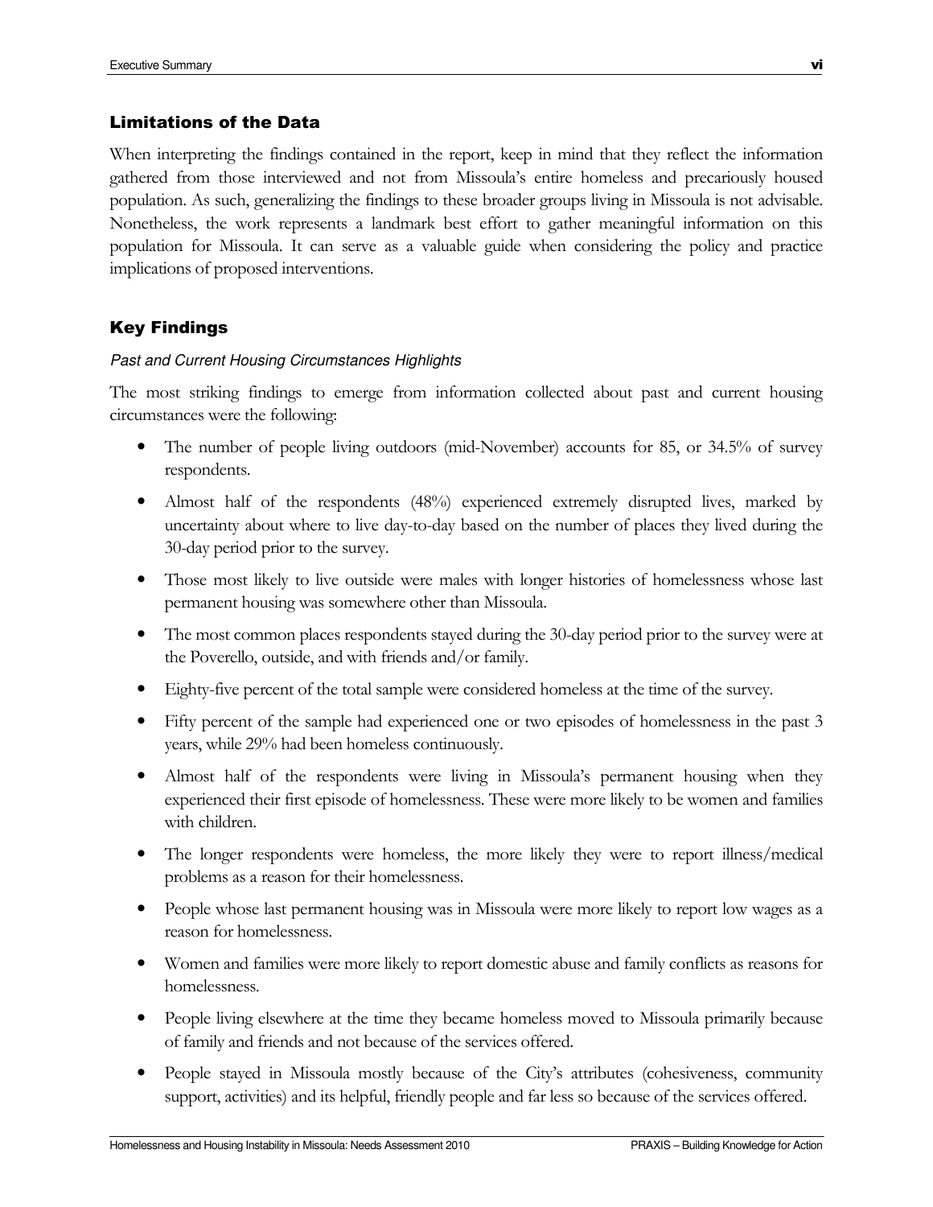## Limitations of the Data

When interpreting the findings contained in the report, keep in mind that they reflect the information gathered from those interviewed and not from Missoula's entire homeless and precariously housed population. As such, generalizing the findings to these broader groups living in Missoula is not advisable. Nonetheless, the work represents a landmark best effort to gather meaningful information on this population for Missoula. It can serve as a valuable guide when considering the policy and practice implications of proposed interventions.

## Key Findings

### *Past and Current Housing Circumstances Highlights*

The most striking findings to emerge from information collected about past and current housing circumstances were the following:

- The number of people living outdoors (mid-November) accounts for 85, or 34.5% of survey respondents.
- Almost half of the respondents (48%) experienced extremely disrupted lives, marked by uncertainty about where to live day-to-day based on the number of places they lived during the 30-day period prior to the survey.
- Those most likely to live outside were males with longer histories of homelessness whose last permanent housing was somewhere other than Missoula.
- The most common places respondents stayed during the 30-day period prior to the survey were at the Poverello, outside, and with friends and/or family.
- Eighty-five percent of the total sample were considered homeless at the time of the survey.
- Fifty percent of the sample had experienced one or two episodes of homelessness in the past 3 years, while 29% had been homeless continuously.
- Almost half of the respondents were living in Missoula's permanent housing when they experienced their first episode of homelessness. These were more likely to be women and families with children.
- The longer respondents were homeless, the more likely they were to report illness/medical problems as a reason for their homelessness.
- People whose last permanent housing was in Missoula were more likely to report low wages as a reason for homelessness.
- Women and families were more likely to report domestic abuse and family conflicts as reasons for homelessness.
- People living elsewhere at the time they became homeless moved to Missoula primarily because of family and friends and not because of the services offered.
- People stayed in Missoula mostly because of the City's attributes (cohesiveness, community support, activities) and its helpful, friendly people and far less so because of the services offered.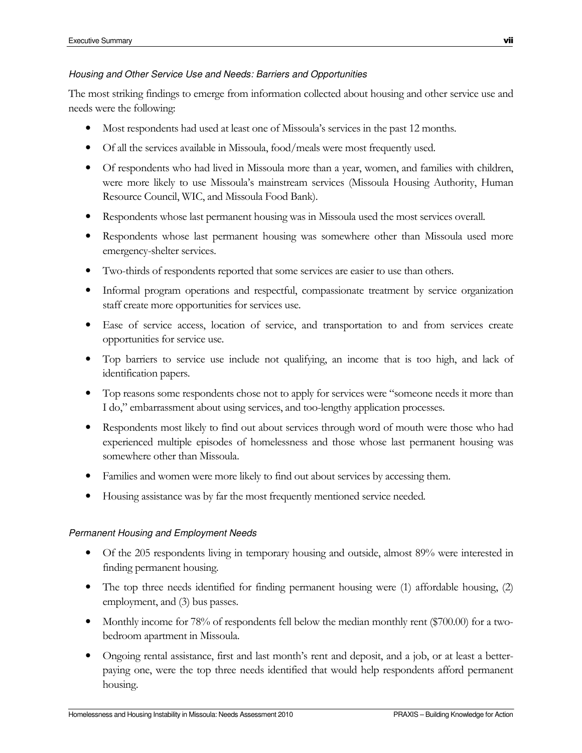### *Housing and Other Service Use and Needs: Barriers and Opportunities*

The most striking findings to emerge from information collected about housing and other service use and needs were the following:

- Most respondents had used at least one of Missoula's services in the past 12 months.
- Of all the services available in Missoula, food/meals were most frequently used.
- Of respondents who had lived in Missoula more than a year, women, and families with children, were more likely to use Missoula's mainstream services (Missoula Housing Authority, Human Resource Council, WIC, and Missoula Food Bank).
- Respondents whose last permanent housing was in Missoula used the most services overall.
- Respondents whose last permanent housing was somewhere other than Missoula used more emergency-shelter services.
- Two-thirds of respondents reported that some services are easier to use than others.
- Informal program operations and respectful, compassionate treatment by service organization staff create more opportunities for services use.
- Ease of service access, location of service, and transportation to and from services create opportunities for service use.
- Top barriers to service use include not qualifying, an income that is too high, and lack of identification papers.
- Top reasons some respondents chose not to apply for services were "someone needs it more than I do," embarrassment about using services, and too-lengthy application processes.
- Respondents most likely to find out about services through word of mouth were those who had experienced multiple episodes of homelessness and those whose last permanent housing was somewhere other than Missoula.
- Families and women were more likely to find out about services by accessing them.
- Housing assistance was by far the most frequently mentioned service needed.

### *Permanent Housing and Employment Needs*

- Of the 205 respondents living in temporary housing and outside, almost 89% were interested in finding permanent housing.
- The top three needs identified for finding permanent housing were (1) affordable housing, (2) employment, and (3) bus passes.
- Monthly income for 78% of respondents fell below the median monthly rent ($700.00) for a two-bedroom apartment in Missoula.
- Ongoing rental assistance, first and last month's rent and deposit, and a job, or at least a better-paying one, were the top three needs identified that would help respondents afford permanent housing.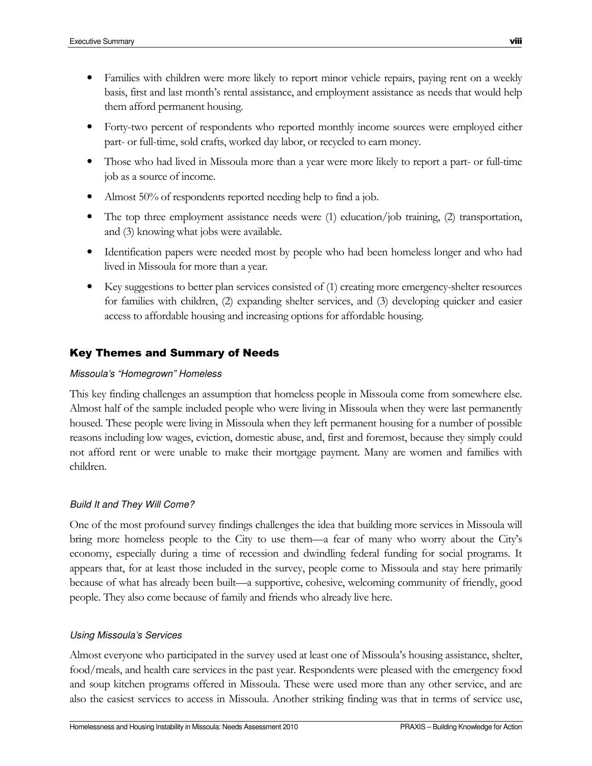- Families with children were more likely to report minor vehicle repairs, paying rent on a weekly basis, first and last month's rental assistance, and employment assistance as needs that would help them afford permanent housing.
- Forty-two percent of respondents who reported monthly income sources were employed either part- or full-time, sold crafts, worked day labor, or recycled to earn money.
- Those who had lived in Missoula more than a year were more likely to report a part- or full-time job as a source of income.
- Almost 50% of respondents reported needing help to find a job.
- The top three employment assistance needs were (1) education/job training, (2) transportation, and (3) knowing what jobs were available.
- Identification papers were needed most by people who had been homeless longer and who had lived in Missoula for more than a year.
- Key suggestions to better plan services consisted of (1) creating more emergency-shelter resources for families with children, (2) expanding shelter services, and (3) developing quicker and easier access to affordable housing and increasing options for affordable housing.

## Key Themes and Summary of Needs

### *Missoula's "Homegrown" Homeless*

This key finding challenges an assumption that homeless people in Missoula come from somewhere else. Almost half of the sample included people who were living in Missoula when they were last permanently housed. These people were living in Missoula when they left permanent housing for a number of possible reasons including low wages, eviction, domestic abuse, and, first and foremost, because they simply could not afford rent or were unable to make their mortgage payment. Many are women and families with children.

### *Build It and They Will Come?*

One of the most profound survey findings challenges the idea that building more services in Missoula will bring more homeless people to the City to use them—a fear of many who worry about the City's economy, especially during a time of recession and dwindling federal funding for social programs. It appears that, for at least those included in the survey, people come to Missoula and stay here primarily because of what has already been built—a supportive, cohesive, welcoming community of friendly, good people. They also come because of family and friends who already live here.

### *Using Missoula's Services*

Almost everyone who participated in the survey used at least one of Missoula's housing assistance, shelter, food/meals, and health care services in the past year. Respondents were pleased with the emergency food and soup kitchen programs offered in Missoula. These were used more than any other service, and are also the easiest services to access in Missoula. Another striking finding was that in terms of service use,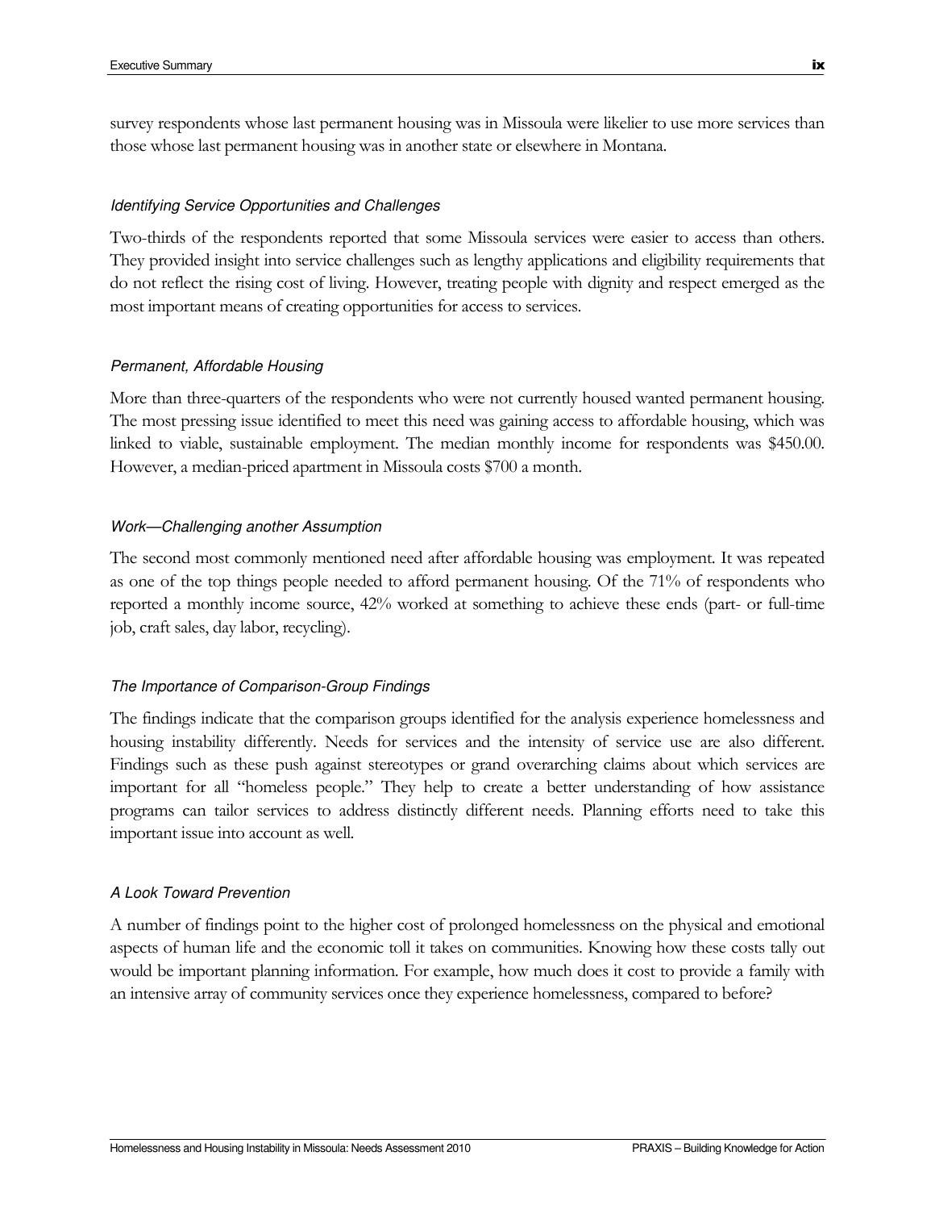survey respondents whose last permanent housing was in Missoula were likelier to use more services than those whose last permanent housing was in another state or elsewhere in Montana.

### *Identifying Service Opportunities and Challenges*

Two-thirds of the respondents reported that some Missoula services were easier to access than others. They provided insight into service challenges such as lengthy applications and eligibility requirements that do not reflect the rising cost of living. However, treating people with dignity and respect emerged as the most important means of creating opportunities for access to services.

### *Permanent, Affordable Housing*

More than three-quarters of the respondents who were not currently housed wanted permanent housing. The most pressing issue identified to meet this need was gaining access to affordable housing, which was linked to viable, sustainable employment. The median monthly income for respondents was $450.00. However, a median-priced apartment in Missoula costs $700 a month.

### *Work—Challenging another Assumption*

The second most commonly mentioned need after affordable housing was employment. It was repeated as one of the top things people needed to afford permanent housing. Of the 71% of respondents who reported a monthly income source, 42% worked at something to achieve these ends (part- or full-time job, craft sales, day labor, recycling).

### *The Importance of Comparison-Group Findings*

The findings indicate that the comparison groups identified for the analysis experience homelessness and housing instability differently. Needs for services and the intensity of service use are also different. Findings such as these push against stereotypes or grand overarching claims about which services are important for all "homeless people." They help to create a better understanding of how assistance programs can tailor services to address distinctly different needs. Planning efforts need to take this important issue into account as well.

### *A Look Toward Prevention*

A number of findings point to the higher cost of prolonged homelessness on the physical and emotional aspects of human life and the economic toll it takes on communities. Knowing how these costs tally out would be important planning information. For example, how much does it cost to provide a family with an intensive array of community services once they experience homelessness, compared to before?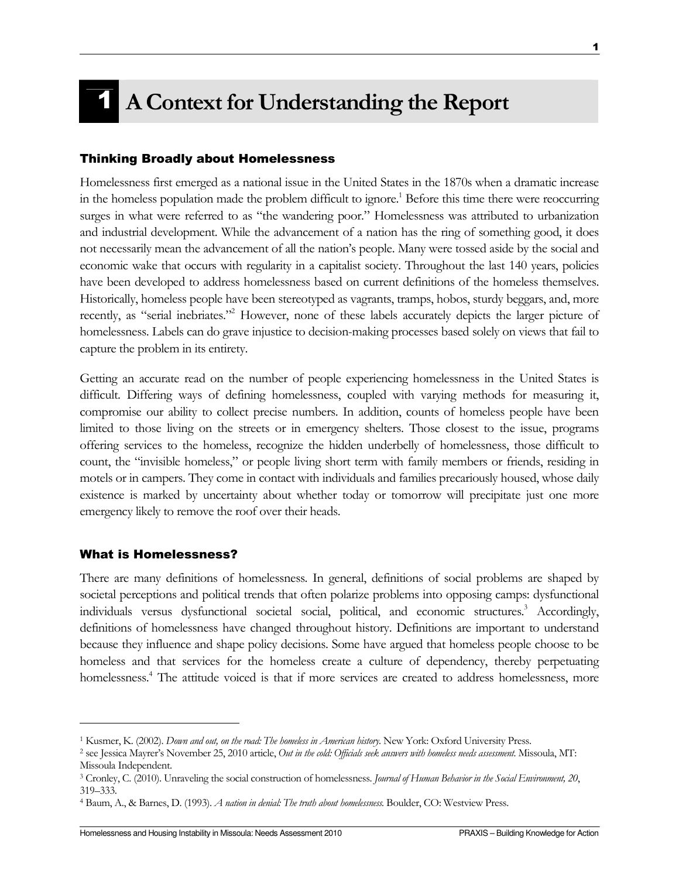# 1 A Context for Understanding the Report

## Thinking Broadly about Homelessness

Homelessness first emerged as a national issue in the United States in the 1870s when a dramatic increase in the homeless population made the problem difficult to ignore.[1] Before this time there were reoccurring surges in what were referred to as "the wandering poor." Homelessness was attributed to urbanization and industrial development. While the advancement of a nation has the ring of something good, it does not necessarily mean the advancement of all the nation's people. Many were tossed aside by the social and economic wake that occurs with regularity in a capitalist society. Throughout the last 140 years, policies have been developed to address homelessness based on current definitions of the homeless themselves. Historically, homeless people have been stereotyped as vagrants, tramps, hobos, sturdy beggars, and, more recently, as "serial inebriates."[2] However, none of these labels accurately depicts the larger picture of homelessness. Labels can do grave injustice to decision-making processes based solely on views that fail to capture the problem in its entirety.

Getting an accurate read on the number of people experiencing homelessness in the United States is difficult. Differing ways of defining homelessness, coupled with varying methods for measuring it, compromise our ability to collect precise numbers. In addition, counts of homeless people have been limited to those living on the streets or in emergency shelters. Those closest to the issue, programs offering services to the homeless, recognize the hidden underbelly of homelessness, those difficult to count, the "invisible homeless," or people living short term with family members or friends, residing in motels or in campers. They come in contact with individuals and families precariously housed, whose daily existence is marked by uncertainty about whether today or tomorrow will precipitate just one more emergency likely to remove the roof over their heads.

## What is Homelessness?

There are many definitions of homelessness. In general, definitions of social problems are shaped by societal perceptions and political trends that often polarize problems into opposing camps: dysfunctional individuals versus dysfunctional societal social, political, and economic structures.[3] Accordingly, definitions of homelessness have changed throughout history. Definitions are important to understand because they influence and shape policy decisions. Some have argued that homeless people choose to be homeless and that services for the homeless create a culture of dependency, thereby perpetuating homelessness.[4] The attitude voiced is that if more services are created to address homelessness, more

---

[1] Kusmer, K. (2002). *Down and out, on the road: The homeless in American history.* New York: Oxford University Press.

[2] see Jessica Mayrer's November 25, 2010 article, *Out in the cold: Officials seek answers with homeless needs assessment.* Missoula, MT: Missoula Independent.

[3] Cronley, C. (2010). Unraveling the social construction of homelessness. *Journal of Human Behavior in the Social Environment, 20*, 319–333.

[4] Baum, A., & Barnes, D. (1993). *A nation in denial: The truth about homelessness.* Boulder, CO: Westview Press.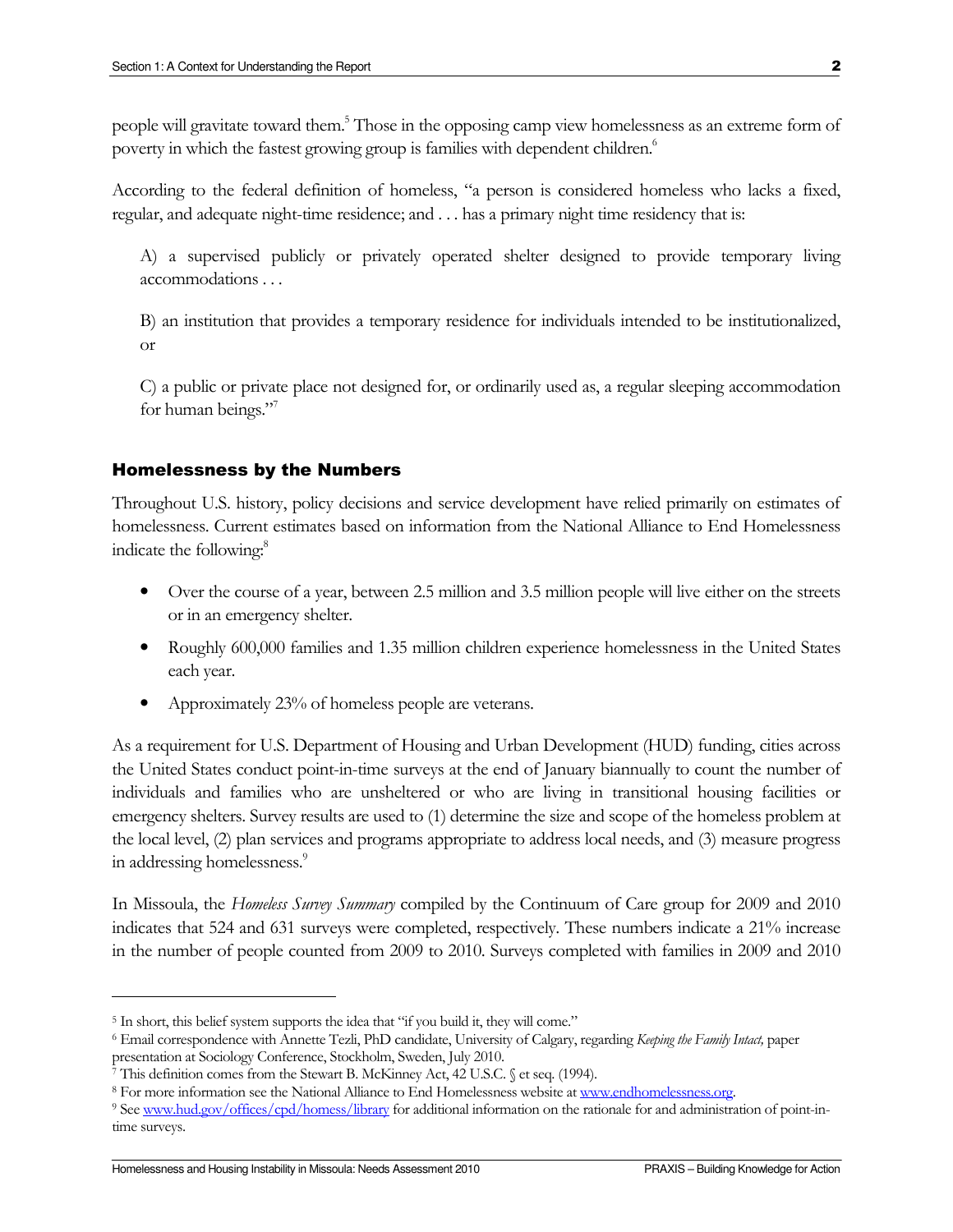people will gravitate toward them.[5] Those in the opposing camp view homelessness as an extreme form of poverty in which the fastest growing group is families with dependent children.[6]

According to the federal definition of homeless, "a person is considered homeless who lacks a fixed, regular, and adequate night-time residence; and . . . has a primary night time residency that is:

> A) a supervised publicly or privately operated shelter designed to provide temporary living accommodations . . .
>
> B) an institution that provides a temporary residence for individuals intended to be institutionalized, or
>
> C) a public or private place not designed for, or ordinarily used as, a regular sleeping accommodation for human beings."[7]

## Homelessness by the Numbers

Throughout U.S. history, policy decisions and service development have relied primarily on estimates of homelessness. Current estimates based on information from the National Alliance to End Homelessness indicate the following:[8]

- Over the course of a year, between 2.5 million and 3.5 million people will live either on the streets or in an emergency shelter.
- Roughly 600,000 families and 1.35 million children experience homelessness in the United States each year.
- Approximately 23% of homeless people are veterans.

As a requirement for U.S. Department of Housing and Urban Development (HUD) funding, cities across the United States conduct point-in-time surveys at the end of January biannually to count the number of individuals and families who are unsheltered or who are living in transitional housing facilities or emergency shelters. Survey results are used to (1) determine the size and scope of the homeless problem at the local level, (2) plan services and programs appropriate to address local needs, and (3) measure progress in addressing homelessness.[9]

In Missoula, the *Homeless Survey Summary* compiled by the Continuum of Care group for 2009 and 2010 indicates that 524 and 631 surveys were completed, respectively. These numbers indicate a 21% increase in the number of people counted from 2009 to 2010. Surveys completed with families in 2009 and 2010

---

[5] In short, this belief system supports the idea that "if you build it, they will come."

[6] Email correspondence with Annette Tezli, PhD candidate, University of Calgary, regarding *Keeping the Family Intact,* paper presentation at Sociology Conference, Stockholm, Sweden, July 2010.

[7] This definition comes from the Stewart B. McKinney Act, 42 U.S.C. § et seq. (1994).

[8] For more information see the National Alliance to End Homelessness website at www.endhomelessness.org.

[9] See www.hud.gov/offices/cpd/homess/library for additional information on the rationale for and administration of point-in-time surveys.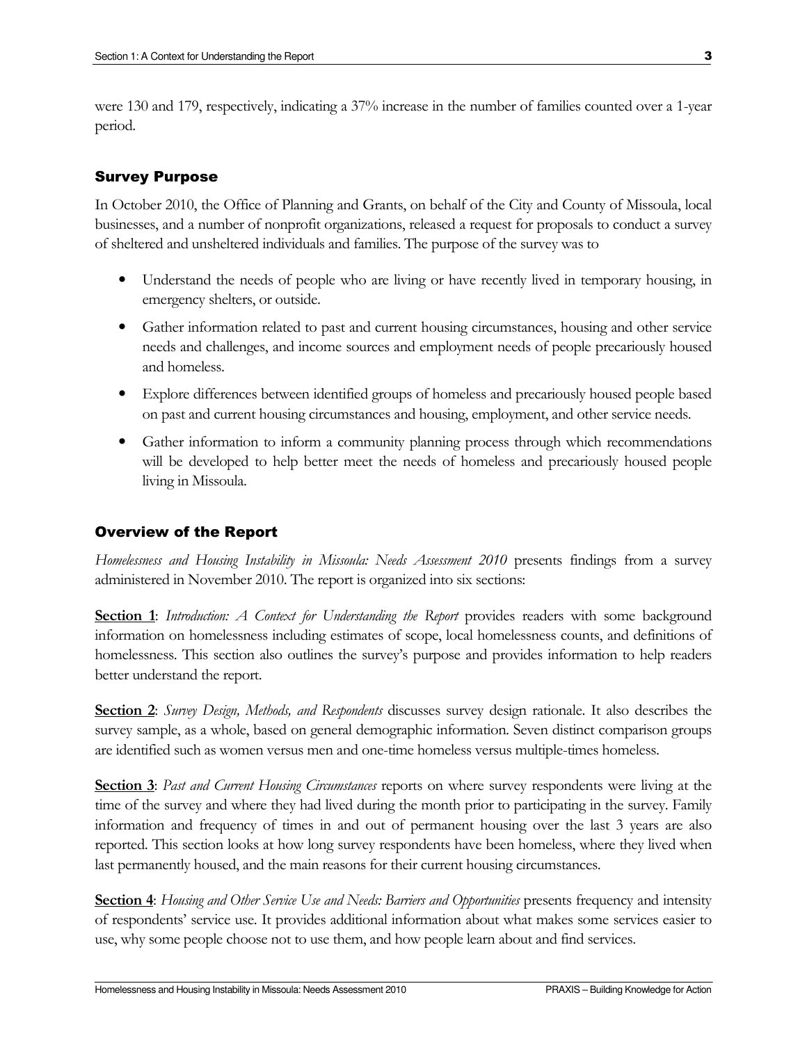were 130 and 179, respectively, indicating a 37% increase in the number of families counted over a 1-year period.

## Survey Purpose

In October 2010, the Office of Planning and Grants, on behalf of the City and County of Missoula, local businesses, and a number of nonprofit organizations, released a request for proposals to conduct a survey of sheltered and unsheltered individuals and families. The purpose of the survey was to

- Understand the needs of people who are living or have recently lived in temporary housing, in emergency shelters, or outside.
- Gather information related to past and current housing circumstances, housing and other service needs and challenges, and income sources and employment needs of people precariously housed and homeless.
- Explore differences between identified groups of homeless and precariously housed people based on past and current housing circumstances and housing, employment, and other service needs.
- Gather information to inform a community planning process through which recommendations will be developed to help better meet the needs of homeless and precariously housed people living in Missoula.

## Overview of the Report

*Homelessness and Housing Instability in Missoula: Needs Assessment 2010* presents findings from a survey administered in November 2010. The report is organized into six sections:

**Section 1**: *Introduction: A Context for Understanding the Report* provides readers with some background information on homelessness including estimates of scope, local homelessness counts, and definitions of homelessness. This section also outlines the survey's purpose and provides information to help readers better understand the report.

**Section 2**: *Survey Design, Methods, and Respondents* discusses survey design rationale. It also describes the survey sample, as a whole, based on general demographic information. Seven distinct comparison groups are identified such as women versus men and one-time homeless versus multiple-times homeless.

**Section 3**: *Past and Current Housing Circumstances* reports on where survey respondents were living at the time of the survey and where they had lived during the month prior to participating in the survey. Family information and frequency of times in and out of permanent housing over the last 3 years are also reported. This section looks at how long survey respondents have been homeless, where they lived when last permanently housed, and the main reasons for their current housing circumstances.

**Section 4**: *Housing and Other Service Use and Needs: Barriers and Opportunities* presents frequency and intensity of respondents' service use. It provides additional information about what makes some services easier to use, why some people choose not to use them, and how people learn about and find services.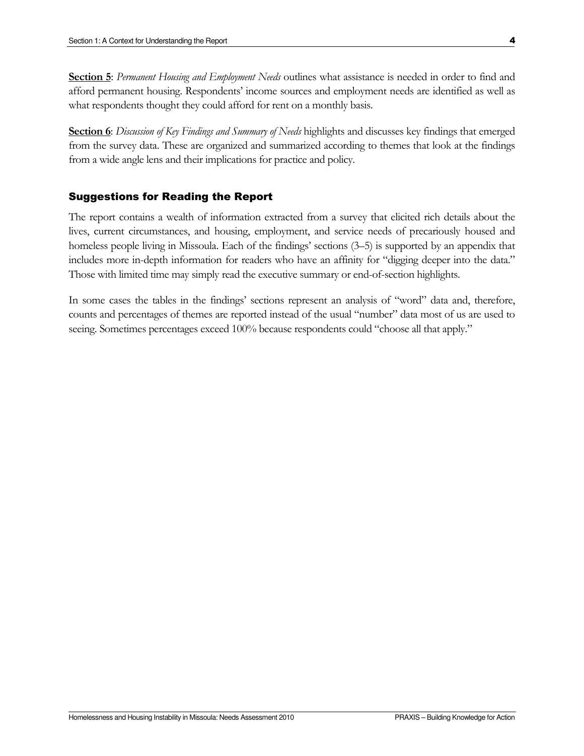**Section 5**: *Permanent Housing and Employment Needs* outlines what assistance is needed in order to find and afford permanent housing. Respondents' income sources and employment needs are identified as well as what respondents thought they could afford for rent on a monthly basis.

**Section 6**: *Discussion of Key Findings and Summary of Needs* highlights and discusses key findings that emerged from the survey data. These are organized and summarized according to themes that look at the findings from a wide angle lens and their implications for practice and policy.

## Suggestions for Reading the Report

The report contains a wealth of information extracted from a survey that elicited rich details about the lives, current circumstances, and housing, employment, and service needs of precariously housed and homeless people living in Missoula. Each of the findings' sections (3–5) is supported by an appendix that includes more in-depth information for readers who have an affinity for "digging deeper into the data." Those with limited time may simply read the executive summary or end-of-section highlights.

In some cases the tables in the findings' sections represent an analysis of "word" data and, therefore, counts and percentages of themes are reported instead of the usual "number" data most of us are used to seeing. Sometimes percentages exceed 100% because respondents could "choose all that apply."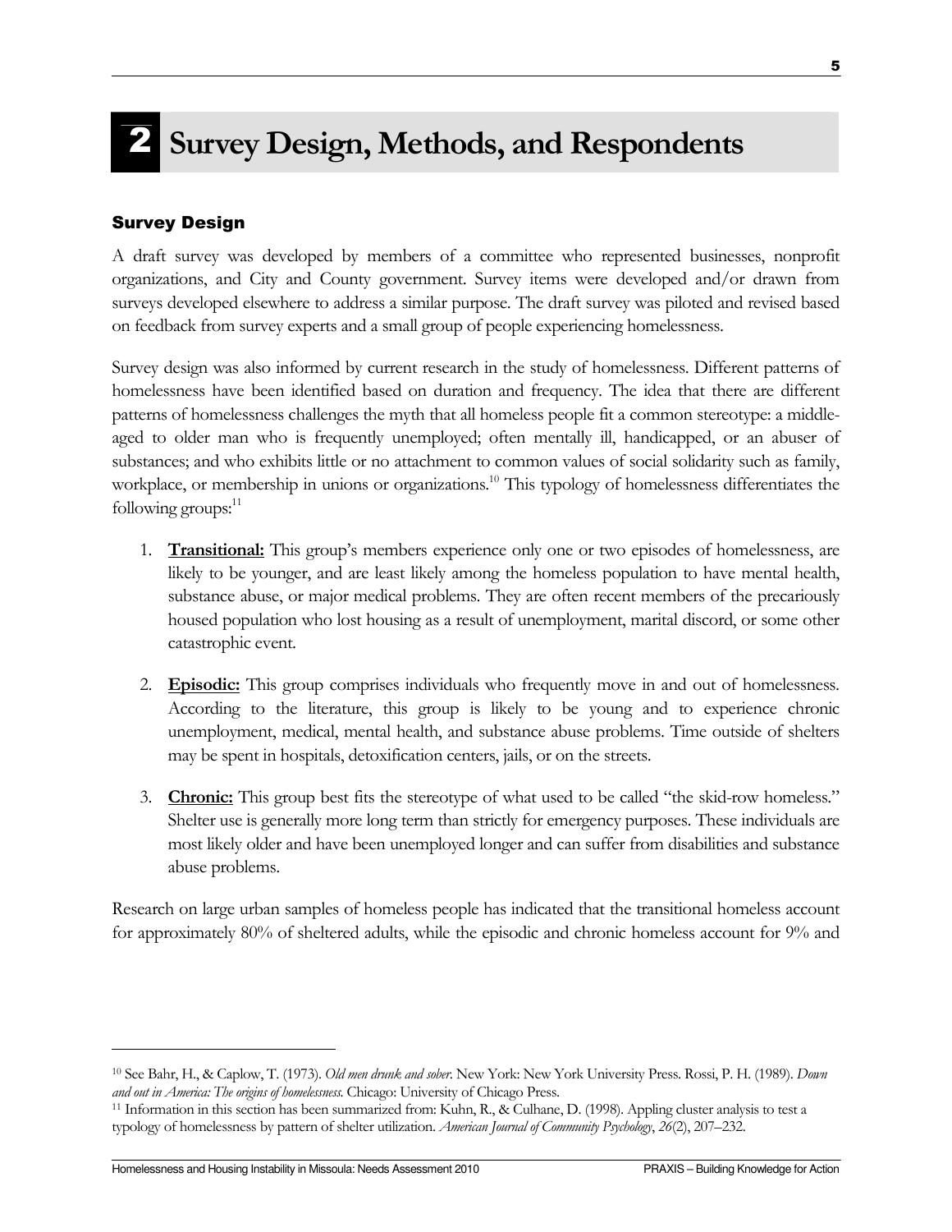# 2 Survey Design, Methods, and Respondents

## Survey Design

A draft survey was developed by members of a committee who represented businesses, nonprofit organizations, and City and County government. Survey items were developed and/or drawn from surveys developed elsewhere to address a similar purpose. The draft survey was piloted and revised based on feedback from survey experts and a small group of people experiencing homelessness.

Survey design was also informed by current research in the study of homelessness. Different patterns of homelessness have been identified based on duration and frequency. The idea that there are different patterns of homelessness challenges the myth that all homeless people fit a common stereotype: a middle-aged to older man who is frequently unemployed; often mentally ill, handicapped, or an abuser of substances; and who exhibits little or no attachment to common values of social solidarity such as family, workplace, or membership in unions or organizations.[10] This typology of homelessness differentiates the following groups:[11]

1. **Transitional:** This group's members experience only one or two episodes of homelessness, are likely to be younger, and are least likely among the homeless population to have mental health, substance abuse, or major medical problems. They are often recent members of the precariously housed population who lost housing as a result of unemployment, marital discord, or some other catastrophic event.

2. **Episodic:** This group comprises individuals who frequently move in and out of homelessness. According to the literature, this group is likely to be young and to experience chronic unemployment, medical, mental health, and substance abuse problems. Time outside of shelters may be spent in hospitals, detoxification centers, jails, or on the streets.

3. **Chronic:** This group best fits the stereotype of what used to be called "the skid-row homeless." Shelter use is generally more long term than strictly for emergency purposes. These individuals are most likely older and have been unemployed longer and can suffer from disabilities and substance abuse problems.

Research on large urban samples of homeless people has indicated that the transitional homeless account for approximately 80% of sheltered adults, while the episodic and chronic homeless account for 9% and

---

[10] See Bahr, H., & Caplow, T. (1973). *Old men drunk and sober.* New York: New York University Press. Rossi, P. H. (1989). *Down and out in America: The origins of homelessness.* Chicago: University of Chicago Press.

[11] Information in this section has been summarized from: Kuhn, R., & Culhane, D. (1998). Appling cluster analysis to test a typology of homelessness by pattern of shelter utilization. *American Journal of Community Psychology*, *26*(2), 207–232.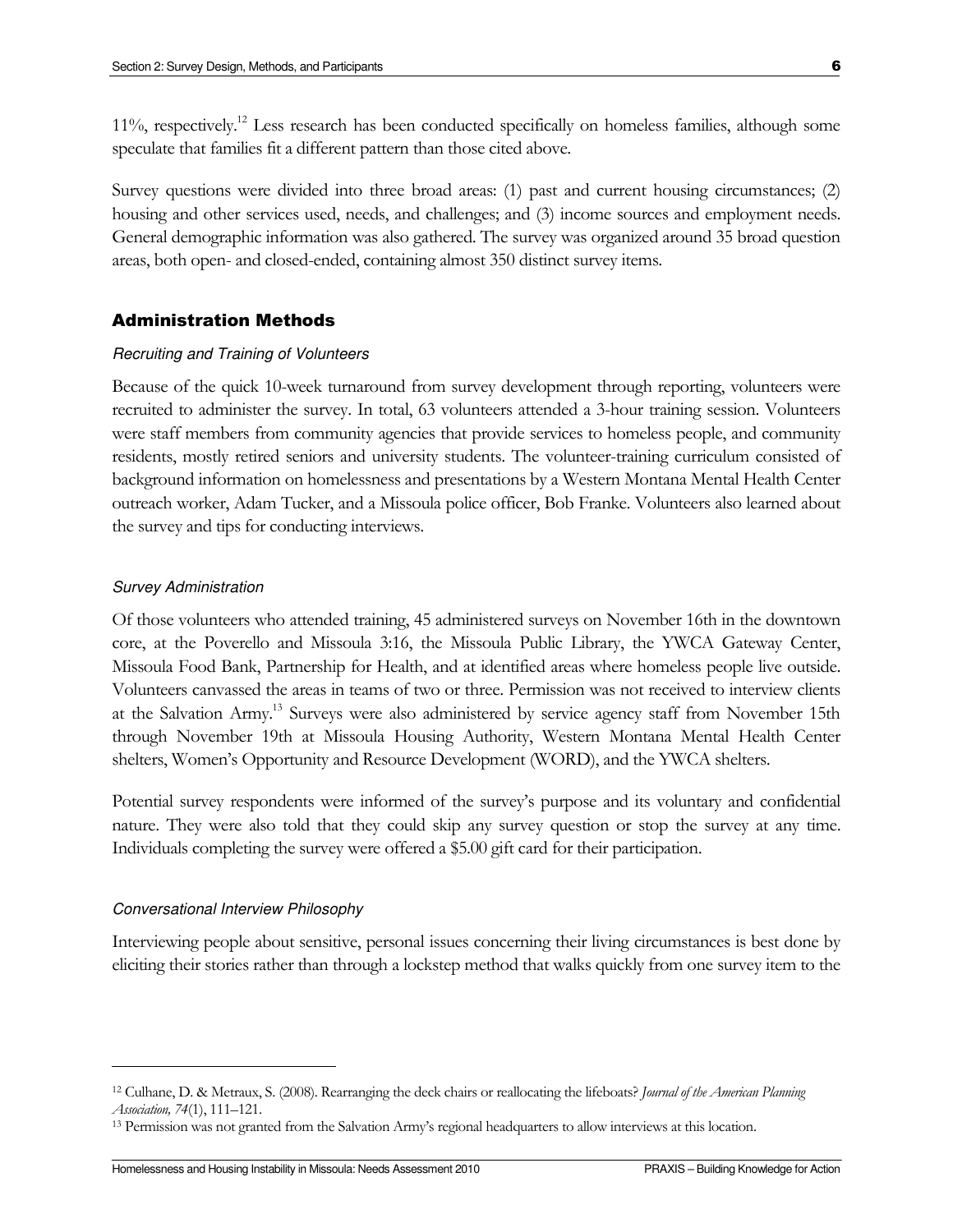11%, respectively.[12] Less research has been conducted specifically on homeless families, although some speculate that families fit a different pattern than those cited above.

Survey questions were divided into three broad areas: (1) past and current housing circumstances; (2) housing and other services used, needs, and challenges; and (3) income sources and employment needs. General demographic information was also gathered. The survey was organized around 35 broad question areas, both open- and closed-ended, containing almost 350 distinct survey items.

## Administration Methods

### *Recruiting and Training of Volunteers*

Because of the quick 10-week turnaround from survey development through reporting, volunteers were recruited to administer the survey. In total, 63 volunteers attended a 3-hour training session. Volunteers were staff members from community agencies that provide services to homeless people, and community residents, mostly retired seniors and university students. The volunteer-training curriculum consisted of background information on homelessness and presentations by a Western Montana Mental Health Center outreach worker, Adam Tucker, and a Missoula police officer, Bob Franke. Volunteers also learned about the survey and tips for conducting interviews.

### *Survey Administration*

Of those volunteers who attended training, 45 administered surveys on November 16th in the downtown core, at the Poverello and Missoula 3:16, the Missoula Public Library, the YWCA Gateway Center, Missoula Food Bank, Partnership for Health, and at identified areas where homeless people live outside. Volunteers canvassed the areas in teams of two or three. Permission was not received to interview clients at the Salvation Army.[13] Surveys were also administered by service agency staff from November 15th through November 19th at Missoula Housing Authority, Western Montana Mental Health Center shelters, Women's Opportunity and Resource Development (WORD), and the YWCA shelters.

Potential survey respondents were informed of the survey's purpose and its voluntary and confidential nature. They were also told that they could skip any survey question or stop the survey at any time. Individuals completing the survey were offered a $5.00 gift card for their participation.

### *Conversational Interview Philosophy*

Interviewing people about sensitive, personal issues concerning their living circumstances is best done by eliciting their stories rather than through a lockstep method that walks quickly from one survey item to the

---

[12] Culhane, D. & Metraux, S. (2008). Rearranging the deck chairs or reallocating the lifeboats? *Journal of the American Planning Association, 74*(1), 111–121.

[13] Permission was not granted from the Salvation Army's regional headquarters to allow interviews at this location.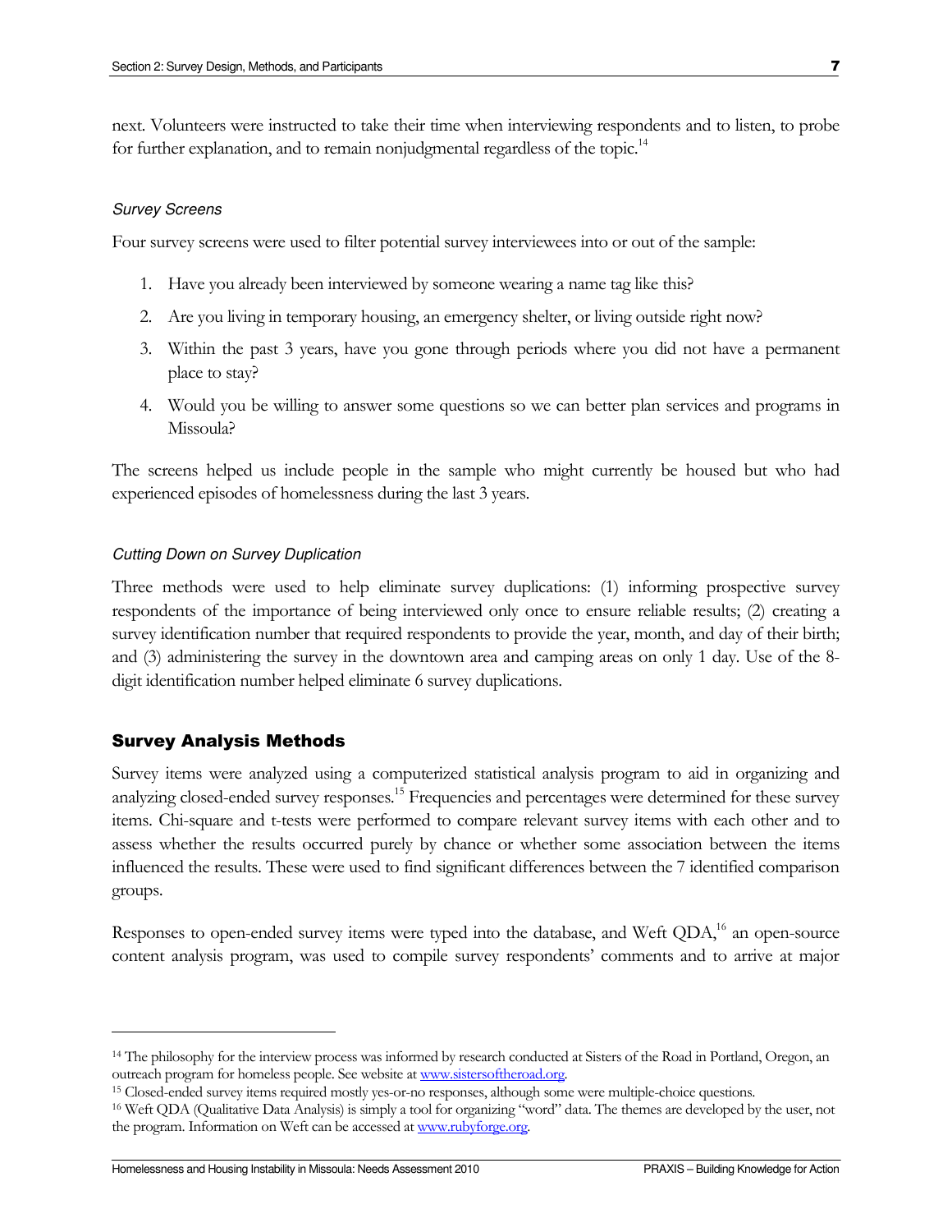next. Volunteers were instructed to take their time when interviewing respondents and to listen, to probe for further explanation, and to remain nonjudgmental regardless of the topic.[14]

#### *Survey Screens*

Four survey screens were used to filter potential survey interviewees into or out of the sample:

1. Have you already been interviewed by someone wearing a name tag like this?
2. Are you living in temporary housing, an emergency shelter, or living outside right now?
3. Within the past 3 years, have you gone through periods where you did not have a permanent place to stay?
4. Would you be willing to answer some questions so we can better plan services and programs in Missoula?

The screens helped us include people in the sample who might currently be housed but who had experienced episodes of homelessness during the last 3 years.

#### *Cutting Down on Survey Duplication*

Three methods were used to help eliminate survey duplications: (1) informing prospective survey respondents of the importance of being interviewed only once to ensure reliable results; (2) creating a survey identification number that required respondents to provide the year, month, and day of their birth; and (3) administering the survey in the downtown area and camping areas on only 1 day. Use of the 8-digit identification number helped eliminate 6 survey duplications.

### Survey Analysis Methods

Survey items were analyzed using a computerized statistical analysis program to aid in organizing and analyzing closed-ended survey responses.[15] Frequencies and percentages were determined for these survey items. Chi-square and t-tests were performed to compare relevant survey items with each other and to assess whether the results occurred purely by chance or whether some association between the items influenced the results. These were used to find significant differences between the 7 identified comparison groups.

Responses to open-ended survey items were typed into the database, and Weft QDA,[16] an open-source content analysis program, was used to compile survey respondents' comments and to arrive at major

---

[14] The philosophy for the interview process was informed by research conducted at Sisters of the Road in Portland, Oregon, an outreach program for homeless people. See website at www.sistersoftheroad.org.

[15] Closed-ended survey items required mostly yes-or-no responses, although some were multiple-choice questions.

[16] Weft QDA (Qualitative Data Analysis) is simply a tool for organizing "word" data. The themes are developed by the user, not the program. Information on Weft can be accessed at www.rubyforge.org.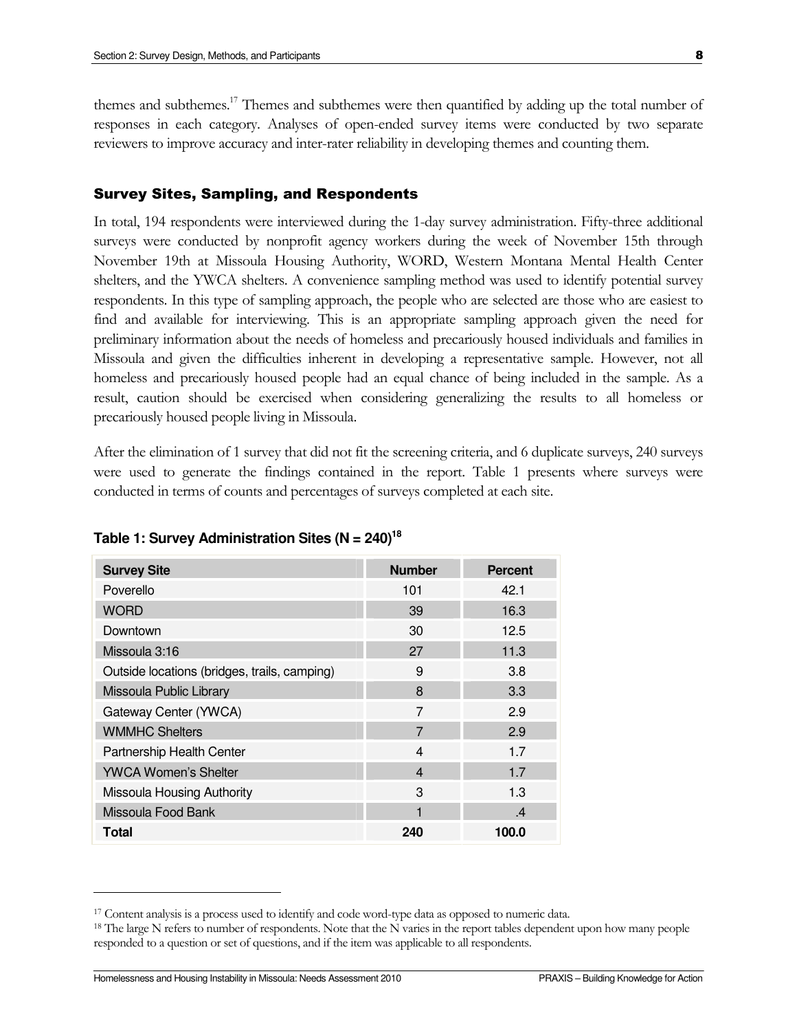themes and subthemes.[17] Themes and subthemes were then quantified by adding up the total number of responses in each category. Analyses of open-ended survey items were conducted by two separate reviewers to improve accuracy and inter-rater reliability in developing themes and counting them.

### Survey Sites, Sampling, and Respondents

In total, 194 respondents were interviewed during the 1-day survey administration. Fifty-three additional surveys were conducted by nonprofit agency workers during the week of November 15th through November 19th at Missoula Housing Authority, WORD, Western Montana Mental Health Center shelters, and the YWCA shelters. A convenience sampling method was used to identify potential survey respondents. In this type of sampling approach, the people who are selected are those who are easiest to find and available for interviewing. This is an appropriate sampling approach given the need for preliminary information about the needs of homeless and precariously housed individuals and families in Missoula and given the difficulties inherent in developing a representative sample. However, not all homeless and precariously housed people had an equal chance of being included in the sample. As a result, caution should be exercised when considering generalizing the results to all homeless or precariously housed people living in Missoula.

After the elimination of 1 survey that did not fit the screening criteria, and 6 duplicate surveys, 240 surveys were used to generate the findings contained in the report. Table 1 presents where surveys were conducted in terms of counts and percentages of surveys completed at each site.

**Table 1: Survey Administration Sites (N = 240)[18]**

| Survey Site | Number | Percent |
|---|---|---|
| Poverello | 101 | 42.1 |
| WORD | 39 | 16.3 |
| Downtown | 30 | 12.5 |
| Missoula 3:16 | 27 | 11.3 |
| Outside locations (bridges, trails, camping) | 9 | 3.8 |
| Missoula Public Library | 8 | 3.3 |
| Gateway Center (YWCA) | 7 | 2.9 |
| WMMHC Shelters | 7 | 2.9 |
| Partnership Health Center | 4 | 1.7 |
| YWCA Women's Shelter | 4 | 1.7 |
| Missoula Housing Authority | 3 | 1.3 |
| Missoula Food Bank | 1 | .4 |
| **Total** | **240** | **100.0** |

[17] Content analysis is a process used to identify and code word-type data as opposed to numeric data.

[18] The large N refers to number of respondents. Note that the N varies in the report tables dependent upon how many people responded to a question or set of questions, and if the item was applicable to all respondents.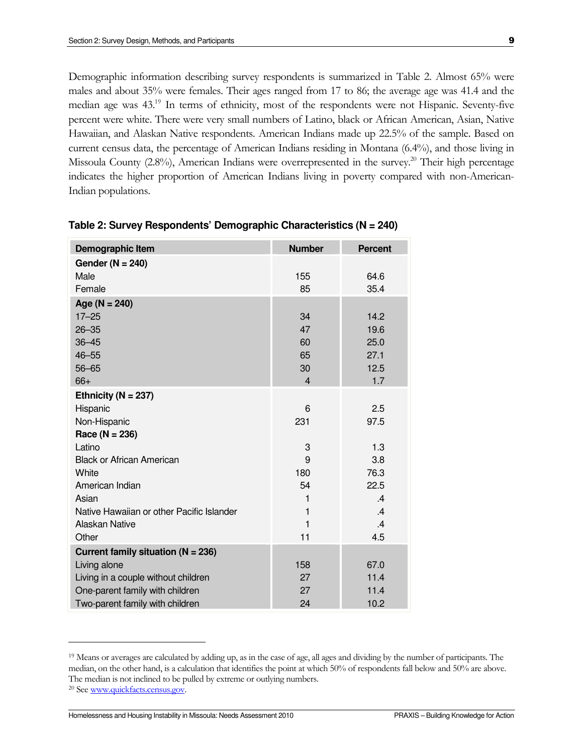Demographic information describing survey respondents is summarized in Table 2. Almost 65% were males and about 35% were females. Their ages ranged from 17 to 86; the average age was 41.4 and the median age was 43.[19] In terms of ethnicity, most of the respondents were not Hispanic. Seventy-five percent were white. There were very small numbers of Latino, black or African American, Asian, Native Hawaiian, and Alaskan Native respondents. American Indians made up 22.5% of the sample. Based on current census data, the percentage of American Indians residing in Montana (6.4%), and those living in Missoula County (2.8%), American Indians were overrepresented in the survey.[20] Their high percentage indicates the higher proportion of American Indians living in poverty compared with non-American-Indian populations.

**Table 2: Survey Respondents' Demographic Characteristics (N = 240)**

| Demographic Item | Number | Percent |
|---|---|---|
| **Gender (N = 240)** | | |
| Male | 155 | 64.6 |
| Female | 85 | 35.4 |
| **Age (N = 240)** | | |
| 17–25 | 34 | 14.2 |
| 26–35 | 47 | 19.6 |
| 36–45 | 60 | 25.0 |
| 46–55 | 65 | 27.1 |
| 56–65 | 30 | 12.5 |
| 66+ | 4 | 1.7 |
| **Ethnicity (N = 237)** | | |
| Hispanic | 6 | 2.5 |
| Non-Hispanic | 231 | 97.5 |
| **Race (N = 236)** | | |
| Latino | 3 | 1.3 |
| Black or African American | 9 | 3.8 |
| White | 180 | 76.3 |
| American Indian | 54 | 22.5 |
| Asian | 1 | .4 |
| Native Hawaiian or other Pacific Islander | 1 | .4 |
| Alaskan Native | 1 | .4 |
| Other | 11 | 4.5 |
| **Current family situation (N = 236)** | | |
| Living alone | 158 | 67.0 |
| Living in a couple without children | 27 | 11.4 |
| One-parent family with children | 27 | 11.4 |
| Two-parent family with children | 24 | 10.2 |

---

[19] Means or averages are calculated by adding up, as in the case of age, all ages and dividing by the number of participants. The median, on the other hand, is a calculation that identifies the point at which 50% of respondents fall below and 50% are above. The median is not inclined to be pulled by extreme or outlying numbers.

[20] See www.quickfacts.census.gov.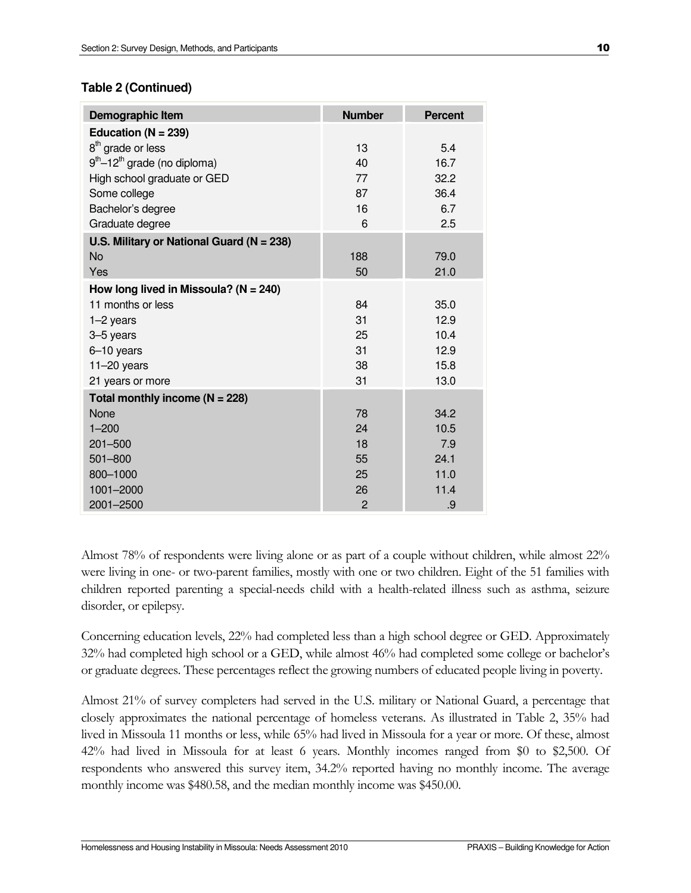**Table 2 (Continued)**

| Demographic Item | Number | Percent |
|---|---|---|
| **Education (N = 239)** | | |
| 8th grade or less | 13 | 5.4 |
| 9th–12th grade (no diploma) | 40 | 16.7 |
| High school graduate or GED | 77 | 32.2 |
| Some college | 87 | 36.4 |
| Bachelor's degree | 16 | 6.7 |
| Graduate degree | 6 | 2.5 |
| **U.S. Military or National Guard (N = 238)** | | |
| No | 188 | 79.0 |
| Yes | 50 | 21.0 |
| **How long lived in Missoula? (N = 240)** | | |
| 11 months or less | 84 | 35.0 |
| 1–2 years | 31 | 12.9 |
| 3–5 years | 25 | 10.4 |
| 6–10 years | 31 | 12.9 |
| 11–20 years | 38 | 15.8 |
| 21 years or more | 31 | 13.0 |
| **Total monthly income (N = 228)** | | |
| None | 78 | 34.2 |
| 1–200 | 24 | 10.5 |
| 201–500 | 18 | 7.9 |
| 501–800 | 55 | 24.1 |
| 800–1000 | 25 | 11.0 |
| 1001–2000 | 26 | 11.4 |
| 2001–2500 | 2 | .9 |

Almost 78% of respondents were living alone or as part of a couple without children, while almost 22% were living in one- or two-parent families, mostly with one or two children. Eight of the 51 families with children reported parenting a special-needs child with a health-related illness such as asthma, seizure disorder, or epilepsy.

Concerning education levels, 22% had completed less than a high school degree or GED. Approximately 32% had completed high school or a GED, while almost 46% had completed some college or bachelor's or graduate degrees. These percentages reflect the growing numbers of educated people living in poverty.

Almost 21% of survey completers had served in the U.S. military or National Guard, a percentage that closely approximates the national percentage of homeless veterans. As illustrated in Table 2, 35% had lived in Missoula 11 months or less, while 65% had lived in Missoula for a year or more. Of these, almost 42% had lived in Missoula for at least 6 years. Monthly incomes ranged from $0 to $2,500. Of respondents who answered this survey item, 34.2% reported having no monthly income. The average monthly income was $480.58, and the median monthly income was $450.00.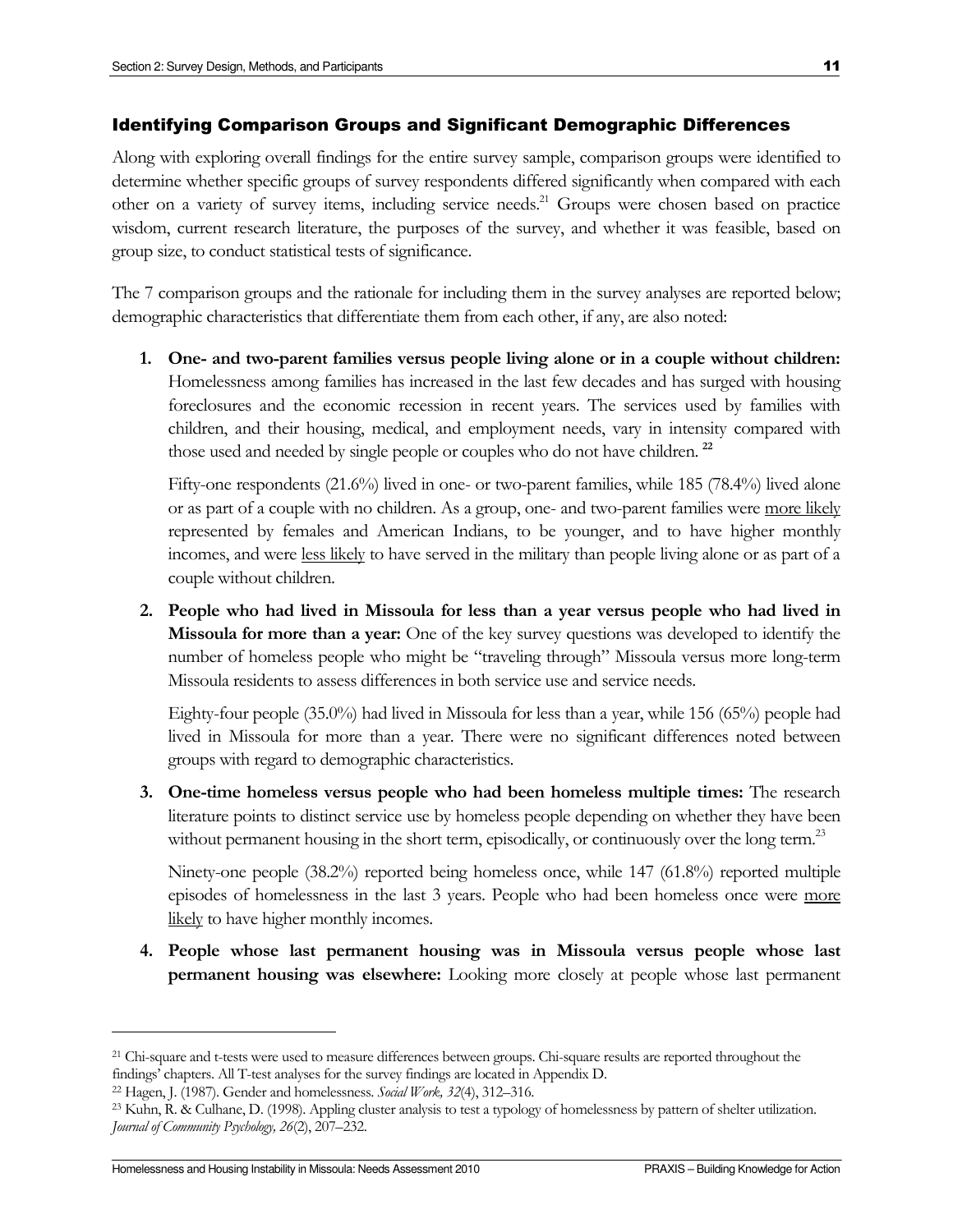### Identifying Comparison Groups and Significant Demographic Differences

Along with exploring overall findings for the entire survey sample, comparison groups were identified to determine whether specific groups of survey respondents differed significantly when compared with each other on a variety of survey items, including service needs.[21] Groups were chosen based on practice wisdom, current research literature, the purposes of the survey, and whether it was feasible, based on group size, to conduct statistical tests of significance.

The 7 comparison groups and the rationale for including them in the survey analyses are reported below; demographic characteristics that differentiate them from each other, if any, are also noted:

1. **One- and two-parent families versus people living alone or in a couple without children:** Homelessness among families has increased in the last few decades and has surged with housing foreclosures and the economic recession in recent years. The services used by families with children, and their housing, medical, and employment needs, vary in intensity compared with those used and needed by single people or couples who do not have children.[22]

   Fifty-one respondents (21.6%) lived in one- or two-parent families, while 185 (78.4%) lived alone or as part of a couple with no children. As a group, one- and two-parent families were more likely represented by females and American Indians, to be younger, and to have higher monthly incomes, and were less likely to have served in the military than people living alone or as part of a couple without children.

2. **People who had lived in Missoula for less than a year versus people who had lived in Missoula for more than a year:** One of the key survey questions was developed to identify the number of homeless people who might be "traveling through" Missoula versus more long-term Missoula residents to assess differences in both service use and service needs.

   Eighty-four people (35.0%) had lived in Missoula for less than a year, while 156 (65%) people had lived in Missoula for more than a year. There were no significant differences noted between groups with regard to demographic characteristics.

3. **One-time homeless versus people who had been homeless multiple times:** The research literature points to distinct service use by homeless people depending on whether they have been without permanent housing in the short term, episodically, or continuously over the long term.[23]

   Ninety-one people (38.2%) reported being homeless once, while 147 (61.8%) reported multiple episodes of homelessness in the last 3 years. People who had been homeless once were more likely to have higher monthly incomes.

4. **People whose last permanent housing was in Missoula versus people whose last permanent housing was elsewhere:** Looking more closely at people whose last permanent

---

[21] Chi-square and t-tests were used to measure differences between groups. Chi-square results are reported throughout the findings' chapters. All T-test analyses for the survey findings are located in Appendix D.

[22] Hagen, J. (1987). Gender and homelessness. *Social Work, 32*(4), 312–316.

[23] Kuhn, R. & Culhane, D. (1998). Appling cluster analysis to test a typology of homelessness by pattern of shelter utilization. *Journal of Community Psychology, 26*(2), 207–232.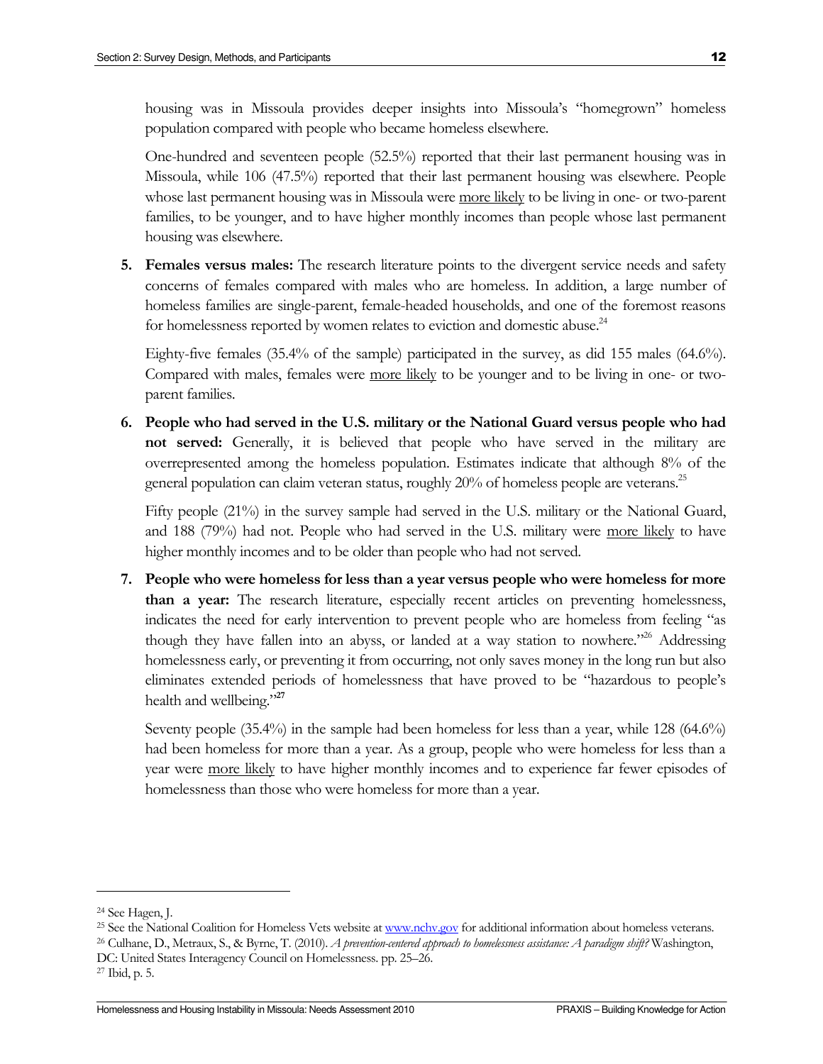housing was in Missoula provides deeper insights into Missoula's "homegrown" homeless population compared with people who became homeless elsewhere.

One-hundred and seventeen people (52.5%) reported that their last permanent housing was in Missoula, while 106 (47.5%) reported that their last permanent housing was elsewhere. People whose last permanent housing was in Missoula were <u>more likely</u> to be living in one- or two-parent families, to be younger, and to have higher monthly incomes than people whose last permanent housing was elsewhere.

5. **Females versus males:** The research literature points to the divergent service needs and safety concerns of females compared with males who are homeless. In addition, a large number of homeless families are single-parent, female-headed households, and one of the foremost reasons for homelessness reported by women relates to eviction and domestic abuse.[24]

   Eighty-five females (35.4% of the sample) participated in the survey, as did 155 males (64.6%). Compared with males, females were <u>more likely</u> to be younger and to be living in one- or two-parent families.

6. **People who had served in the U.S. military or the National Guard versus people who had not served:** Generally, it is believed that people who have served in the military are overrepresented among the homeless population. Estimates indicate that although 8% of the general population can claim veteran status, roughly 20% of homeless people are veterans.[25]

   Fifty people (21%) in the survey sample had served in the U.S. military or the National Guard, and 188 (79%) had not. People who had served in the U.S. military were <u>more likely</u> to have higher monthly incomes and to be older than people who had not served.

7. **People who were homeless for less than a year versus people who were homeless for more than a year:** The research literature, especially recent articles on preventing homelessness, indicates the need for early intervention to prevent people who are homeless from feeling "as though they have fallen into an abyss, or landed at a way station to nowhere."[26] Addressing homelessness early, or preventing it from occurring, not only saves money in the long run but also eliminates extended periods of homelessness that have proved to be "hazardous to people's health and wellbeing."[27]

   Seventy people (35.4%) in the sample had been homeless for less than a year, while 128 (64.6%) had been homeless for more than a year. As a group, people who were homeless for less than a year were <u>more likely</u> to have higher monthly incomes and to experience far fewer episodes of homelessness than those who were homeless for more than a year.

---

[24] See Hagen, J.

[25] See the National Coalition for Homeless Vets website at www.nchv.gov for additional information about homeless veterans.

[26] Culhane, D., Metraux, S., & Byrne, T. (2010). *A prevention-centered approach to homelessness assistance: A paradigm shift?* Washington, DC: United States Interagency Council on Homelessness. pp. 25–26.

[27] Ibid, p. 5.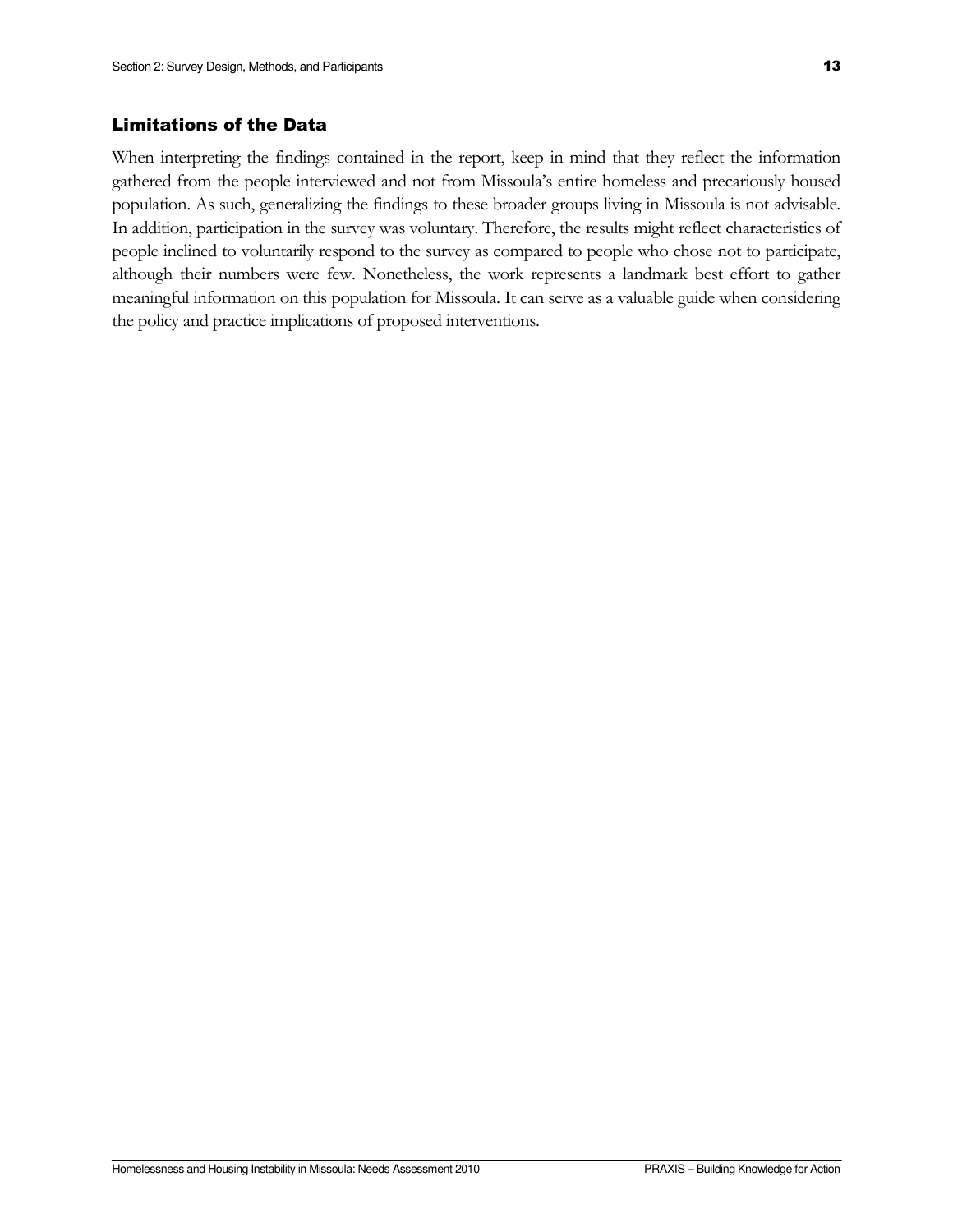### Limitations of the Data

When interpreting the findings contained in the report, keep in mind that they reflect the information gathered from the people interviewed and not from Missoula's entire homeless and precariously housed population. As such, generalizing the findings to these broader groups living in Missoula is not advisable. In addition, participation in the survey was voluntary. Therefore, the results might reflect characteristics of people inclined to voluntarily respond to the survey as compared to people who chose not to participate, although their numbers were few. Nonetheless, the work represents a landmark best effort to gather meaningful information on this population for Missoula. It can serve as a valuable guide when considering the policy and practice implications of proposed interventions.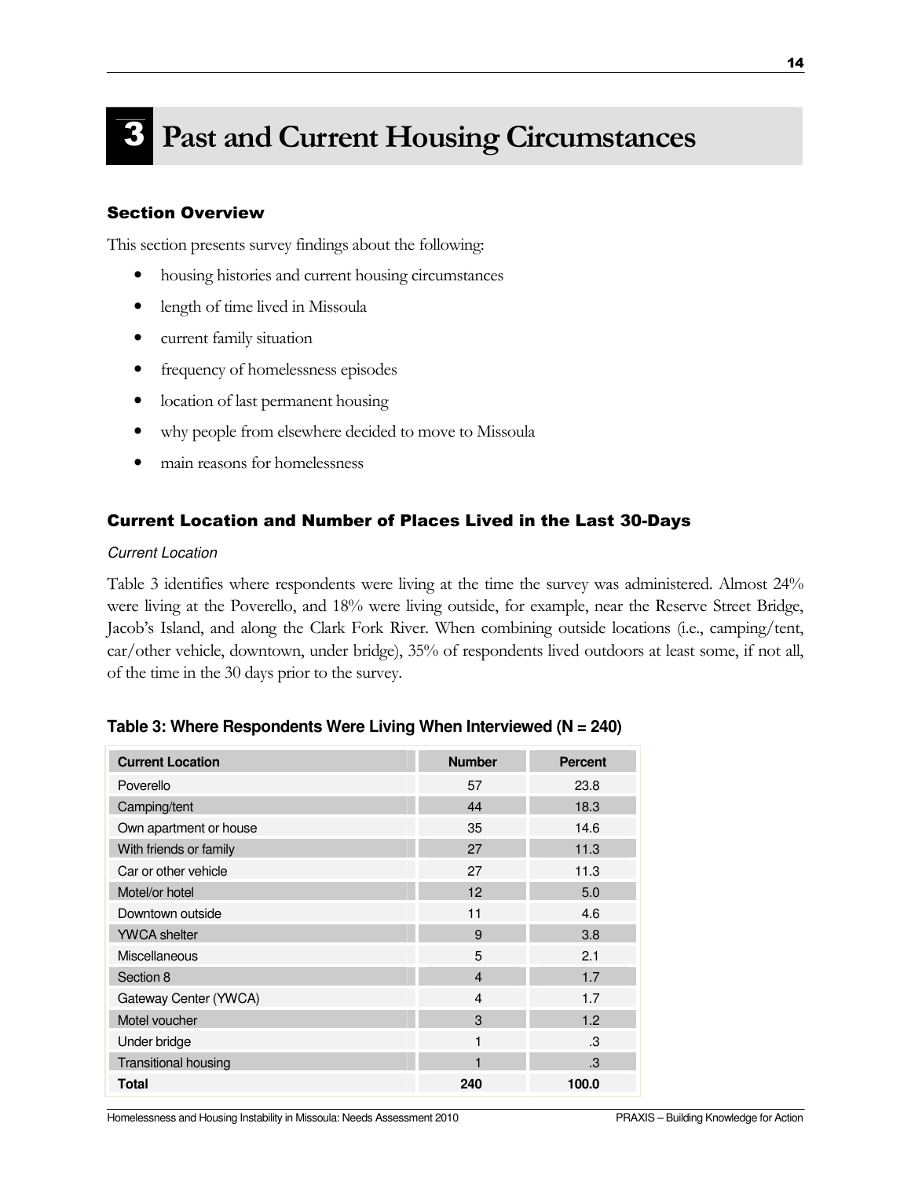# 3 Past and Current Housing Circumstances

### Section Overview

This section presents survey findings about the following:

- housing histories and current housing circumstances
- length of time lived in Missoula
- current family situation
- frequency of homelessness episodes
- location of last permanent housing
- why people from elsewhere decided to move to Missoula
- main reasons for homelessness

### Current Location and Number of Places Lived in the Last 30-Days

*Current Location*

Table 3 identifies where respondents were living at the time the survey was administered. Almost 24% were living at the Poverello, and 18% were living outside, for example, near the Reserve Street Bridge, Jacob's Island, and along the Clark Fork River. When combining outside locations (i.e., camping/tent, car/other vehicle, downtown, under bridge), 35% of respondents lived outdoors at least some, if not all, of the time in the 30 days prior to the survey.

**Table 3: Where Respondents Were Living When Interviewed (N = 240)**

| Current Location | Number | Percent |
|---|---|---|
| Poverello | 57 | 23.8 |
| Camping/tent | 44 | 18.3 |
| Own apartment or house | 35 | 14.6 |
| With friends or family | 27 | 11.3 |
| Car or other vehicle | 27 | 11.3 |
| Motel/or hotel | 12 | 5.0 |
| Downtown outside | 11 | 4.6 |
| YWCA shelter | 9 | 3.8 |
| Miscellaneous | 5 | 2.1 |
| Section 8 | 4 | 1.7 |
| Gateway Center (YWCA) | 4 | 1.7 |
| Motel voucher | 3 | 1.2 |
| Under bridge | 1 | .3 |
| Transitional housing | 1 | .3 |
| **Total** | **240** | **100.0** |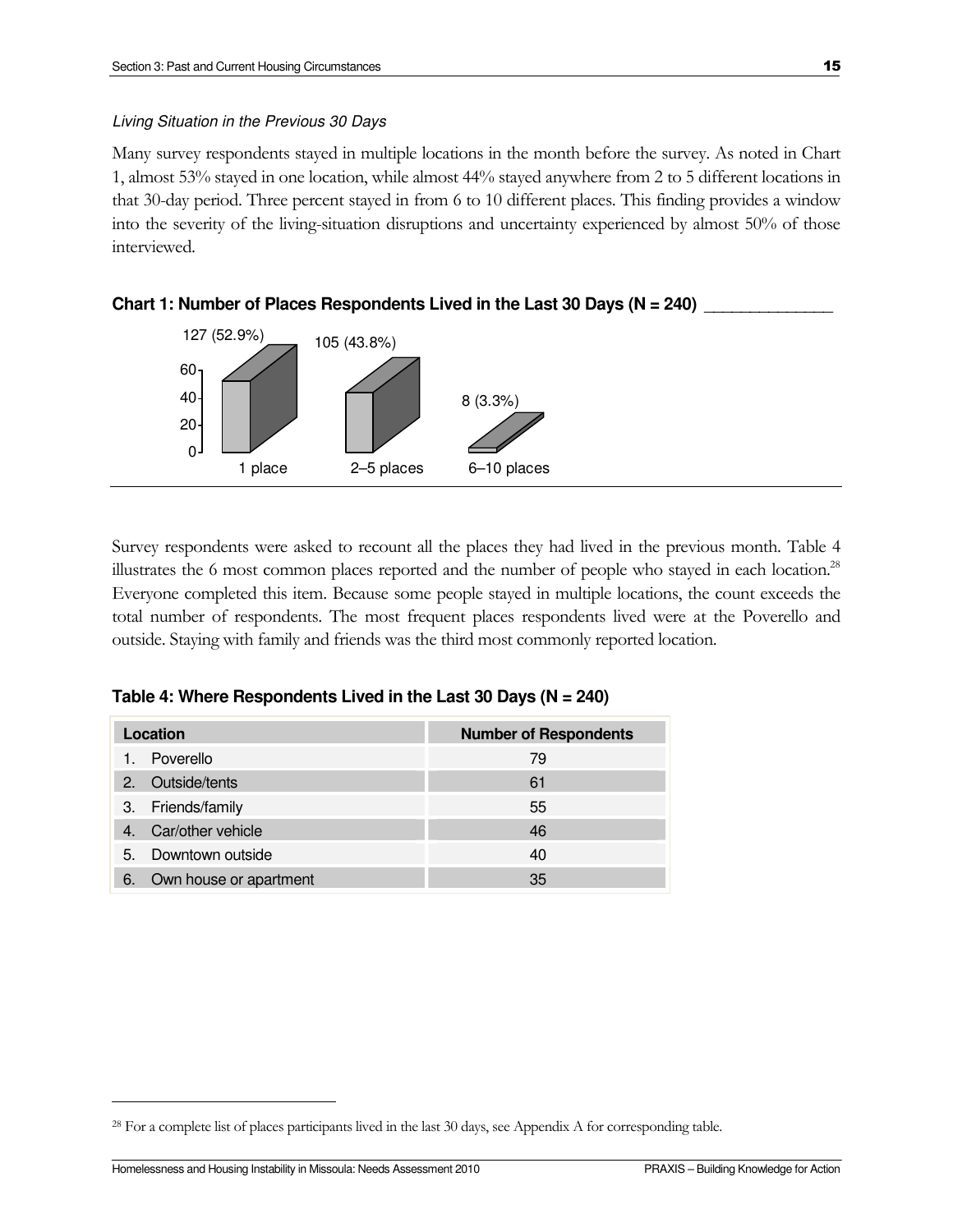*Living Situation in the Previous 30 Days*

Many survey respondents stayed in multiple locations in the month before the survey. As noted in Chart 1, almost 53% stayed in one location, while almost 44% stayed anywhere from 2 to 5 different locations in that 30-day period. Three percent stayed in from 6 to 10 different places. This finding provides a window into the severity of the living-situation disruptions and uncertainty experienced by almost 50% of those interviewed.

**Chart 1: Number of Places Respondents Lived in the Last 30 Days (N = 240)**

| Number of Places | Respondents |
|---|---|
| 1 place | 127 (52.9%) |
| 2–5 places | 105 (43.8%) |
| 6–10 places | 8 (3.3%) |

Survey respondents were asked to recount all the places they had lived in the previous month. Table 4 illustrates the 6 most common places reported and the number of people who stayed in each location.[28] Everyone completed this item. Because some people stayed in multiple locations, the count exceeds the total number of respondents. The most frequent places respondents lived were at the Poverello and outside. Staying with family and friends was the third most commonly reported location.

**Table 4: Where Respondents Lived in the Last 30 Days (N = 240)**

| Location | Number of Respondents |
|---|---|
| 1. Poverello | 79 |
| 2. Outside/tents | 61 |
| 3. Friends/family | 55 |
| 4. Car/other vehicle | 46 |
| 5. Downtown outside | 40 |
| 6. Own house or apartment | 35 |

[28] For a complete list of places participants lived in the last 30 days, see Appendix A for corresponding table.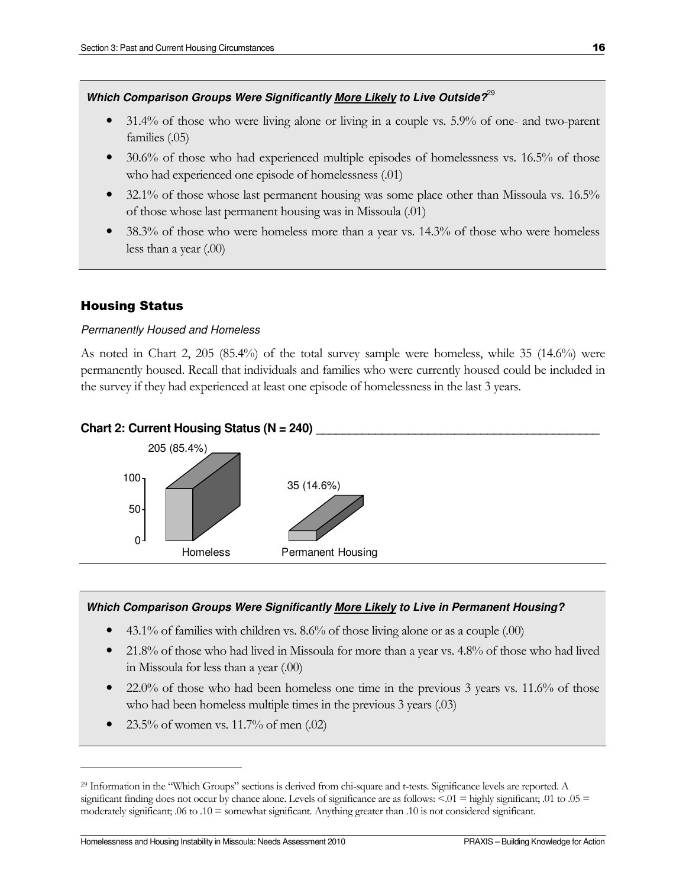***Which Comparison Groups Were Significantly <u>More Likely</u> to Live Outside?***[29]

- 31.4% of those who were living alone or living in a couple vs. 5.9% of one- and two-parent families (.05)
- 30.6% of those who had experienced multiple episodes of homelessness vs. 16.5% of those who had experienced one episode of homelessness (.01)
- 32.1% of those whose last permanent housing was some place other than Missoula vs. 16.5% of those whose last permanent housing was in Missoula (.01)
- 38.3% of those who were homeless more than a year vs. 14.3% of those who were homeless less than a year (.00)

## Housing Status

*Permanently Housed and Homeless*

As noted in Chart 2, 205 (85.4%) of the total survey sample were homeless, while 35 (14.6%) were permanently housed. Recall that individuals and families who were currently housed could be included in the survey if they had experienced at least one episode of homelessness in the last 3 years.

**Chart 2: Current Housing Status (N = 240)**

| Status | Count |
|---|---|
| Homeless | 205 (85.4%) |
| Permanent Housing | 35 (14.6%) |

***Which Comparison Groups Were Significantly <u>More Likely</u> to Live in Permanent Housing?***

- 43.1% of families with children vs. 8.6% of those living alone or as a couple (.00)
- 21.8% of those who had lived in Missoula for more than a year vs. 4.8% of those who had lived in Missoula for less than a year (.00)
- 22.0% of those who had been homeless one time in the previous 3 years vs. 11.6% of those who had been homeless multiple times in the previous 3 years (.03)
- 23.5% of women vs. 11.7% of men (.02)

[29] Information in the "Which Groups" sections is derived from chi-square and t-tests. Significance levels are reported. A significant finding does not occur by chance alone. Levels of significance are as follows: <.01 = highly significant; .01 to .05 = moderately significant; .06 to .10 = somewhat significant. Anything greater than .10 is not considered significant.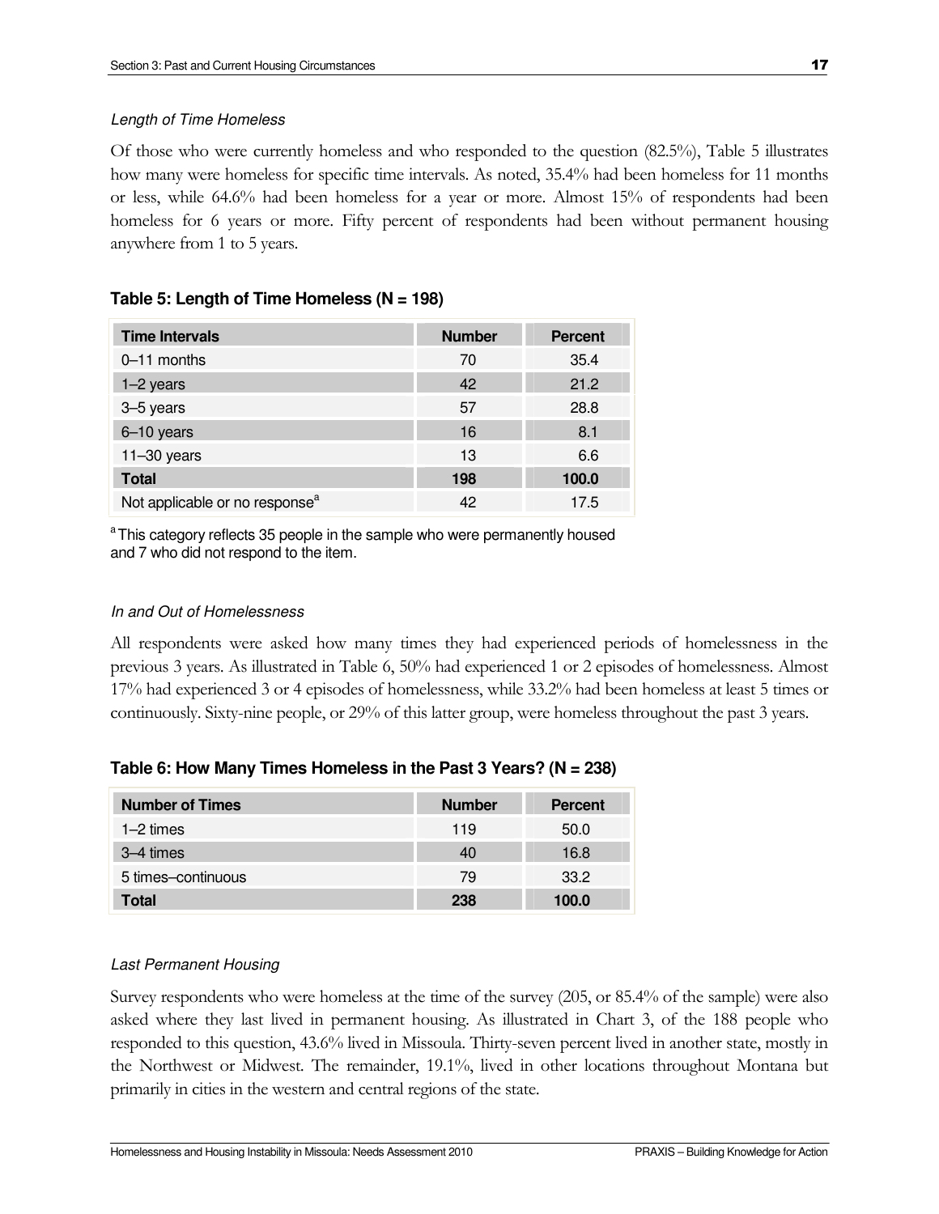### *Length of Time Homeless*

Of those who were currently homeless and who responded to the question (82.5%), Table 5 illustrates how many were homeless for specific time intervals. As noted, 35.4% had been homeless for 11 months or less, while 64.6% had been homeless for a year or more. Almost 15% of respondents had been homeless for 6 years or more. Fifty percent of respondents had been without permanent housing anywhere from 1 to 5 years.

**Table 5: Length of Time Homeless (N = 198)**

| Time Intervals | Number | Percent |
|---|---|---|
| 0–11 months | 70 | 35.4 |
| 1–2 years | 42 | 21.2 |
| 3–5 years | 57 | 28.8 |
| 6–10 years | 16 | 8.1 |
| 11–30 years | 13 | 6.6 |
| **Total** | **198** | **100.0** |
| Not applicable or no response[a] | 42 | 17.5 |

[a] This category reflects 35 people in the sample who were permanently housed and 7 who did not respond to the item.

### *In and Out of Homelessness*

All respondents were asked how many times they had experienced periods of homelessness in the previous 3 years. As illustrated in Table 6, 50% had experienced 1 or 2 episodes of homelessness. Almost 17% had experienced 3 or 4 episodes of homelessness, while 33.2% had been homeless at least 5 times or continuously. Sixty-nine people, or 29% of this latter group, were homeless throughout the past 3 years.

**Table 6: How Many Times Homeless in the Past 3 Years? (N = 238)**

| Number of Times | Number | Percent |
|---|---|---|
| 1–2 times | 119 | 50.0 |
| 3–4 times | 40 | 16.8 |
| 5 times–continuous | 79 | 33.2 |
| **Total** | **238** | **100.0** |

### *Last Permanent Housing*

Survey respondents who were homeless at the time of the survey (205, or 85.4% of the sample) were also asked where they last lived in permanent housing. As illustrated in Chart 3, of the 188 people who responded to this question, 43.6% lived in Missoula. Thirty-seven percent lived in another state, mostly in the Northwest or Midwest. The remainder, 19.1%, lived in other locations throughout Montana but primarily in cities in the western and central regions of the state.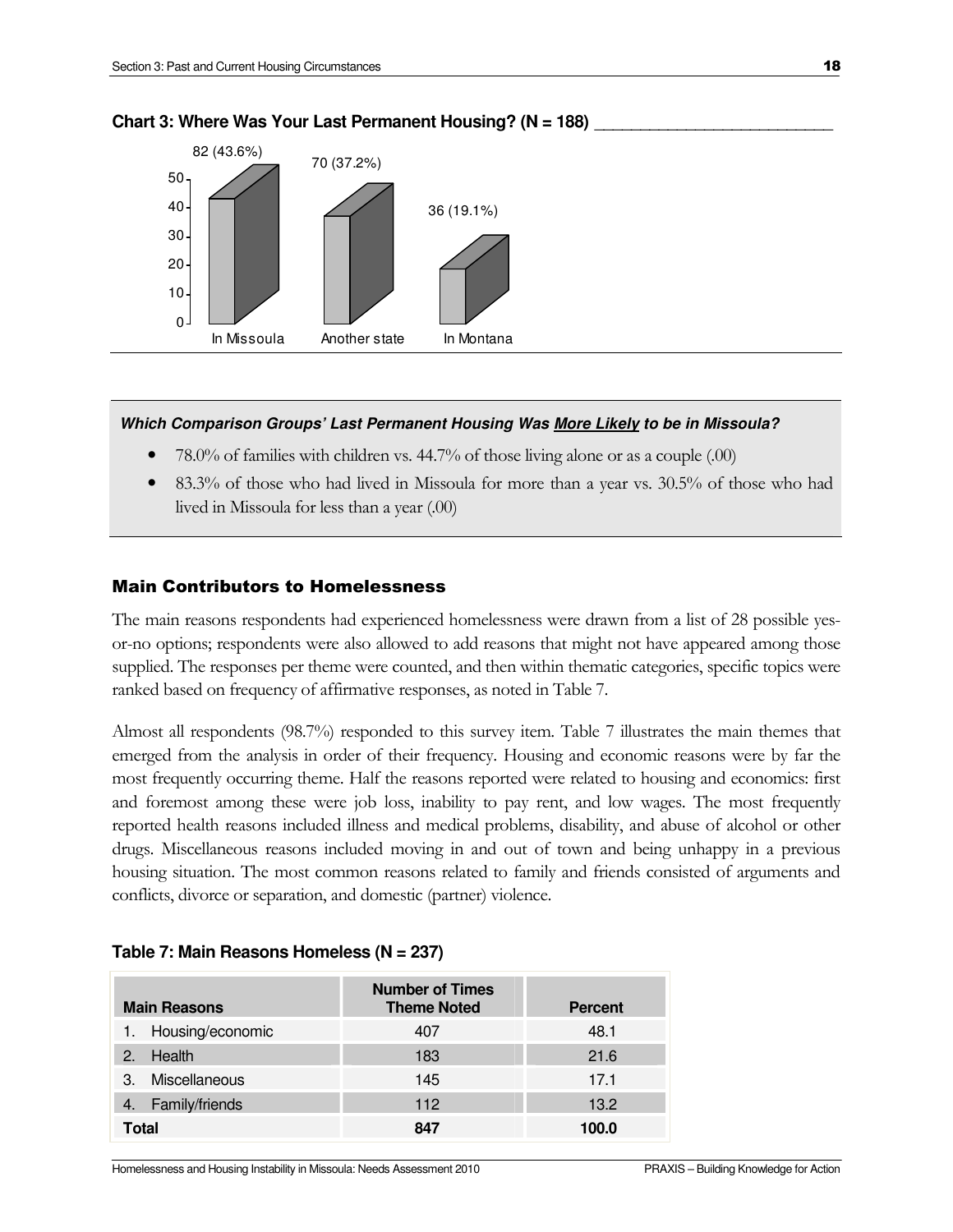**Chart 3: Where Was Your Last Permanent Housing? (N = 188)**

| Location | Count (Percent) |
|---|---|
| In Missoula | 82 (43.6%) |
| Another state | 70 (37.2%) |
| In Montana | 36 (19.1%) |

***Which Comparison Groups' Last Permanent Housing Was More Likely to be in Missoula?***

- 78.0% of families with children vs. 44.7% of those living alone or as a couple (.00)
- 83.3% of those who had lived in Missoula for more than a year vs. 30.5% of those who had lived in Missoula for less than a year (.00)

## Main Contributors to Homelessness

The main reasons respondents had experienced homelessness were drawn from a list of 28 possible yes-or-no options; respondents were also allowed to add reasons that might not have appeared among those supplied. The responses per theme were counted, and then within thematic categories, specific topics were ranked based on frequency of affirmative responses, as noted in Table 7.

Almost all respondents (98.7%) responded to this survey item. Table 7 illustrates the main themes that emerged from the analysis in order of their frequency. Housing and economic reasons were by far the most frequently occurring theme. Half the reasons reported were related to housing and economics: first and foremost among these were job loss, inability to pay rent, and low wages. The most frequently reported health reasons included illness and medical problems, disability, and abuse of alcohol or other drugs. Miscellaneous reasons included moving in and out of town and being unhappy in a previous housing situation. The most common reasons related to family and friends consisted of arguments and conflicts, divorce or separation, and domestic (partner) violence.

**Table 7: Main Reasons Homeless (N = 237)**

| Main Reasons | Number of Times Theme Noted | Percent |
|---|---|---|
| 1. Housing/economic | 407 | 48.1 |
| 2. Health | 183 | 21.6 |
| 3. Miscellaneous | 145 | 17.1 |
| 4. Family/friends | 112 | 13.2 |
| **Total** | **847** | **100.0** |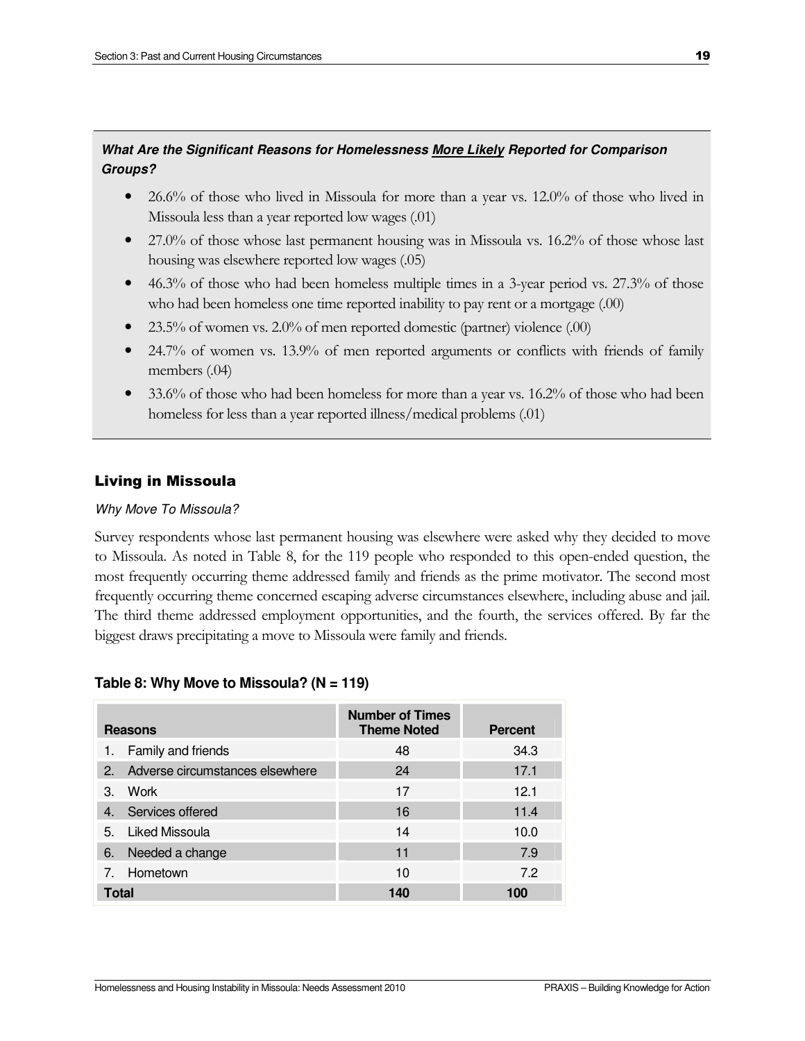***What Are the Significant Reasons for Homelessness More Likely Reported for Comparison Groups?***

- 26.6% of those who lived in Missoula for more than a year vs. 12.0% of those who lived in Missoula less than a year reported low wages (.01)
- 27.0% of those whose last permanent housing was in Missoula vs. 16.2% of those whose last housing was elsewhere reported low wages (.05)
- 46.3% of those who had been homeless multiple times in a 3-year period vs. 27.3% of those who had been homeless one time reported inability to pay rent or a mortgage (.00)
- 23.5% of women vs. 2.0% of men reported domestic (partner) violence (.00)
- 24.7% of women vs. 13.9% of men reported arguments or conflicts with friends of family members (.04)
- 33.6% of those who had been homeless for more than a year vs. 16.2% of those who had been homeless for less than a year reported illness/medical problems (.01)

## Living in Missoula

*Why Move To Missoula?*

Survey respondents whose last permanent housing was elsewhere were asked why they decided to move to Missoula. As noted in Table 8, for the 119 people who responded to this open-ended question, the most frequently occurring theme addressed family and friends as the prime motivator. The second most frequently occurring theme concerned escaping adverse circumstances elsewhere, including abuse and jail. The third theme addressed employment opportunities, and the fourth, the services offered. By far the biggest draws precipitating a move to Missoula were family and friends.

**Table 8: Why Move to Missoula? (N = 119)**

| Reasons | Number of Times Theme Noted | Percent |
|---|---|---|
| 1. Family and friends | 48 | 34.3 |
| 2. Adverse circumstances elsewhere | 24 | 17.1 |
| 3. Work | 17 | 12.1 |
| 4. Services offered | 16 | 11.4 |
| 5. Liked Missoula | 14 | 10.0 |
| 6. Needed a change | 11 | 7.9 |
| 7. Hometown | 10 | 7.2 |
| **Total** | **140** | **100** |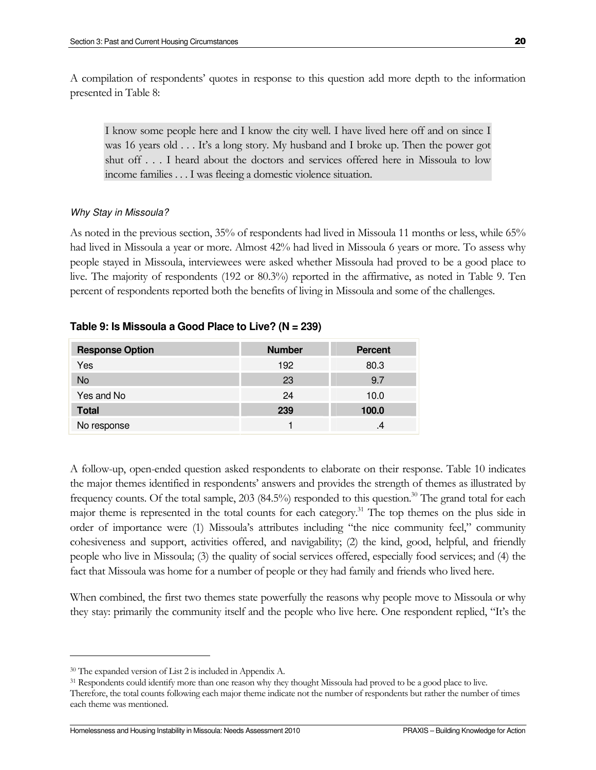A compilation of respondents' quotes in response to this question add more depth to the information presented in Table 8:

> I know some people here and I know the city well. I have lived here off and on since I was 16 years old . . . It's a long story. My husband and I broke up. Then the power got shut off . . . I heard about the doctors and services offered here in Missoula to low income families . . . I was fleeing a domestic violence situation.

*Why Stay in Missoula?*

As noted in the previous section, 35% of respondents had lived in Missoula 11 months or less, while 65% had lived in Missoula a year or more. Almost 42% had lived in Missoula 6 years or more. To assess why people stayed in Missoula, interviewees were asked whether Missoula had proved to be a good place to live. The majority of respondents (192 or 80.3%) reported in the affirmative, as noted in Table 9. Ten percent of respondents reported both the benefits of living in Missoula and some of the challenges.

**Table 9: Is Missoula a Good Place to Live? (N = 239)**

| Response Option | Number | Percent |
|---|---|---|
| Yes | 192 | 80.3 |
| No | 23 | 9.7 |
| Yes and No | 24 | 10.0 |
| **Total** | **239** | **100.0** |
| No response | 1 | .4 |

A follow-up, open-ended question asked respondents to elaborate on their response. Table 10 indicates the major themes identified in respondents' answers and provides the strength of themes as illustrated by frequency counts. Of the total sample, 203 (84.5%) responded to this question.[30] The grand total for each major theme is represented in the total counts for each category.[31] The top themes on the plus side in order of importance were (1) Missoula's attributes including "the nice community feel," community cohesiveness and support, activities offered, and navigability; (2) the kind, good, helpful, and friendly people who live in Missoula; (3) the quality of social services offered, especially food services; and (4) the fact that Missoula was home for a number of people or they had family and friends who lived here.

When combined, the first two themes state powerfully the reasons why people move to Missoula or why they stay: primarily the community itself and the people who live here. One respondent replied, "It's the

[30] The expanded version of List 2 is included in Appendix A.

[31] Respondents could identify more than one reason why they thought Missoula had proved to be a good place to live. Therefore, the total counts following each major theme indicate not the number of respondents but rather the number of times each theme was mentioned.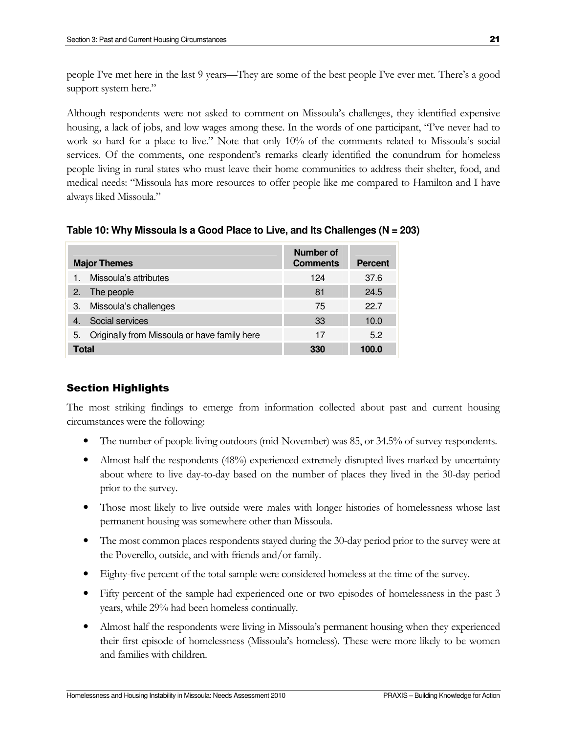people I've met here in the last 9 years—They are some of the best people I've ever met. There's a good support system here."

Although respondents were not asked to comment on Missoula's challenges, they identified expensive housing, a lack of jobs, and low wages among these. In the words of one participant, "I've never had to work so hard for a place to live." Note that only 10% of the comments related to Missoula's social services. Of the comments, one respondent's remarks clearly identified the conundrum for homeless people living in rural states who must leave their home communities to address their shelter, food, and medical needs: "Missoula has more resources to offer people like me compared to Hamilton and I have always liked Missoula."

**Table 10: Why Missoula Is a Good Place to Live, and Its Challenges (N = 203)**

| Major Themes | Number of Comments | Percent |
|---|---|---|
| 1. Missoula's attributes | 124 | 37.6 |
| 2. The people | 81 | 24.5 |
| 3. Missoula's challenges | 75 | 22.7 |
| 4. Social services | 33 | 10.0 |
| 5. Originally from Missoula or have family here | 17 | 5.2 |
| **Total** | **330** | **100.0** |

### Section Highlights

The most striking findings to emerge from information collected about past and current housing circumstances were the following:

- The number of people living outdoors (mid-November) was 85, or 34.5% of survey respondents.
- Almost half the respondents (48%) experienced extremely disrupted lives marked by uncertainty about where to live day-to-day based on the number of places they lived in the 30-day period prior to the survey.
- Those most likely to live outside were males with longer histories of homelessness whose last permanent housing was somewhere other than Missoula.
- The most common places respondents stayed during the 30-day period prior to the survey were at the Poverello, outside, and with friends and/or family.
- Eighty-five percent of the total sample were considered homeless at the time of the survey.
- Fifty percent of the sample had experienced one or two episodes of homelessness in the past 3 years, while 29% had been homeless continually.
- Almost half the respondents were living in Missoula's permanent housing when they experienced their first episode of homelessness (Missoula's homeless). These were more likely to be women and families with children.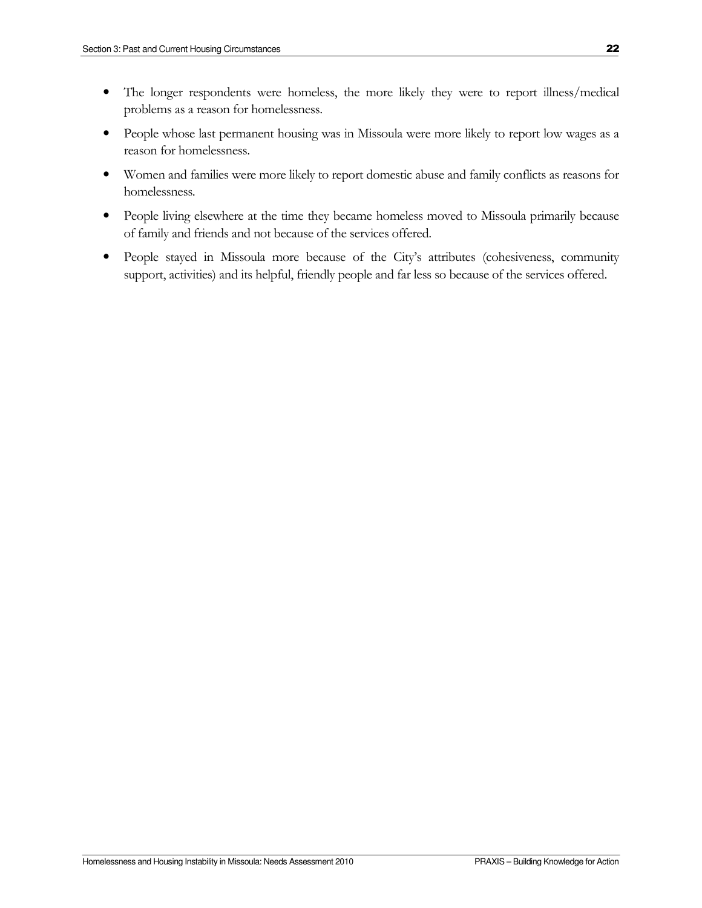- The longer respondents were homeless, the more likely they were to report illness/medical problems as a reason for homelessness.
- People whose last permanent housing was in Missoula were more likely to report low wages as a reason for homelessness.
- Women and families were more likely to report domestic abuse and family conflicts as reasons for homelessness.
- People living elsewhere at the time they became homeless moved to Missoula primarily because of family and friends and not because of the services offered.
- People stayed in Missoula more because of the City's attributes (cohesiveness, community support, activities) and its helpful, friendly people and far less so because of the services offered.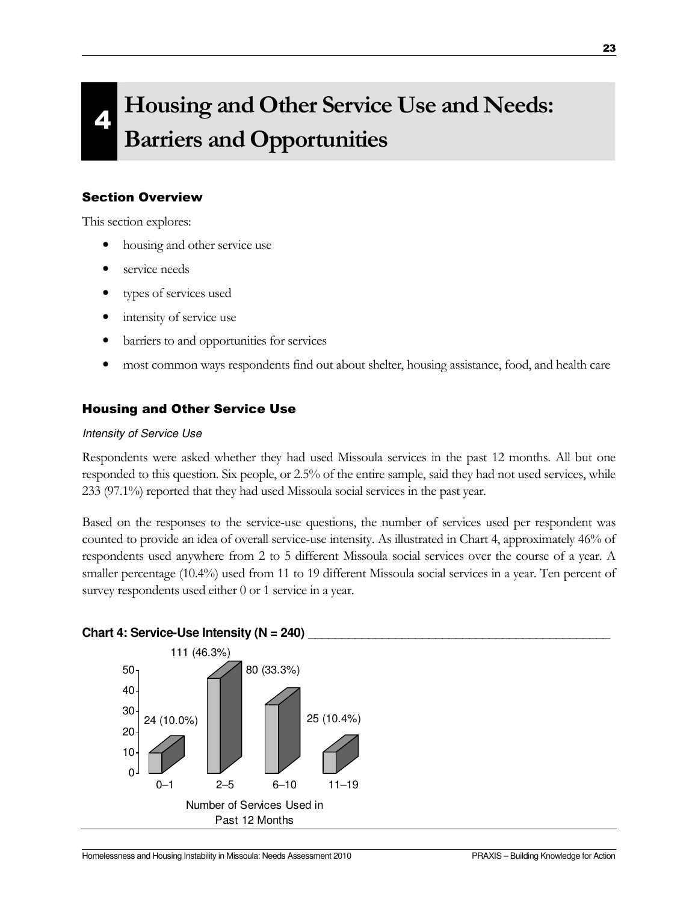# 4 Housing and Other Service Use and Needs: Barriers and Opportunities

## Section Overview

This section explores:

- housing and other service use
- service needs
- types of services used
- intensity of service use
- barriers to and opportunities for services
- most common ways respondents find out about shelter, housing assistance, food, and health care

## Housing and Other Service Use

### *Intensity of Service Use*

Respondents were asked whether they had used Missoula services in the past 12 months. All but one responded to this question. Six people, or 2.5% of the entire sample, said they had not used services, while 233 (97.1%) reported that they had used Missoula social services in the past year.

Based on the responses to the service-use questions, the number of services used per respondent was counted to provide an idea of overall service-use intensity. As illustrated in Chart 4, approximately 46% of respondents used anywhere from 2 to 5 different Missoula social services over the course of a year. A smaller percentage (10.4%) used from 11 to 19 different Missoula social services in a year. Ten percent of survey respondents used either 0 or 1 service in a year.

**Chart 4: Service-Use Intensity (N = 240)**

| Number of Services Used in Past 12 Months | Respondents |
|---|---|
| 0–1 | 24 (10.0%) |
| 2–5 | 111 (46.3%) |
| 6–10 | 80 (33.3%) |
| 11–19 | 25 (10.4%) |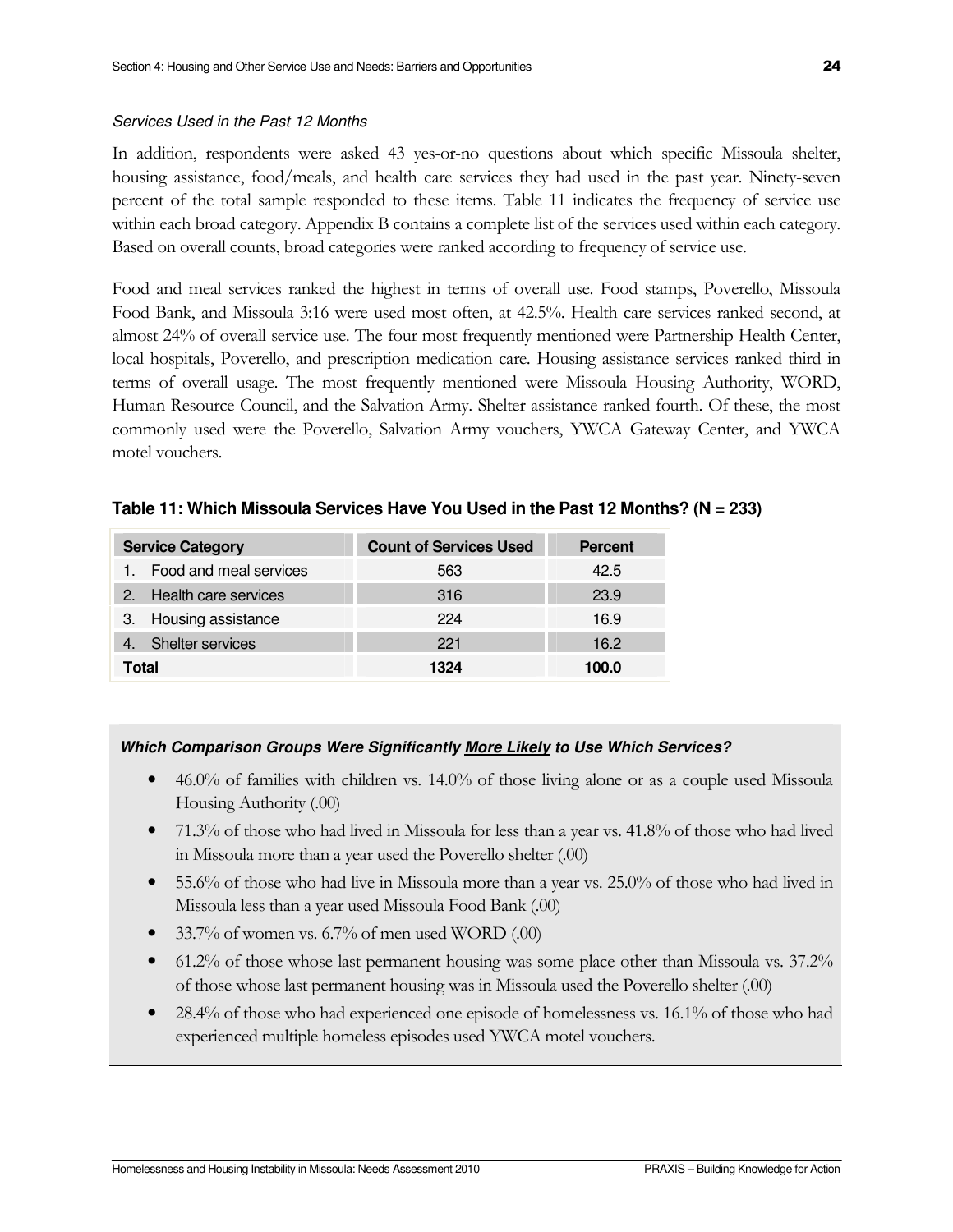*Services Used in the Past 12 Months*

In addition, respondents were asked 43 yes-or-no questions about which specific Missoula shelter, housing assistance, food/meals, and health care services they had used in the past year. Ninety-seven percent of the total sample responded to these items. Table 11 indicates the frequency of service use within each broad category. Appendix B contains a complete list of the services used within each category. Based on overall counts, broad categories were ranked according to frequency of service use.

Food and meal services ranked the highest in terms of overall use. Food stamps, Poverello, Missoula Food Bank, and Missoula 3:16 were used most often, at 42.5%. Health care services ranked second, at almost 24% of overall service use. The four most frequently mentioned were Partnership Health Center, local hospitals, Poverello, and prescription medication care. Housing assistance services ranked third in terms of overall usage. The most frequently mentioned were Missoula Housing Authority, WORD, Human Resource Council, and the Salvation Army. Shelter assistance ranked fourth. Of these, the most commonly used were the Poverello, Salvation Army vouchers, YWCA Gateway Center, and YWCA motel vouchers.

**Table 11: Which Missoula Services Have You Used in the Past 12 Months? (N = 233)**

| Service Category | Count of Services Used | Percent |
|---|---|---|
| 1. Food and meal services | 563 | 42.5 |
| 2. Health care services | 316 | 23.9 |
| 3. Housing assistance | 224 | 16.9 |
| 4. Shelter services | 221 | 16.2 |
| **Total** | **1324** | **100.0** |

***Which Comparison Groups Were Significantly More Likely to Use Which Services?***

- 46.0% of families with children vs. 14.0% of those living alone or as a couple used Missoula Housing Authority (.00)
- 71.3% of those who had lived in Missoula for less than a year vs. 41.8% of those who had lived in Missoula more than a year used the Poverello shelter (.00)
- 55.6% of those who had live in Missoula more than a year vs. 25.0% of those who had lived in Missoula less than a year used Missoula Food Bank (.00)
- 33.7% of women vs. 6.7% of men used WORD (.00)
- 61.2% of those whose last permanent housing was some place other than Missoula vs. 37.2% of those whose last permanent housing was in Missoula used the Poverello shelter (.00)
- 28.4% of those who had experienced one episode of homelessness vs. 16.1% of those who had experienced multiple homeless episodes used YWCA motel vouchers.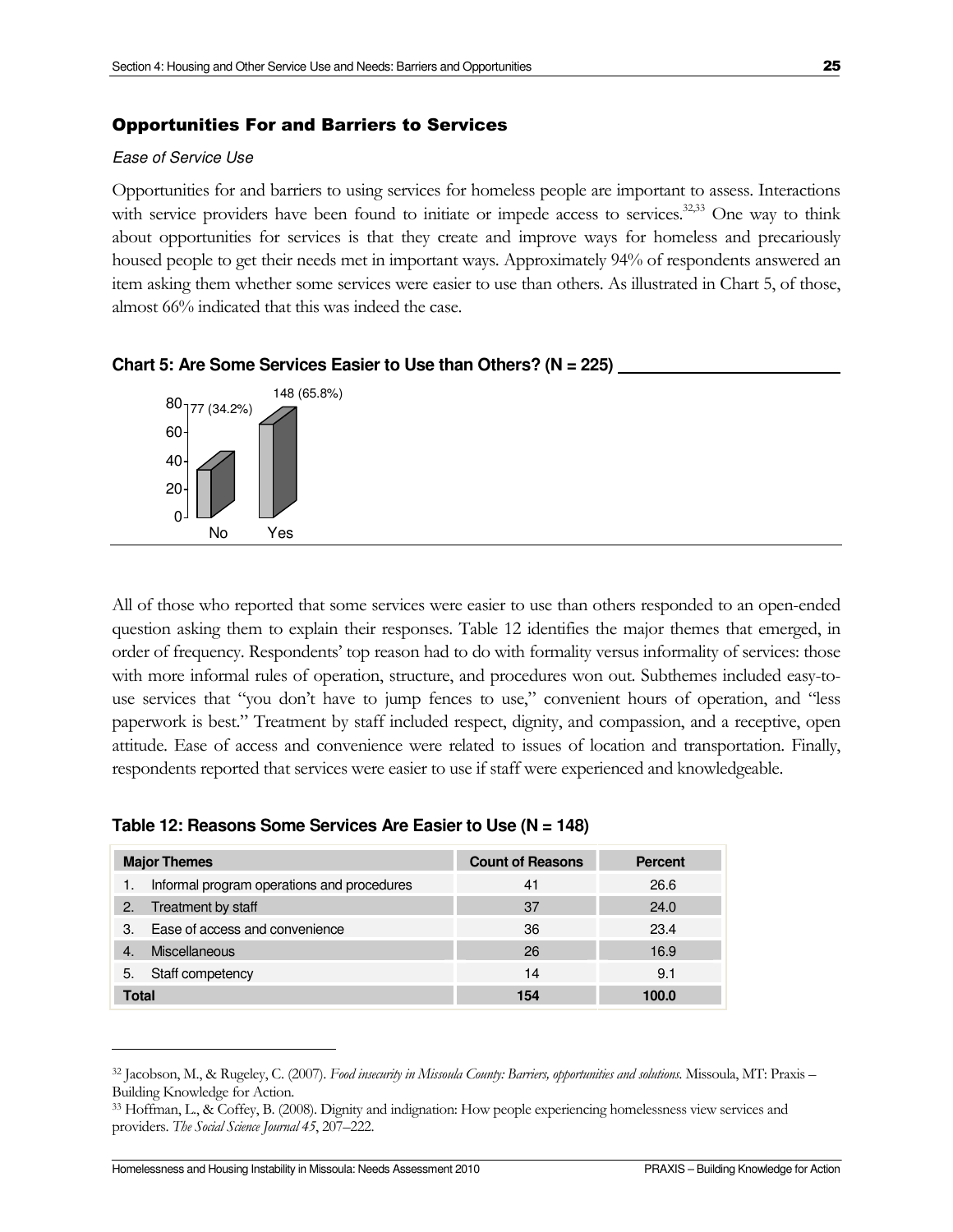## Opportunities For and Barriers to Services

*Ease of Service Use*

Opportunities for and barriers to using services for homeless people are important to assess. Interactions with service providers have been found to initiate or impede access to services.[32,33] One way to think about opportunities for services is that they create and improve ways for homeless and precariously housed people to get their needs met in important ways. Approximately 94% of respondents answered an item asking them whether some services were easier to use than others. As illustrated in Chart 5, of those, almost 66% indicated that this was indeed the case.

**Chart 5: Are Some Services Easier to Use than Others? (N = 225)**

| | No | Yes |
|---|---|---|
| Count (%) | 77 (34.2%) | 148 (65.8%) |

All of those who reported that some services were easier to use than others responded to an open-ended question asking them to explain their responses. Table 12 identifies the major themes that emerged, in order of frequency. Respondents' top reason had to do with formality versus informality of services: those with more informal rules of operation, structure, and procedures won out. Subthemes included easy-to-use services that "you don't have to jump fences to use," convenient hours of operation, and "less paperwork is best." Treatment by staff included respect, dignity, and compassion, and a receptive, open attitude. Ease of access and convenience were related to issues of location and transportation. Finally, respondents reported that services were easier to use if staff were experienced and knowledgeable.

**Table 12: Reasons Some Services Are Easier to Use (N = 148)**

| Major Themes | Count of Reasons | Percent |
|---|---|---|
| 1. Informal program operations and procedures | 41 | 26.6 |
| 2. Treatment by staff | 37 | 24.0 |
| 3. Ease of access and convenience | 36 | 23.4 |
| 4. Miscellaneous | 26 | 16.9 |
| 5. Staff competency | 14 | 9.1 |
| **Total** | **154** | **100.0** |

---

[32] Jacobson, M., & Rugeley, C. (2007). *Food insecurity in Missoula County: Barriers, opportunities and solutions.* Missoula, MT: Praxis – Building Knowledge for Action.

[33] Hoffman, L., & Coffey, B. (2008). Dignity and indignation: How people experiencing homelessness view services and providers. *The Social Science Journal 45*, 207–222.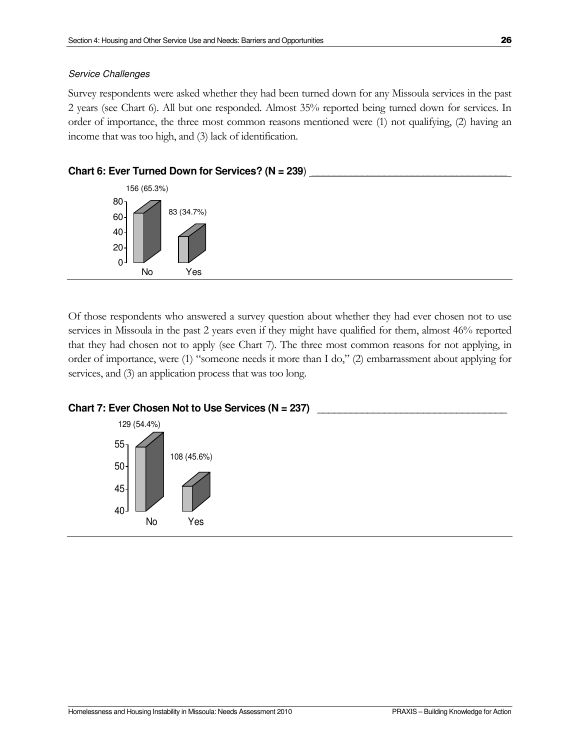*Service Challenges*

Survey respondents were asked whether they had been turned down for any Missoula services in the past 2 years (see Chart 6). All but one responded. Almost 35% reported being turned down for services. In order of importance, the three most common reasons mentioned were (1) not qualifying, (2) having an income that was too high, and (3) lack of identification.

**Chart 6: Ever Turned Down for Services? (N = 239)**

| Response | Count (%) |
|---|---|
| No | 156 (65.3%) |
| Yes | 83 (34.7%) |

Of those respondents who answered a survey question about whether they had ever chosen not to use services in Missoula in the past 2 years even if they might have qualified for them, almost 46% reported that they had chosen not to apply (see Chart 7). The three most common reasons for not applying, in order of importance, were (1) "someone needs it more than I do," (2) embarrassment about applying for services, and (3) an application process that was too long.

**Chart 7: Ever Chosen Not to Use Services (N = 237)**

| Response | Count (%) |
|---|---|
| No | 129 (54.4%) |
| Yes | 108 (45.6%) |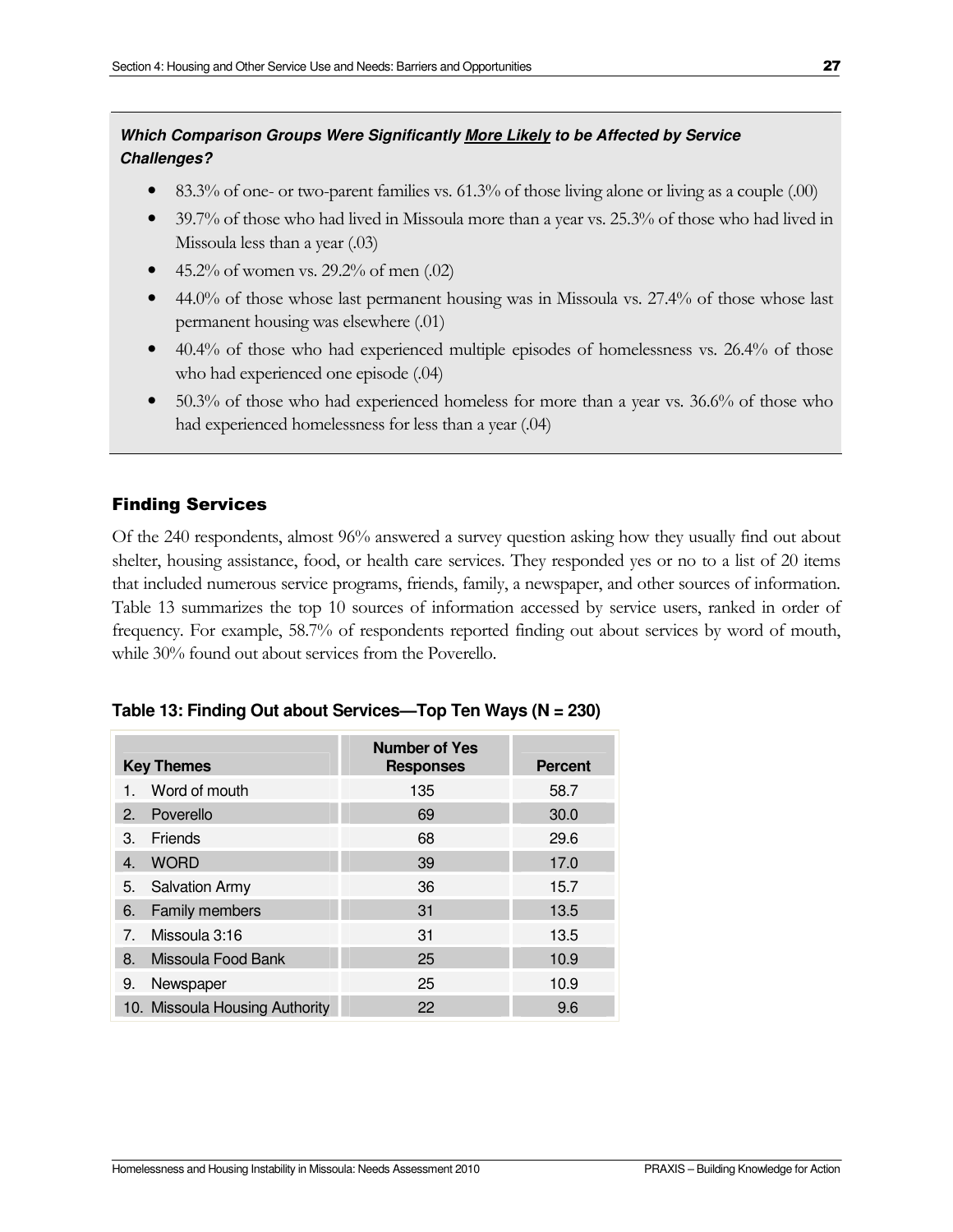***Which Comparison Groups Were Significantly <u>More Likely</u> to be Affected by Service Challenges?***

- 83.3% of one- or two-parent families vs. 61.3% of those living alone or living as a couple (.00)
- 39.7% of those who had lived in Missoula more than a year vs. 25.3% of those who had lived in Missoula less than a year (.03)
- 45.2% of women vs. 29.2% of men (.02)
- 44.0% of those whose last permanent housing was in Missoula vs. 27.4% of those whose last permanent housing was elsewhere (.01)
- 40.4% of those who had experienced multiple episodes of homelessness vs. 26.4% of those who had experienced one episode (.04)
- 50.3% of those who had experienced homeless for more than a year vs. 36.6% of those who had experienced homelessness for less than a year (.04)

## Finding Services

Of the 240 respondents, almost 96% answered a survey question asking how they usually find out about shelter, housing assistance, food, or health care services. They responded yes or no to a list of 20 items that included numerous service programs, friends, family, a newspaper, and other sources of information. Table 13 summarizes the top 10 sources of information accessed by service users, ranked in order of frequency. For example, 58.7% of respondents reported finding out about services by word of mouth, while 30% found out about services from the Poverello.

**Table 13: Finding Out about Services—Top Ten Ways (N = 230)**

| Key Themes | Number of Yes Responses | Percent |
|---|---|---|
| 1. Word of mouth | 135 | 58.7 |
| 2. Poverello | 69 | 30.0 |
| 3. Friends | 68 | 29.6 |
| 4. WORD | 39 | 17.0 |
| 5. Salvation Army | 36 | 15.7 |
| 6. Family members | 31 | 13.5 |
| 7. Missoula 3:16 | 31 | 13.5 |
| 8. Missoula Food Bank | 25 | 10.9 |
| 9. Newspaper | 25 | 10.9 |
| 10. Missoula Housing Authority | 22 | 9.6 |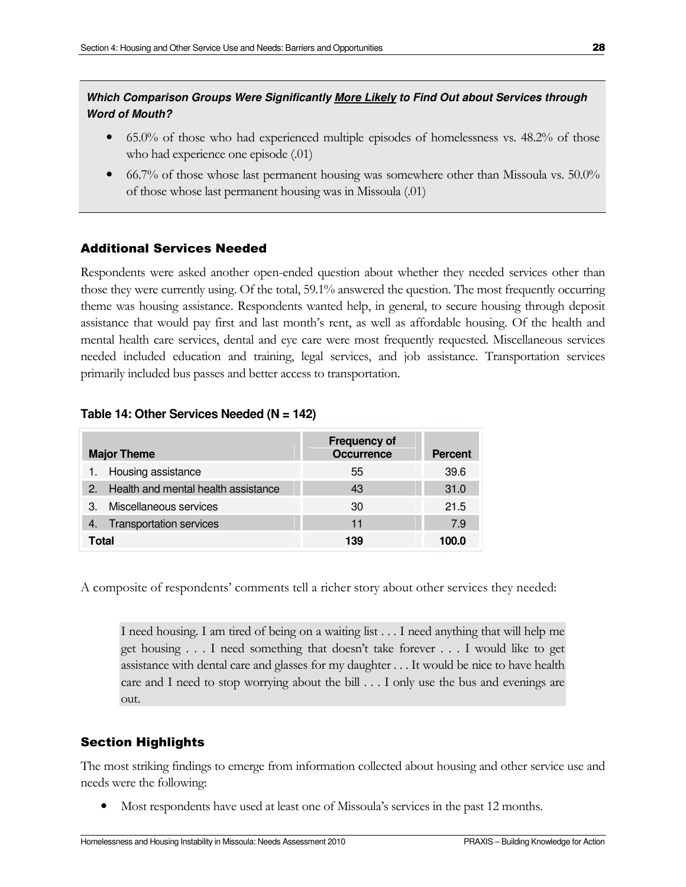***Which Comparison Groups Were Significantly <u>More Likely</u> to Find Out about Services through Word of Mouth?***

- 65.0% of those who had experienced multiple episodes of homelessness vs. 48.2% of those who had experience one episode (.01)
- 66.7% of those whose last permanent housing was somewhere other than Missoula vs. 50.0% of those whose last permanent housing was in Missoula (.01)

### Additional Services Needed

Respondents were asked another open-ended question about whether they needed services other than those they were currently using. Of the total, 59.1% answered the question. The most frequently occurring theme was housing assistance. Respondents wanted help, in general, to secure housing through deposit assistance that would pay first and last month's rent, as well as affordable housing. Of the health and mental health care services, dental and eye care were most frequently requested. Miscellaneous services needed included education and training, legal services, and job assistance. Transportation services primarily included bus passes and better access to transportation.

**Table 14: Other Services Needed (N = 142)**

| Major Theme | Frequency of Occurrence | Percent |
|---|---|---|
| 1. Housing assistance | 55 | 39.6 |
| 2. Health and mental health assistance | 43 | 31.0 |
| 3. Miscellaneous services | 30 | 21.5 |
| 4. Transportation services | 11 | 7.9 |
| **Total** | **139** | **100.0** |

A composite of respondents' comments tell a richer story about other services they needed:

> I need housing. I am tired of being on a waiting list . . . I need anything that will help me get housing . . . I need something that doesn't take forever . . . I would like to get assistance with dental care and glasses for my daughter . . . It would be nice to have health care and I need to stop worrying about the bill . . . I only use the bus and evenings are out.

### Section Highlights

The most striking findings to emerge from information collected about housing and other service use and needs were the following:

- Most respondents have used at least one of Missoula's services in the past 12 months.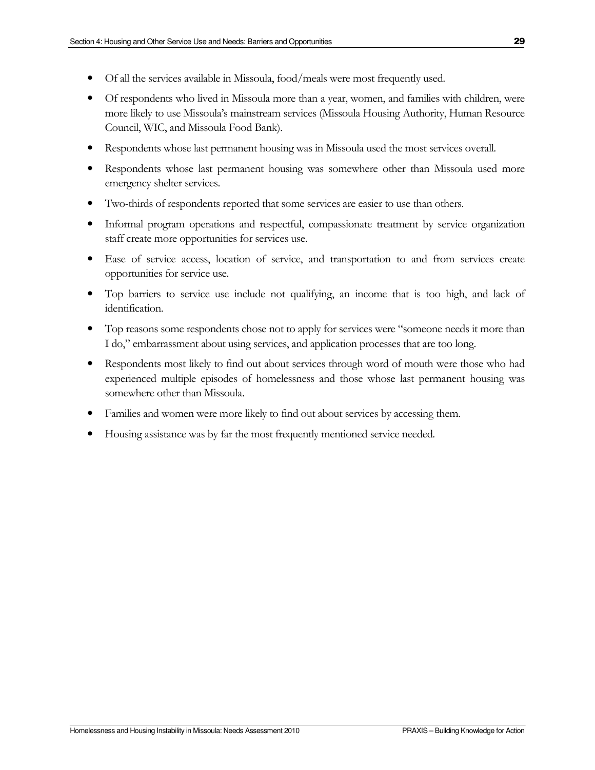- Of all the services available in Missoula, food/meals were most frequently used.
- Of respondents who lived in Missoula more than a year, women, and families with children, were more likely to use Missoula's mainstream services (Missoula Housing Authority, Human Resource Council, WIC, and Missoula Food Bank).
- Respondents whose last permanent housing was in Missoula used the most services overall.
- Respondents whose last permanent housing was somewhere other than Missoula used more emergency shelter services.
- Two-thirds of respondents reported that some services are easier to use than others.
- Informal program operations and respectful, compassionate treatment by service organization staff create more opportunities for services use.
- Ease of service access, location of service, and transportation to and from services create opportunities for service use.
- Top barriers to service use include not qualifying, an income that is too high, and lack of identification.
- Top reasons some respondents chose not to apply for services were "someone needs it more than I do," embarrassment about using services, and application processes that are too long.
- Respondents most likely to find out about services through word of mouth were those who had experienced multiple episodes of homelessness and those whose last permanent housing was somewhere other than Missoula.
- Families and women were more likely to find out about services by accessing them.
- Housing assistance was by far the most frequently mentioned service needed.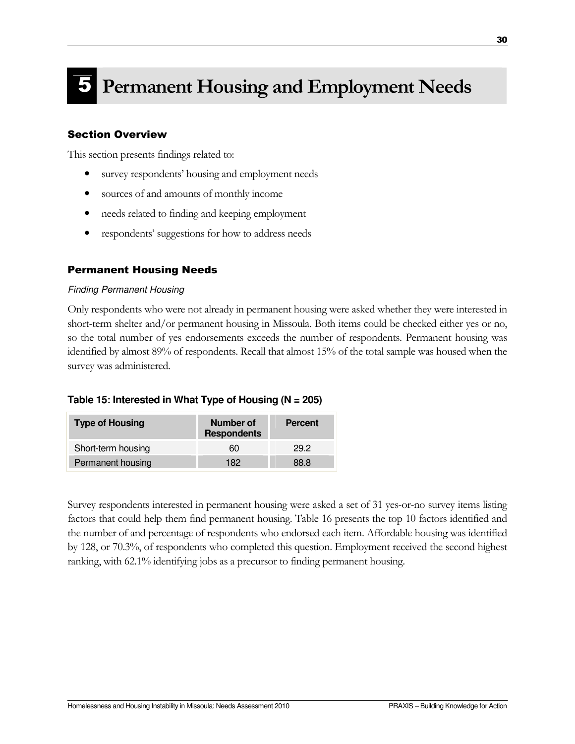# 5 Permanent Housing and Employment Needs

## Section Overview

This section presents findings related to:

- survey respondents' housing and employment needs
- sources of and amounts of monthly income
- needs related to finding and keeping employment
- respondents' suggestions for how to address needs

## Permanent Housing Needs

### *Finding Permanent Housing*

Only respondents who were not already in permanent housing were asked whether they were interested in short-term shelter and/or permanent housing in Missoula. Both items could be checked either yes or no, so the total number of yes endorsements exceeds the number of respondents. Permanent housing was identified by almost 89% of respondents. Recall that almost 15% of the total sample was housed when the survey was administered.

**Table 15: Interested in What Type of Housing (N = 205)**

| Type of Housing | Number of Respondents | Percent |
|---|---|---|
| Short-term housing | 60 | 29.2 |
| Permanent housing | 182 | 88.8 |

Survey respondents interested in permanent housing were asked a set of 31 yes-or-no survey items listing factors that could help them find permanent housing. Table 16 presents the top 10 factors identified and the number of and percentage of respondents who endorsed each item. Affordable housing was identified by 128, or 70.3%, of respondents who completed this question. Employment received the second highest ranking, with 62.1% identifying jobs as a precursor to finding permanent housing.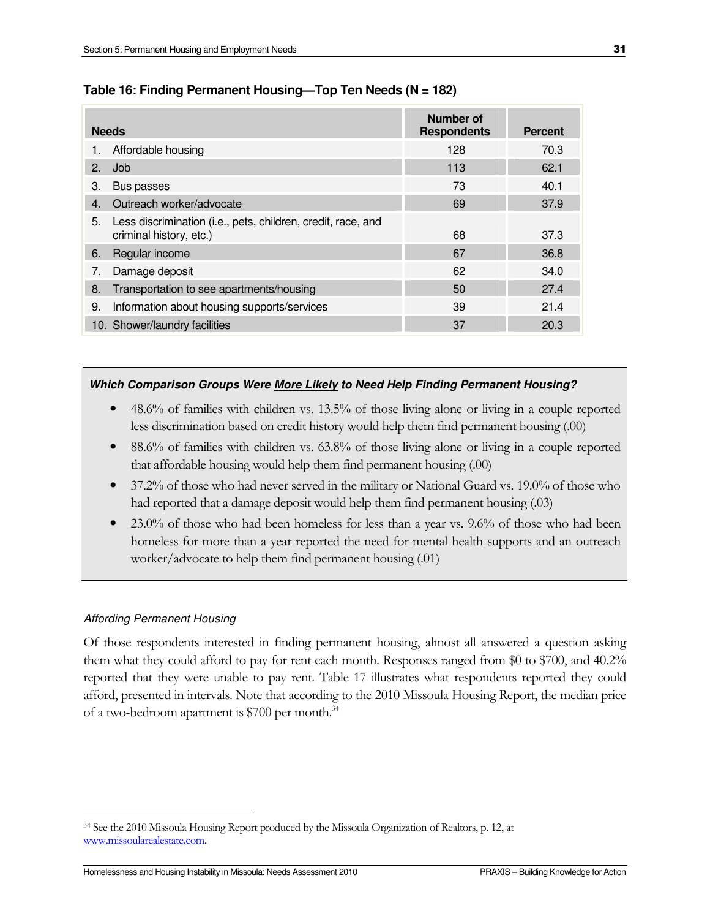**Table 16: Finding Permanent Housing—Top Ten Needs (N = 182)**

| Needs | Number of Respondents | Percent |
|---|---|---|
| 1. Affordable housing | 128 | 70.3 |
| 2. Job | 113 | 62.1 |
| 3. Bus passes | 73 | 40.1 |
| 4. Outreach worker/advocate | 69 | 37.9 |
| 5. Less discrimination (i.e., pets, children, credit, race, and criminal history, etc.) | 68 | 37.3 |
| 6. Regular income | 67 | 36.8 |
| 7. Damage deposit | 62 | 34.0 |
| 8. Transportation to see apartments/housing | 50 | 27.4 |
| 9. Information about housing supports/services | 39 | 21.4 |
| 10. Shower/laundry facilities | 37 | 20.3 |

***Which Comparison Groups Were More Likely to Need Help Finding Permanent Housing?***

- 48.6% of families with children vs. 13.5% of those living alone or living in a couple reported less discrimination based on credit history would help them find permanent housing (.00)
- 88.6% of families with children vs. 63.8% of those living alone or living in a couple reported that affordable housing would help them find permanent housing (.00)
- 37.2% of those who had never served in the military or National Guard vs. 19.0% of those who had reported that a damage deposit would help them find permanent housing (.03)
- 23.0% of those who had been homeless for less than a year vs. 9.6% of those who had been homeless for more than a year reported the need for mental health supports and an outreach worker/advocate to help them find permanent housing (.01)

*Affording Permanent Housing*

Of those respondents interested in finding permanent housing, almost all answered a question asking them what they could afford to pay for rent each month. Responses ranged from $0 to $700, and 40.2% reported that they were unable to pay rent. Table 17 illustrates what respondents reported they could afford, presented in intervals. Note that according to the 2010 Missoula Housing Report, the median price of a two-bedroom apartment is $700 per month.[34]

[34] See the 2010 Missoula Housing Report produced by the Missoula Organization of Realtors, p. 12, at www.missoularealestate.com.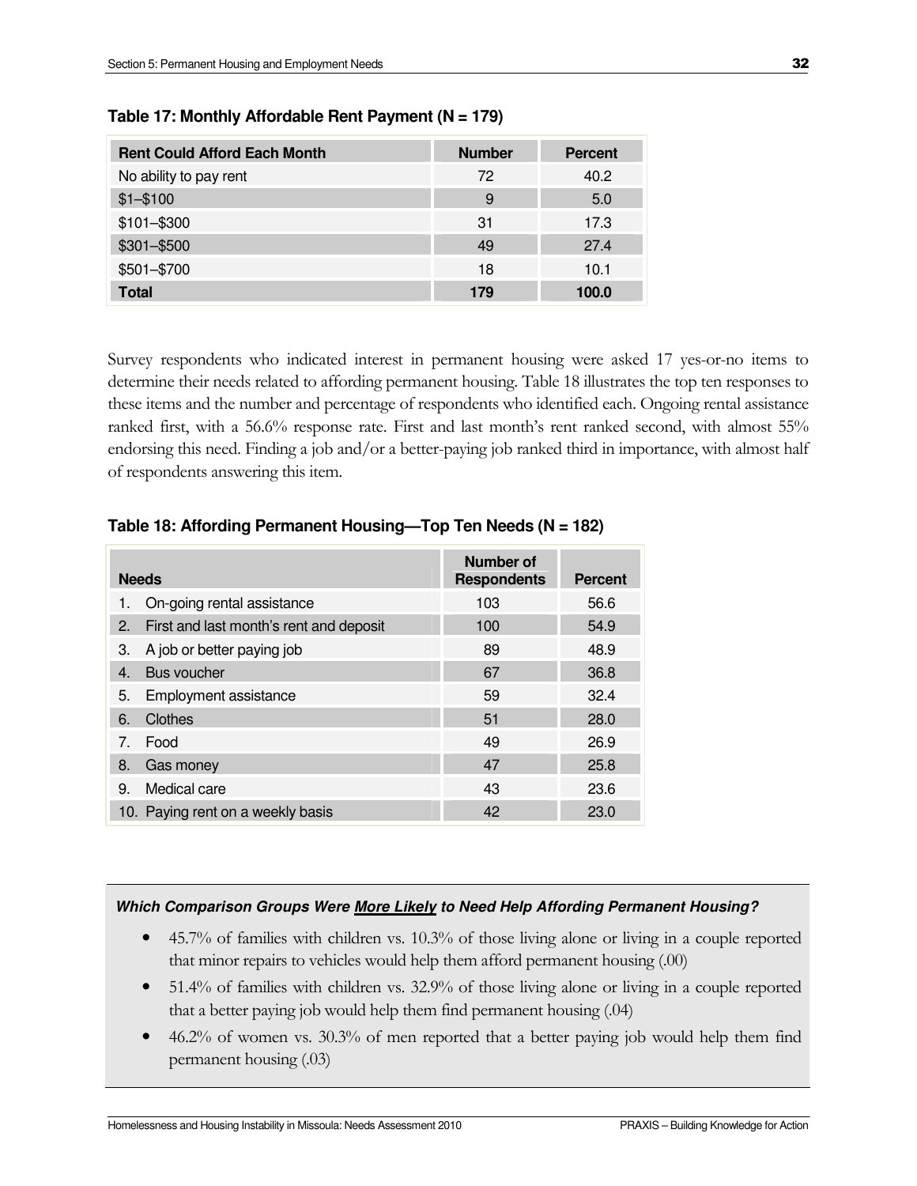**Table 17: Monthly Affordable Rent Payment (N = 179)**

| Rent Could Afford Each Month | Number | Percent |
|---|---|---|
| No ability to pay rent | 72 | 40.2 |
| $1–$100 | 9 | 5.0 |
| $101–$300 | 31 | 17.3 |
| $301–$500 | 49 | 27.4 |
| $501–$700 | 18 | 10.1 |
| **Total** | **179** | **100.0** |

Survey respondents who indicated interest in permanent housing were asked 17 yes-or-no items to determine their needs related to affording permanent housing. Table 18 illustrates the top ten responses to these items and the number and percentage of respondents who identified each. Ongoing rental assistance ranked first, with a 56.6% response rate. First and last month's rent ranked second, with almost 55% endorsing this need. Finding a job and/or a better-paying job ranked third in importance, with almost half of respondents answering this item.

**Table 18: Affording Permanent Housing—Top Ten Needs (N = 182)**

| Needs | Number of Respondents | Percent |
|---|---|---|
| 1. On-going rental assistance | 103 | 56.6 |
| 2. First and last month's rent and deposit | 100 | 54.9 |
| 3. A job or better paying job | 89 | 48.9 |
| 4. Bus voucher | 67 | 36.8 |
| 5. Employment assistance | 59 | 32.4 |
| 6. Clothes | 51 | 28.0 |
| 7. Food | 49 | 26.9 |
| 8. Gas money | 47 | 25.8 |
| 9. Medical care | 43 | 23.6 |
| 10. Paying rent on a weekly basis | 42 | 23.0 |

***Which Comparison Groups Were More Likely to Need Help Affording Permanent Housing?***

- 45.7% of families with children vs. 10.3% of those living alone or living in a couple reported that minor repairs to vehicles would help them afford permanent housing (.00)
- 51.4% of families with children vs. 32.9% of those living alone or living in a couple reported that a better paying job would help them find permanent housing (.04)
- 46.2% of women vs. 30.3% of men reported that a better paying job would help them find permanent housing (.03)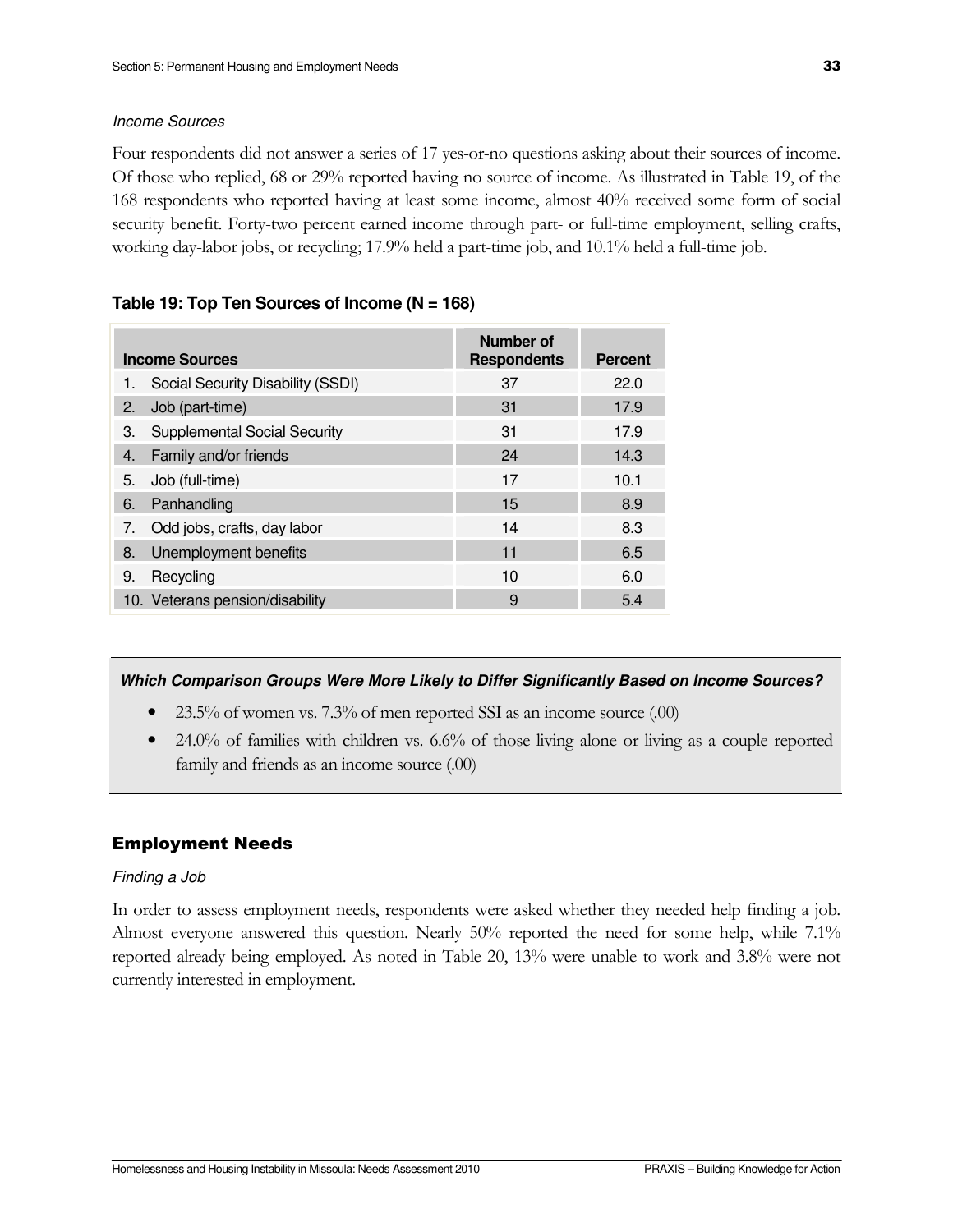### *Income Sources*

Four respondents did not answer a series of 17 yes-or-no questions asking about their sources of income. Of those who replied, 68 or 29% reported having no source of income. As illustrated in Table 19, of the 168 respondents who reported having at least some income, almost 40% received some form of social security benefit. Forty-two percent earned income through part- or full-time employment, selling crafts, working day-labor jobs, or recycling; 17.9% held a part-time job, and 10.1% held a full-time job.

**Table 19: Top Ten Sources of Income (N = 168)**

| Income Sources | Number of Respondents | Percent |
|---|---|---|
| 1. Social Security Disability (SSDI) | 37 | 22.0 |
| 2. Job (part-time) | 31 | 17.9 |
| 3. Supplemental Social Security | 31 | 17.9 |
| 4. Family and/or friends | 24 | 14.3 |
| 5. Job (full-time) | 17 | 10.1 |
| 6. Panhandling | 15 | 8.9 |
| 7. Odd jobs, crafts, day labor | 14 | 8.3 |
| 8. Unemployment benefits | 11 | 6.5 |
| 9. Recycling | 10 | 6.0 |
| 10. Veterans pension/disability | 9 | 5.4 |

***Which Comparison Groups Were More Likely to Differ Significantly Based on Income Sources?***

- 23.5% of women vs. 7.3% of men reported SSI as an income source (.00)
- 24.0% of families with children vs. 6.6% of those living alone or living as a couple reported family and friends as an income source (.00)

## Employment Needs

### *Finding a Job*

In order to assess employment needs, respondents were asked whether they needed help finding a job. Almost everyone answered this question. Nearly 50% reported the need for some help, while 7.1% reported already being employed. As noted in Table 20, 13% were unable to work and 3.8% were not currently interested in employment.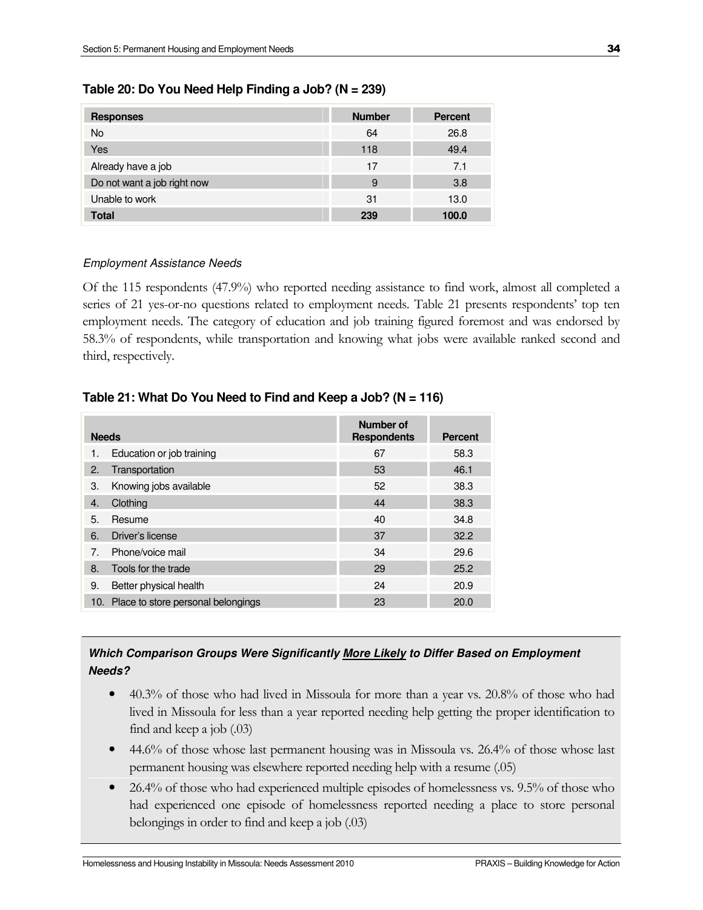### Table 20: Do You Need Help Finding a Job? (N = 239)

| Responses | Number | Percent |
|---|---|---|
| No | 64 | 26.8 |
| Yes | 118 | 49.4 |
| Already have a job | 17 | 7.1 |
| Do not want a job right now | 9 | 3.8 |
| Unable to work | 31 | 13.0 |
| **Total** | **239** | **100.0** |

*Employment Assistance Needs*

Of the 115 respondents (47.9%) who reported needing assistance to find work, almost all completed a series of 21 yes-or-no questions related to employment needs. Table 21 presents respondents' top ten employment needs. The category of education and job training figured foremost and was endorsed by 58.3% of respondents, while transportation and knowing what jobs were available ranked second and third, respectively.

### Table 21: What Do You Need to Find and Keep a Job? (N = 116)

| Needs | Number of Respondents | Percent |
|---|---|---|
| 1. Education or job training | 67 | 58.3 |
| 2. Transportation | 53 | 46.1 |
| 3. Knowing jobs available | 52 | 38.3 |
| 4. Clothing | 44 | 38.3 |
| 5. Resume | 40 | 34.8 |
| 6. Driver's license | 37 | 32.2 |
| 7. Phone/voice mail | 34 | 29.6 |
| 8. Tools for the trade | 29 | 25.2 |
| 9. Better physical health | 24 | 20.9 |
| 10. Place to store personal belongings | 23 | 20.0 |

***Which Comparison Groups Were Significantly More Likely to Differ Based on Employment Needs?***

- 40.3% of those who had lived in Missoula for more than a year vs. 20.8% of those who had lived in Missoula for less than a year reported needing help getting the proper identification to find and keep a job (.03)
- 44.6% of those whose last permanent housing was in Missoula vs. 26.4% of those whose last permanent housing was elsewhere reported needing help with a resume (.05)
- 26.4% of those who had experienced multiple episodes of homelessness vs. 9.5% of those who had experienced one episode of homelessness reported needing a place to store personal belongings in order to find and keep a job (.03)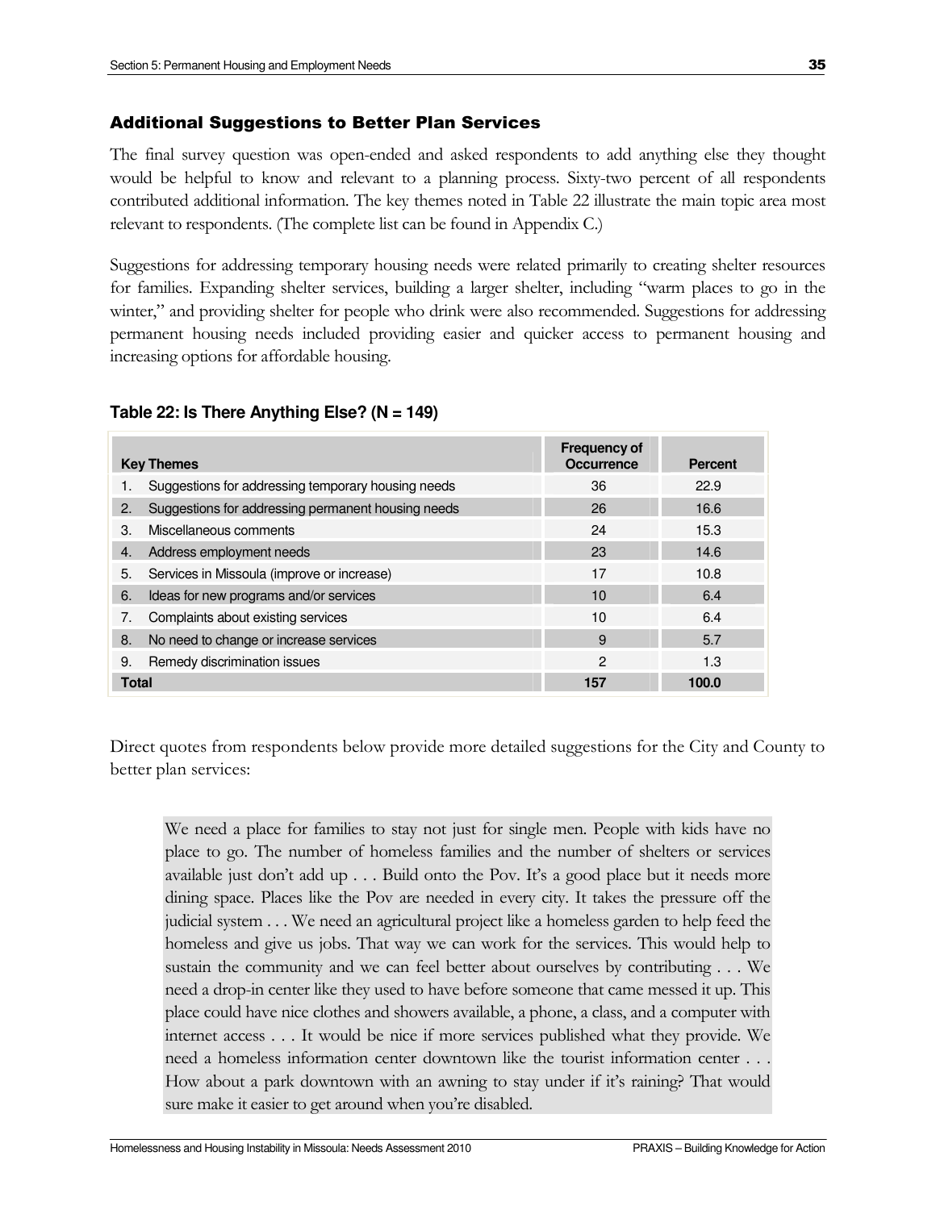## Additional Suggestions to Better Plan Services

The final survey question was open-ended and asked respondents to add anything else they thought would be helpful to know and relevant to a planning process. Sixty-two percent of all respondents contributed additional information. The key themes noted in Table 22 illustrate the main topic area most relevant to respondents. (The complete list can be found in Appendix C.)

Suggestions for addressing temporary housing needs were related primarily to creating shelter resources for families. Expanding shelter services, building a larger shelter, including "warm places to go in the winter," and providing shelter for people who drink were also recommended. Suggestions for addressing permanent housing needs included providing easier and quicker access to permanent housing and increasing options for affordable housing.

**Table 22: Is There Anything Else? (N = 149)**

| Key Themes | Frequency of Occurrence | Percent |
|---|---|---|
| 1. Suggestions for addressing temporary housing needs | 36 | 22.9 |
| 2. Suggestions for addressing permanent housing needs | 26 | 16.6 |
| 3. Miscellaneous comments | 24 | 15.3 |
| 4. Address employment needs | 23 | 14.6 |
| 5. Services in Missoula (improve or increase) | 17 | 10.8 |
| 6. Ideas for new programs and/or services | 10 | 6.4 |
| 7. Complaints about existing services | 10 | 6.4 |
| 8. No need to change or increase services | 9 | 5.7 |
| 9. Remedy discrimination issues | 2 | 1.3 |
| **Total** | **157** | **100.0** |

Direct quotes from respondents below provide more detailed suggestions for the City and County to better plan services:

> We need a place for families to stay not just for single men. People with kids have no place to go. The number of homeless families and the number of shelters or services available just don't add up . . . Build onto the Pov. It's a good place but it needs more dining space. Places like the Pov are needed in every city. It takes the pressure off the judicial system . . . We need an agricultural project like a homeless garden to help feed the homeless and give us jobs. That way we can work for the services. This would help to sustain the community and we can feel better about ourselves by contributing . . . We need a drop-in center like they used to have before someone that came messed it up. This place could have nice clothes and showers available, a phone, a class, and a computer with internet access . . . It would be nice if more services published what they provide. We need a homeless information center downtown like the tourist information center . . . How about a park downtown with an awning to stay under if it's raining? That would sure make it easier to get around when you're disabled.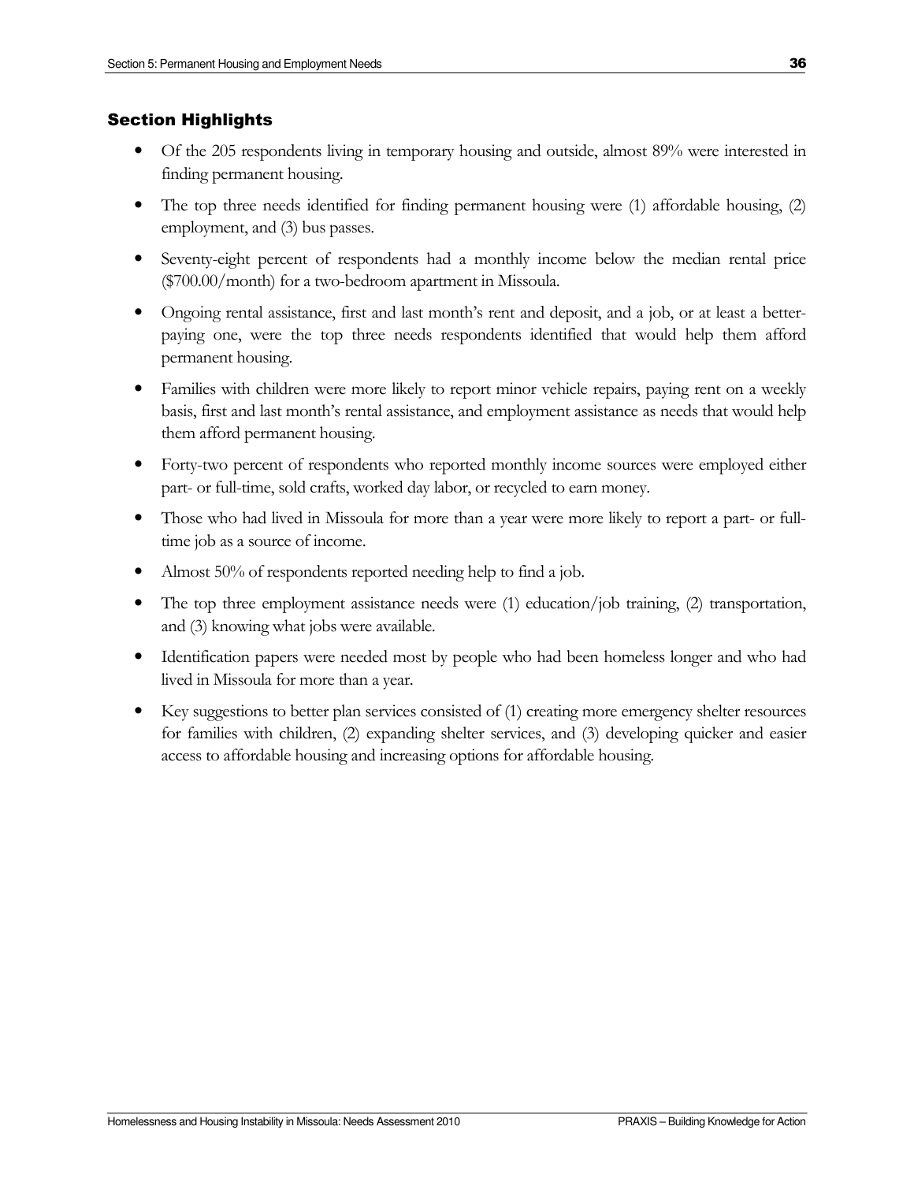## Section Highlights

- Of the 205 respondents living in temporary housing and outside, almost 89% were interested in finding permanent housing.
- The top three needs identified for finding permanent housing were (1) affordable housing, (2) employment, and (3) bus passes.
- Seventy-eight percent of respondents had a monthly income below the median rental price ($700.00/month) for a two-bedroom apartment in Missoula.
- Ongoing rental assistance, first and last month's rent and deposit, and a job, or at least a better-paying one, were the top three needs respondents identified that would help them afford permanent housing.
- Families with children were more likely to report minor vehicle repairs, paying rent on a weekly basis, first and last month's rental assistance, and employment assistance as needs that would help them afford permanent housing.
- Forty-two percent of respondents who reported monthly income sources were employed either part- or full-time, sold crafts, worked day labor, or recycled to earn money.
- Those who had lived in Missoula for more than a year were more likely to report a part- or full-time job as a source of income.
- Almost 50% of respondents reported needing help to find a job.
- The top three employment assistance needs were (1) education/job training, (2) transportation, and (3) knowing what jobs were available.
- Identification papers were needed most by people who had been homeless longer and who had lived in Missoula for more than a year.
- Key suggestions to better plan services consisted of (1) creating more emergency shelter resources for families with children, (2) expanding shelter services, and (3) developing quicker and easier access to affordable housing and increasing options for affordable housing.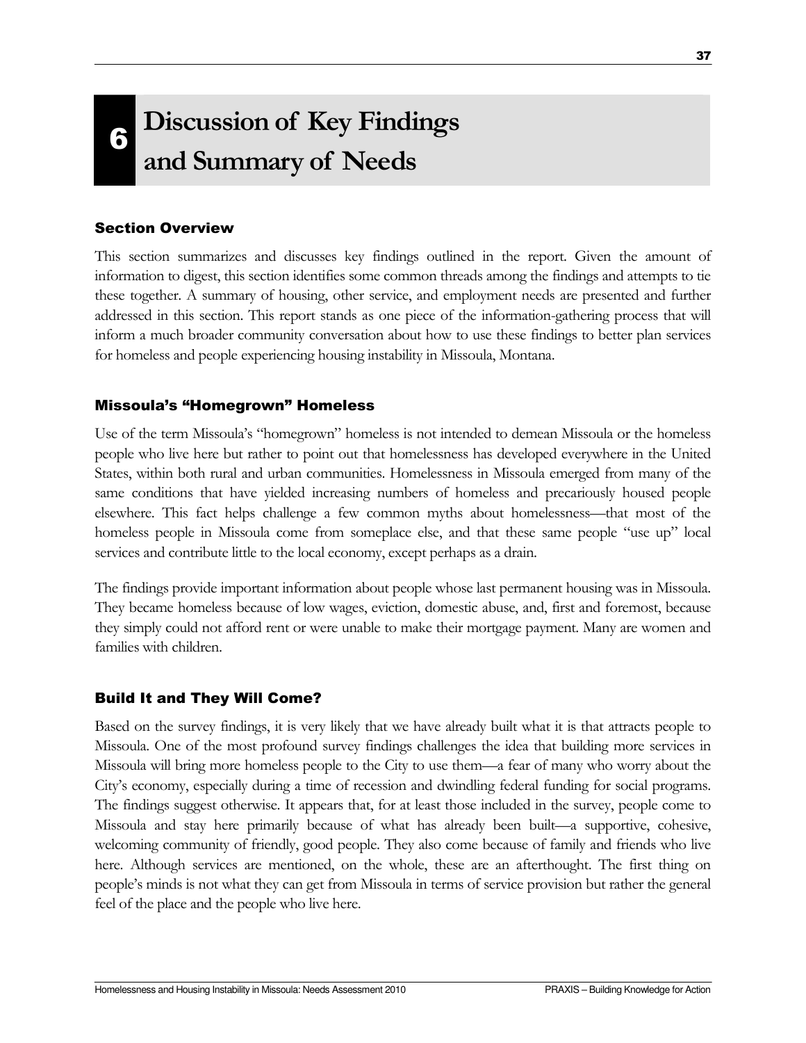# 6 Discussion of Key Findings and Summary of Needs

## Section Overview

This section summarizes and discusses key findings outlined in the report. Given the amount of information to digest, this section identifies some common threads among the findings and attempts to tie these together. A summary of housing, other service, and employment needs are presented and further addressed in this section. This report stands as one piece of the information-gathering process that will inform a much broader community conversation about how to use these findings to better plan services for homeless and people experiencing housing instability in Missoula, Montana.

## Missoula's "Homegrown" Homeless

Use of the term Missoula's "homegrown" homeless is not intended to demean Missoula or the homeless people who live here but rather to point out that homelessness has developed everywhere in the United States, within both rural and urban communities. Homelessness in Missoula emerged from many of the same conditions that have yielded increasing numbers of homeless and precariously housed people elsewhere. This fact helps challenge a few common myths about homelessness—that most of the homeless people in Missoula come from someplace else, and that these same people "use up" local services and contribute little to the local economy, except perhaps as a drain.

The findings provide important information about people whose last permanent housing was in Missoula. They became homeless because of low wages, eviction, domestic abuse, and, first and foremost, because they simply could not afford rent or were unable to make their mortgage payment. Many are women and families with children.

## Build It and They Will Come?

Based on the survey findings, it is very likely that we have already built what it is that attracts people to Missoula. One of the most profound survey findings challenges the idea that building more services in Missoula will bring more homeless people to the City to use them—a fear of many who worry about the City's economy, especially during a time of recession and dwindling federal funding for social programs. The findings suggest otherwise. It appears that, for at least those included in the survey, people come to Missoula and stay here primarily because of what has already been built—a supportive, cohesive, welcoming community of friendly, good people. They also come because of family and friends who live here. Although services are mentioned, on the whole, these are an afterthought. The first thing on people's minds is not what they can get from Missoula in terms of service provision but rather the general feel of the place and the people who live here.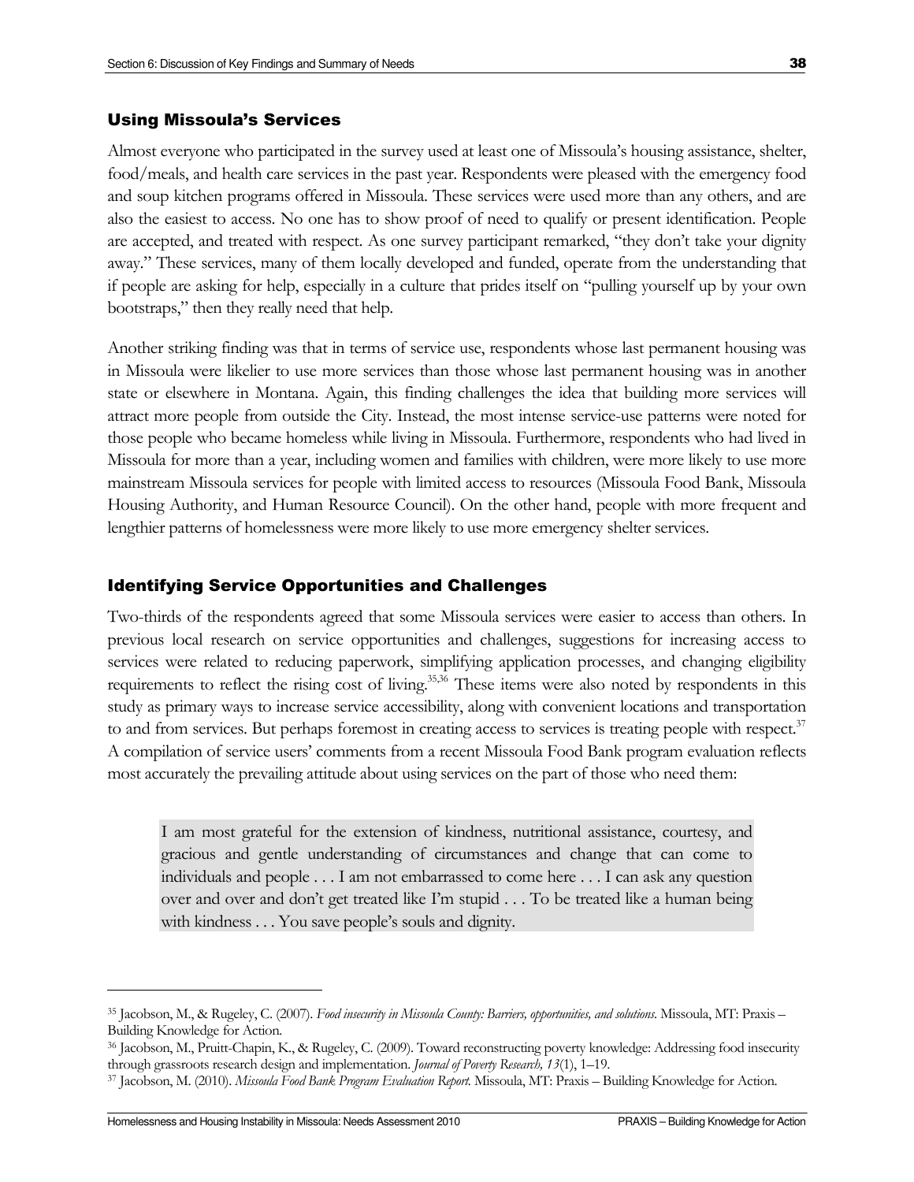## Using Missoula's Services

Almost everyone who participated in the survey used at least one of Missoula's housing assistance, shelter, food/meals, and health care services in the past year. Respondents were pleased with the emergency food and soup kitchen programs offered in Missoula. These services were used more than any others, and are also the easiest to access. No one has to show proof of need to qualify or present identification. People are accepted, and treated with respect. As one survey participant remarked, "they don't take your dignity away." These services, many of them locally developed and funded, operate from the understanding that if people are asking for help, especially in a culture that prides itself on "pulling yourself up by your own bootstraps," then they really need that help.

Another striking finding was that in terms of service use, respondents whose last permanent housing was in Missoula were likelier to use more services than those whose last permanent housing was in another state or elsewhere in Montana. Again, this finding challenges the idea that building more services will attract more people from outside the City. Instead, the most intense service-use patterns were noted for those people who became homeless while living in Missoula. Furthermore, respondents who had lived in Missoula for more than a year, including women and families with children, were more likely to use more mainstream Missoula services for people with limited access to resources (Missoula Food Bank, Missoula Housing Authority, and Human Resource Council). On the other hand, people with more frequent and lengthier patterns of homelessness were more likely to use more emergency shelter services.

## Identifying Service Opportunities and Challenges

Two-thirds of the respondents agreed that some Missoula services were easier to access than others. In previous local research on service opportunities and challenges, suggestions for increasing access to services were related to reducing paperwork, simplifying application processes, and changing eligibility requirements to reflect the rising cost of living.[35,36] These items were also noted by respondents in this study as primary ways to increase service accessibility, along with convenient locations and transportation to and from services. But perhaps foremost in creating access to services is treating people with respect.[37] A compilation of service users' comments from a recent Missoula Food Bank program evaluation reflects most accurately the prevailing attitude about using services on the part of those who need them:

> I am most grateful for the extension of kindness, nutritional assistance, courtesy, and gracious and gentle understanding of circumstances and change that can come to individuals and people . . . I am not embarrassed to come here . . . I can ask any question over and over and don't get treated like I'm stupid . . . To be treated like a human being with kindness . . . You save people's souls and dignity.

---

[35] Jacobson, M., & Rugeley, C. (2007). *Food insecurity in Missoula County: Barriers, opportunities, and solutions*. Missoula, MT: Praxis – Building Knowledge for Action.

[36] Jacobson, M., Pruitt-Chapin, K., & Rugeley, C. (2009). Toward reconstructing poverty knowledge: Addressing food insecurity through grassroots research design and implementation. *Journal of Poverty Research, 13*(1), 1–19.

[37] Jacobson, M. (2010). *Missoula Food Bank Program Evaluation Report.* Missoula, MT: Praxis – Building Knowledge for Action.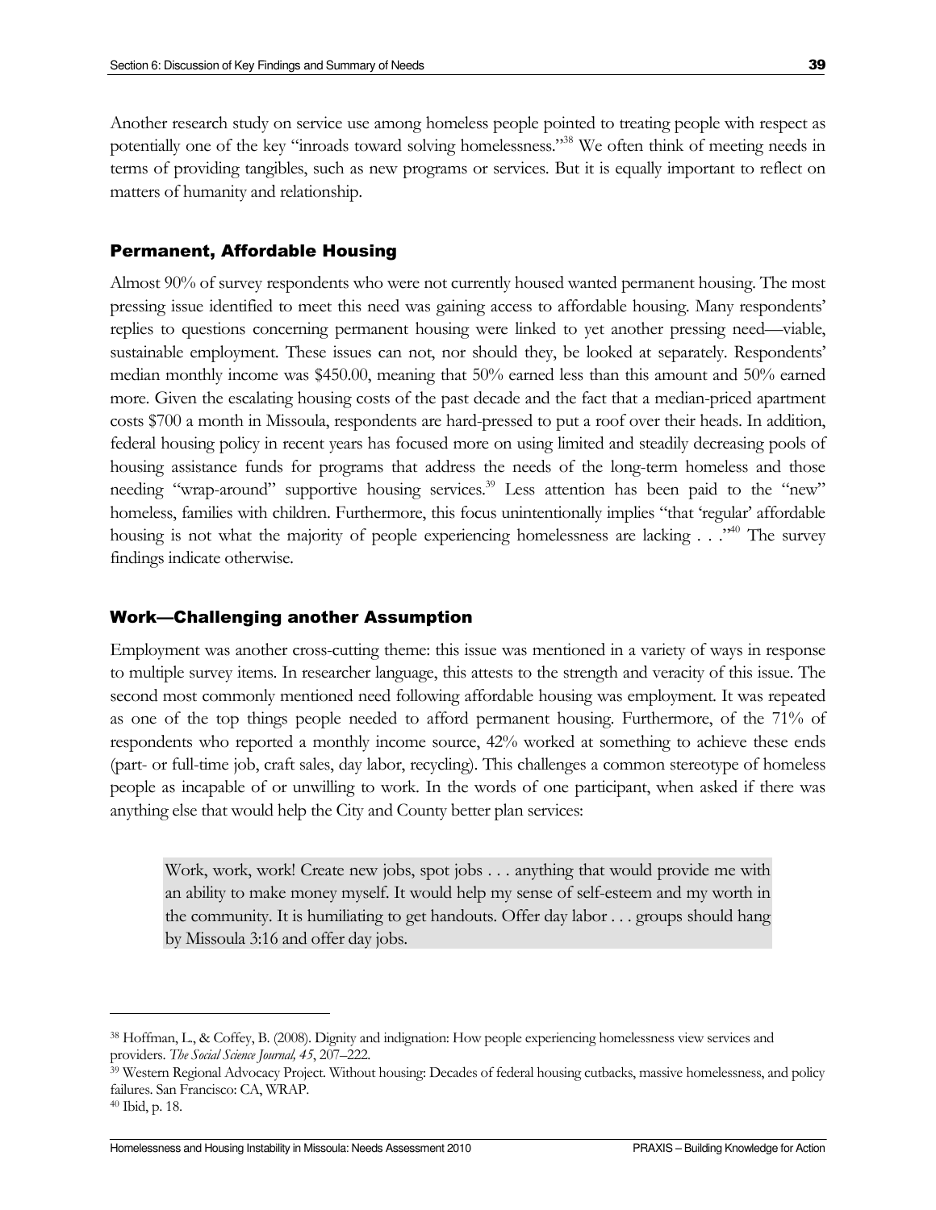Another research study on service use among homeless people pointed to treating people with respect as potentially one of the key "inroads toward solving homelessness."[38] We often think of meeting needs in terms of providing tangibles, such as new programs or services. But it is equally important to reflect on matters of humanity and relationship.

### Permanent, Affordable Housing

Almost 90% of survey respondents who were not currently housed wanted permanent housing. The most pressing issue identified to meet this need was gaining access to affordable housing. Many respondents' replies to questions concerning permanent housing were linked to yet another pressing need—viable, sustainable employment. These issues can not, nor should they, be looked at separately. Respondents' median monthly income was $450.00, meaning that 50% earned less than this amount and 50% earned more. Given the escalating housing costs of the past decade and the fact that a median-priced apartment costs $700 a month in Missoula, respondents are hard-pressed to put a roof over their heads. In addition, federal housing policy in recent years has focused more on using limited and steadily decreasing pools of housing assistance funds for programs that address the needs of the long-term homeless and those needing "wrap-around" supportive housing services.[39] Less attention has been paid to the "new" homeless, families with children. Furthermore, this focus unintentionally implies "that 'regular' affordable housing is not what the majority of people experiencing homelessness are lacking . . ."[40] The survey findings indicate otherwise.

### Work—Challenging another Assumption

Employment was another cross-cutting theme: this issue was mentioned in a variety of ways in response to multiple survey items. In researcher language, this attests to the strength and veracity of this issue. The second most commonly mentioned need following affordable housing was employment. It was repeated as one of the top things people needed to afford permanent housing. Furthermore, of the 71% of respondents who reported a monthly income source, 42% worked at something to achieve these ends (part- or full-time job, craft sales, day labor, recycling). This challenges a common stereotype of homeless people as incapable of or unwilling to work. In the words of one participant, when asked if there was anything else that would help the City and County better plan services:

> Work, work, work! Create new jobs, spot jobs . . . anything that would provide me with an ability to make money myself. It would help my sense of self-esteem and my worth in the community. It is humiliating to get handouts. Offer day labor . . . groups should hang by Missoula 3:16 and offer day jobs.

---

[38] Hoffman, L., & Coffey, B. (2008). Dignity and indignation: How people experiencing homelessness view services and providers. *The Social Science Journal, 45*, 207–222.

[39] Western Regional Advocacy Project. Without housing: Decades of federal housing cutbacks, massive homelessness, and policy failures. San Francisco: CA, WRAP.

[40] Ibid, p. 18.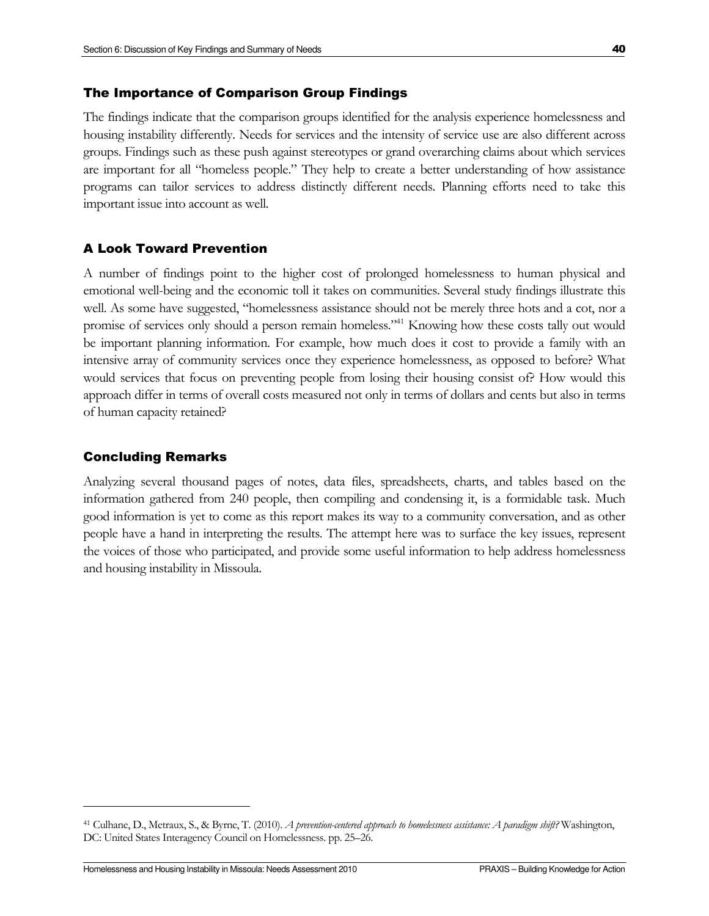### The Importance of Comparison Group Findings

The findings indicate that the comparison groups identified for the analysis experience homelessness and housing instability differently. Needs for services and the intensity of service use are also different across groups. Findings such as these push against stereotypes or grand overarching claims about which services are important for all "homeless people." They help to create a better understanding of how assistance programs can tailor services to address distinctly different needs. Planning efforts need to take this important issue into account as well.

### A Look Toward Prevention

A number of findings point to the higher cost of prolonged homelessness to human physical and emotional well-being and the economic toll it takes on communities. Several study findings illustrate this well. As some have suggested, "homelessness assistance should not be merely three hots and a cot, nor a promise of services only should a person remain homeless."[41] Knowing how these costs tally out would be important planning information. For example, how much does it cost to provide a family with an intensive array of community services once they experience homelessness, as opposed to before? What would services that focus on preventing people from losing their housing consist of? How would this approach differ in terms of overall costs measured not only in terms of dollars and cents but also in terms of human capacity retained?

### Concluding Remarks

Analyzing several thousand pages of notes, data files, spreadsheets, charts, and tables based on the information gathered from 240 people, then compiling and condensing it, is a formidable task. Much good information is yet to come as this report makes its way to a community conversation, and as other people have a hand in interpreting the results. The attempt here was to surface the key issues, represent the voices of those who participated, and provide some useful information to help address homelessness and housing instability in Missoula.

---

[41] Culhane, D., Metraux, S., & Byrne, T. (2010). *A prevention-centered approach to homelessness assistance: A paradigm shift?* Washington, DC: United States Interagency Council on Homelessness. pp. 25–26.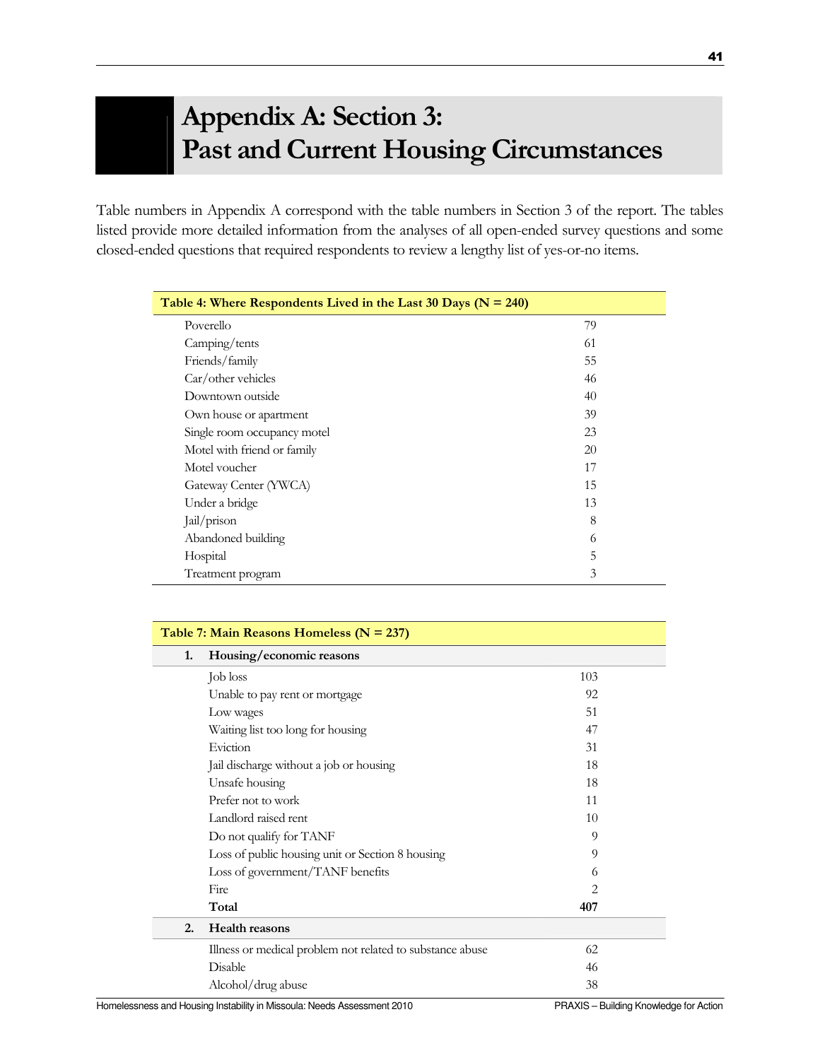# Appendix A: Section 3: Past and Current Housing Circumstances

Table numbers in Appendix A correspond with the table numbers in Section 3 of the report. The tables listed provide more detailed information from the analyses of all open-ended survey questions and some closed-ended questions that required respondents to review a lengthy list of yes-or-no items.

| **Table 4: Where Respondents Lived in the Last 30 Days (N = 240)** | |
|---|---|
| Poverello | 79 |
| Camping/tents | 61 |
| Friends/family | 55 |
| Car/other vehicles | 46 |
| Downtown outside | 40 |
| Own house or apartment | 39 |
| Single room occupancy motel | 23 |
| Motel with friend or family | 20 |
| Motel voucher | 17 |
| Gateway Center (YWCA) | 15 |
| Under a bridge | 13 |
| Jail/prison | 8 |
| Abandoned building | 6 |
| Hospital | 5 |
| Treatment program | 3 |

| **Table 7: Main Reasons Homeless (N = 237)** | | |
|---|---|---|
| **1.** | **Housing/economic reasons** | |
| | Job loss | 103 |
| | Unable to pay rent or mortgage | 92 |
| | Low wages | 51 |
| | Waiting list too long for housing | 47 |
| | Eviction | 31 |
| | Jail discharge without a job or housing | 18 |
| | Unsafe housing | 18 |
| | Prefer not to work | 11 |
| | Landlord raised rent | 10 |
| | Do not qualify for TANF | 9 |
| | Loss of public housing unit or Section 8 housing | 9 |
| | Loss of government/TANF benefits | 6 |
| | Fire | 2 |
| | **Total** | **407** |
| **2.** | **Health reasons** | |
| | Illness or medical problem not related to substance abuse | 62 |
| | Disable | 46 |
| | Alcohol/drug abuse | 38 |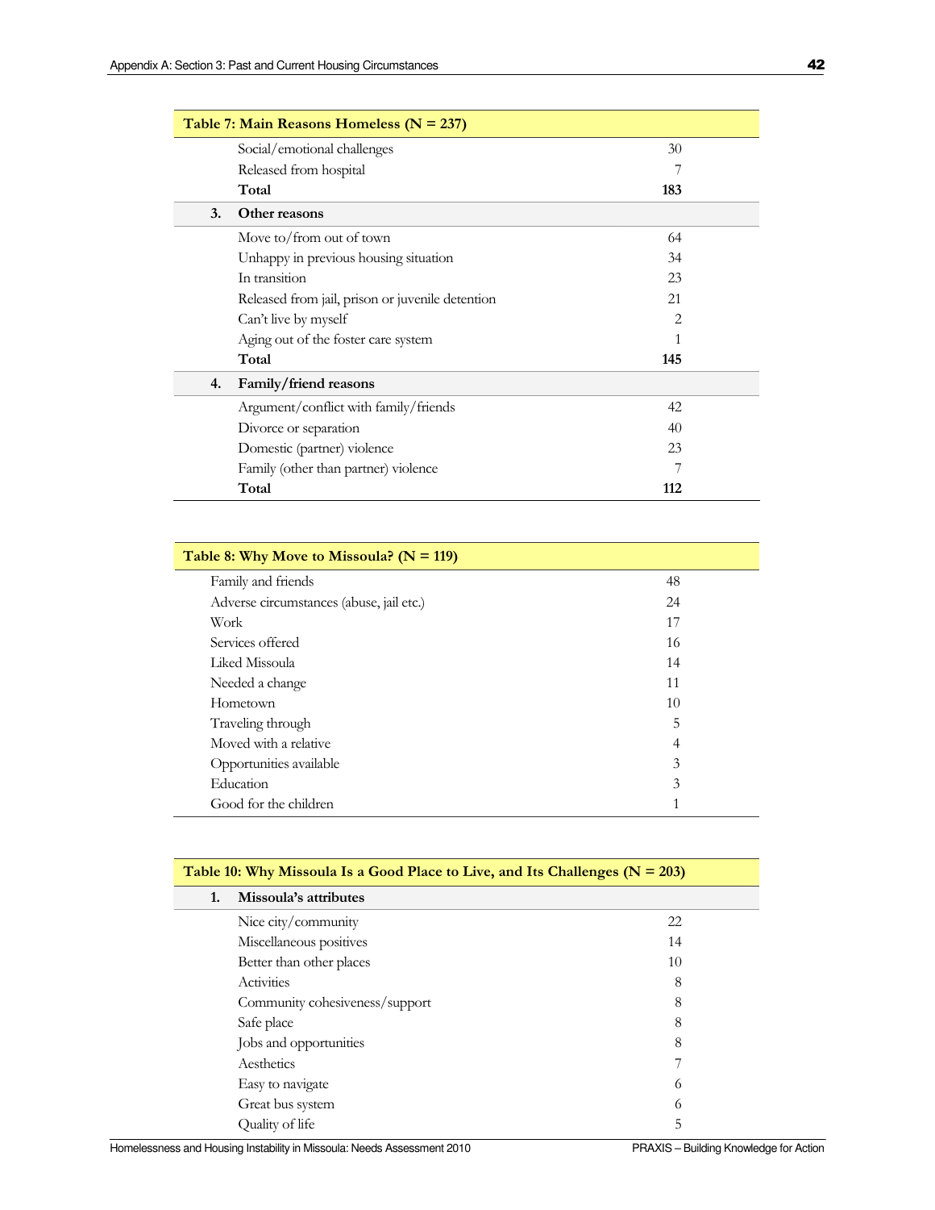| Table 7: Main Reasons Homeless (N = 237) | | |
|---|---|---|
| | Social/emotional challenges | 30 |
| | Released from hospital | 7 |
| | **Total** | **183** |
| **3.** | **Other reasons** | |
| | Move to/from out of town | 64 |
| | Unhappy in previous housing situation | 34 |
| | In transition | 23 |
| | Released from jail, prison or juvenile detention | 21 |
| | Can't live by myself | 2 |
| | Aging out of the foster care system | 1 |
| | **Total** | **145** |
| **4.** | **Family/friend reasons** | |
| | Argument/conflict with family/friends | 42 |
| | Divorce or separation | 40 |
| | Domestic (partner) violence | 23 |
| | Family (other than partner) violence | 7 |
| | **Total** | **112** |

| Table 8: Why Move to Missoula? (N = 119) | |
|---|---|
| Family and friends | 48 |
| Adverse circumstances (abuse, jail etc.) | 24 |
| Work | 17 |
| Services offered | 16 |
| Liked Missoula | 14 |
| Needed a change | 11 |
| Hometown | 10 |
| Traveling through | 5 |
| Moved with a relative | 4 |
| Opportunities available | 3 |
| Education | 3 |
| Good for the children | 1 |

| Table 10: Why Missoula Is a Good Place to Live, and Its Challenges (N = 203) | | |
|---|---|---|
| **1.** | **Missoula's attributes** | |
| | Nice city/community | 22 |
| | Miscellaneous positives | 14 |
| | Better than other places | 10 |
| | Activities | 8 |
| | Community cohesiveness/support | 8 |
| | Safe place | 8 |
| | Jobs and opportunities | 8 |
| | Aesthetics | 7 |
| | Easy to navigate | 6 |
| | Great bus system | 6 |
| | Quality of life | 5 |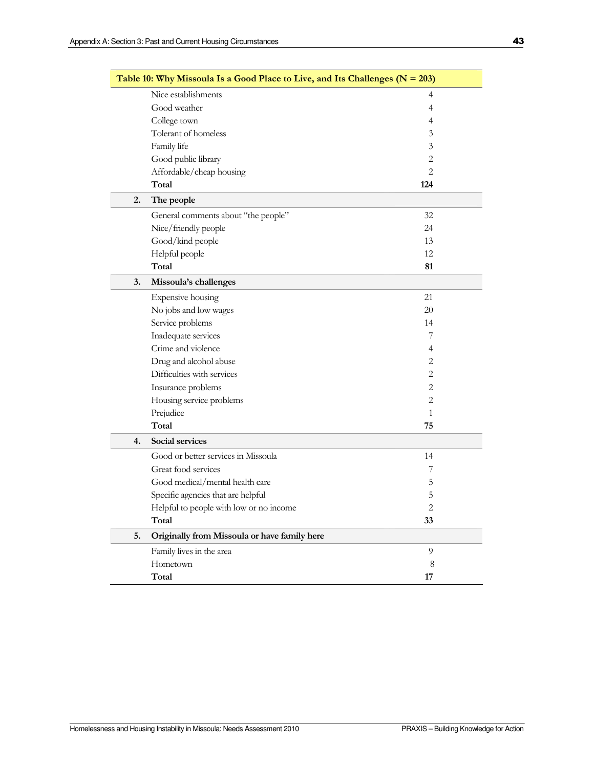| Table 10: Why Missoula Is a Good Place to Live, and Its Challenges (N = 203) | | |
|---|---|---|
| | Nice establishments | 4 |
| | Good weather | 4 |
| | College town | 4 |
| | Tolerant of homeless | 3 |
| | Family life | 3 |
| | Good public library | 2 |
| | Affordable/cheap housing | 2 |
| | **Total** | **124** |
| **2.** | **The people** | |
| | General comments about "the people" | 32 |
| | Nice/friendly people | 24 |
| | Good/kind people | 13 |
| | Helpful people | 12 |
| | **Total** | **81** |
| **3.** | **Missoula's challenges** | |
| | Expensive housing | 21 |
| | No jobs and low wages | 20 |
| | Service problems | 14 |
| | Inadequate services | 7 |
| | Crime and violence | 4 |
| | Drug and alcohol abuse | 2 |
| | Difficulties with services | 2 |
| | Insurance problems | 2 |
| | Housing service problems | 2 |
| | Prejudice | 1 |
| | **Total** | **75** |
| **4.** | **Social services** | |
| | Good or better services in Missoula | 14 |
| | Great food services | 7 |
| | Good medical/mental health care | 5 |
| | Specific agencies that are helpful | 5 |
| | Helpful to people with low or no income | 2 |
| | **Total** | **33** |
| **5.** | **Originally from Missoula or have family here** | |
| | Family lives in the area | 9 |
| | Hometown | 8 |
| | **Total** | **17** |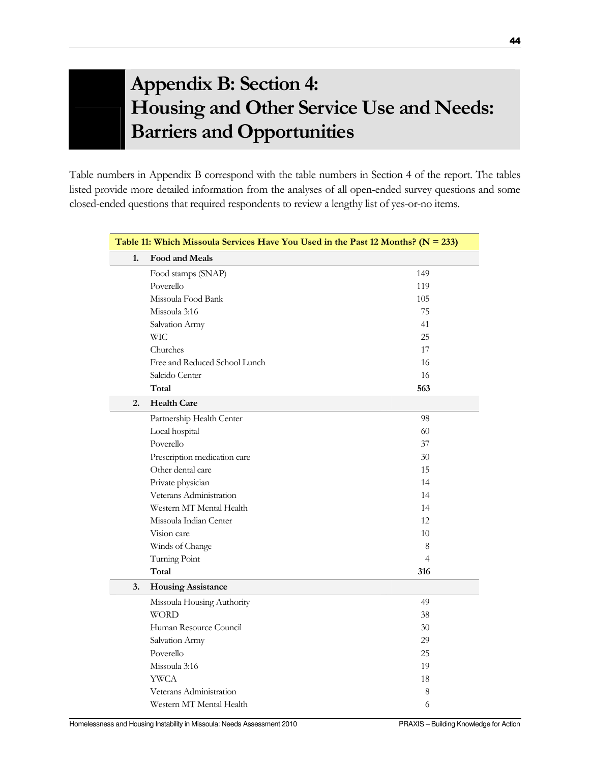# Appendix B: Section 4: Housing and Other Service Use and Needs: Barriers and Opportunities

Table numbers in Appendix B correspond with the table numbers in Section 4 of the report. The tables listed provide more detailed information from the analyses of all open-ended survey questions and some closed-ended questions that required respondents to review a lengthy list of yes-or-no items.

| Table 11: Which Missoula Services Have You Used in the Past 12 Months? (N = 233) | | |
|---|---|---|
| **1.** | **Food and Meals** | |
| | Food stamps (SNAP) | 149 |
| | Poverello | 119 |
| | Missoula Food Bank | 105 |
| | Missoula 3:16 | 75 |
| | Salvation Army | 41 |
| | WIC | 25 |
| | Churches | 17 |
| | Free and Reduced School Lunch | 16 |
| | Salcido Center | 16 |
| | **Total** | **563** |
| **2.** | **Health Care** | |
| | Partnership Health Center | 98 |
| | Local hospital | 60 |
| | Poverello | 37 |
| | Prescription medication care | 30 |
| | Other dental care | 15 |
| | Private physician | 14 |
| | Veterans Administration | 14 |
| | Western MT Mental Health | 14 |
| | Missoula Indian Center | 12 |
| | Vision care | 10 |
| | Winds of Change | 8 |
| | Turning Point | 4 |
| | **Total** | **316** |
| **3.** | **Housing Assistance** | |
| | Missoula Housing Authority | 49 |
| | WORD | 38 |
| | Human Resource Council | 30 |
| | Salvation Army | 29 |
| | Poverello | 25 |
| | Missoula 3:16 | 19 |
| | YWCA | 18 |
| | Veterans Administration | 8 |
| | Western MT Mental Health | 6 |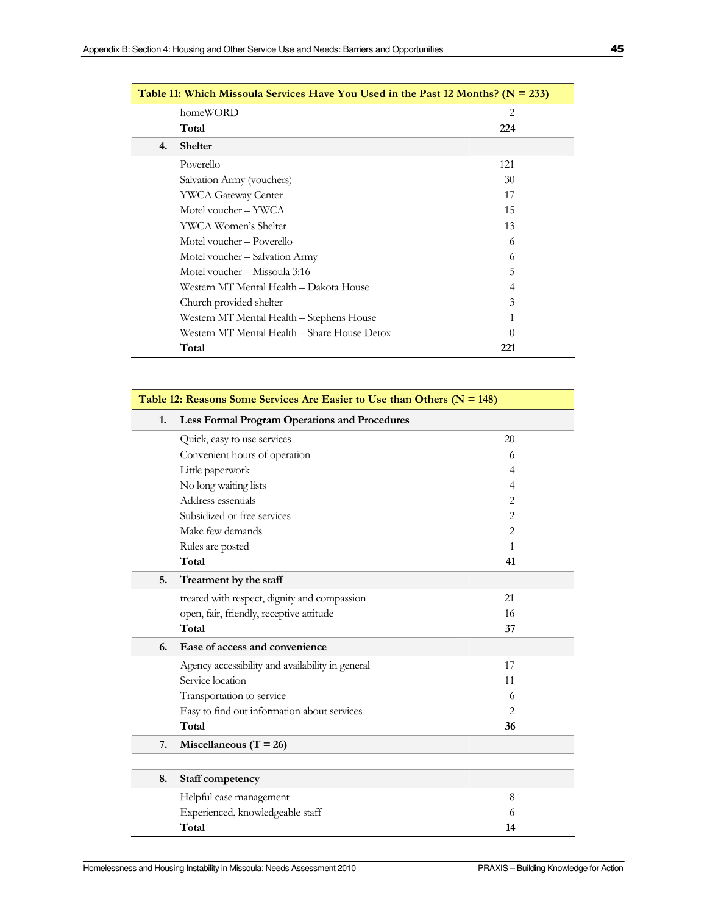| Table 11: Which Missoula Services Have You Used in the Past 12 Months? (N = 233) | | |
|---|---|---|
| | homeWORD | 2 |
| | **Total** | **224** |
| **4.** | **Shelter** | |
| | Poverello | 121 |
| | Salvation Army (vouchers) | 30 |
| | YWCA Gateway Center | 17 |
| | Motel voucher – YWCA | 15 |
| | YWCA Women's Shelter | 13 |
| | Motel voucher – Poverello | 6 |
| | Motel voucher – Salvation Army | 6 |
| | Motel voucher – Missoula 3:16 | 5 |
| | Western MT Mental Health – Dakota House | 4 |
| | Church provided shelter | 3 |
| | Western MT Mental Health – Stephens House | 1 |
| | Western MT Mental Health – Share House Detox | 0 |
| | **Total** | **221** |

| Table 12: Reasons Some Services Are Easier to Use than Others (N = 148) | | |
|---|---|---|
| **1.** | **Less Formal Program Operations and Procedures** | |
| | Quick, easy to use services | 20 |
| | Convenient hours of operation | 6 |
| | Little paperwork | 4 |
| | No long waiting lists | 4 |
| | Address essentials | 2 |
| | Subsidized or free services | 2 |
| | Make few demands | 2 |
| | Rules are posted | 1 |
| | **Total** | **41** |
| **5.** | **Treatment by the staff** | |
| | treated with respect, dignity and compassion | 21 |
| | open, fair, friendly, receptive attitude | 16 |
| | **Total** | **37** |
| **6.** | **Ease of access and convenience** | |
| | Agency accessibility and availability in general | 17 |
| | Service location | 11 |
| | Transportation to service | 6 |
| | Easy to find out information about services | 2 |
| | **Total** | **36** |
| **7.** | **Miscellaneous (T = 26)** | |
| **8.** | **Staff competency** | |
| | Helpful case management | 8 |
| | Experienced, knowledgeable staff | 6 |
| | **Total** | **14** |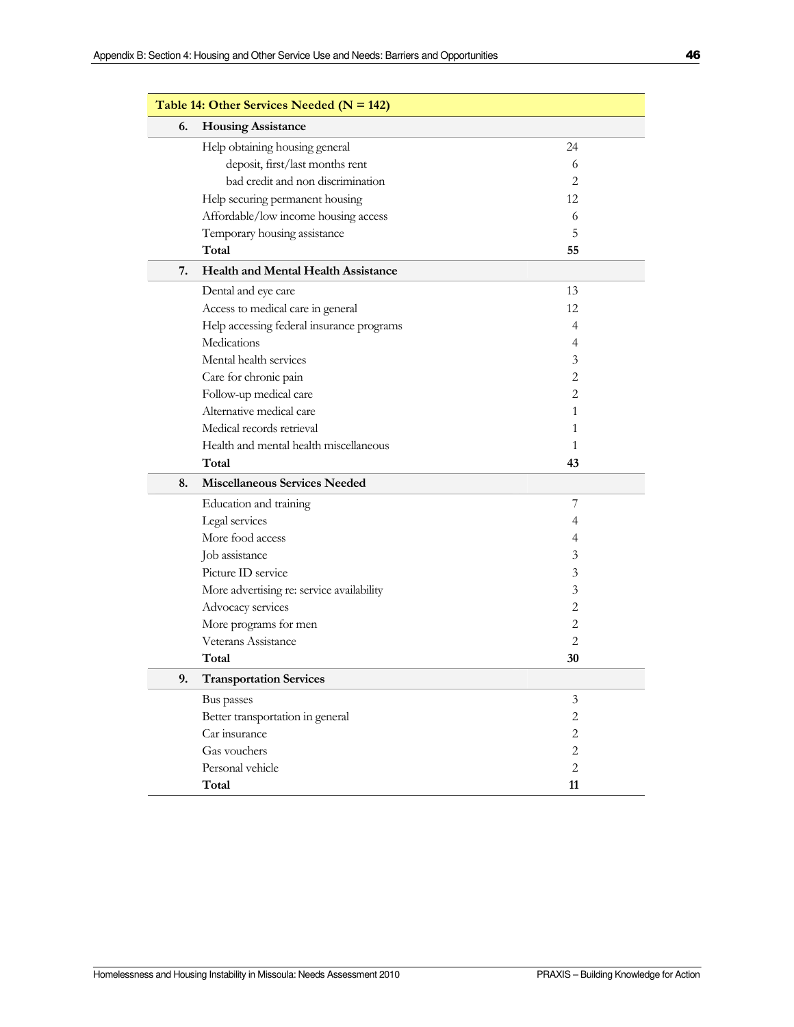| Table 14: Other Services Needed (N = 142) | | |
|---|---|---|
| **6.** | **Housing Assistance** | |
| | Help obtaining housing general | 24 |
| | deposit, first/last months rent | 6 |
| | bad credit and non discrimination | 2 |
| | Help securing permanent housing | 12 |
| | Affordable/low income housing access | 6 |
| | Temporary housing assistance | 5 |
| | **Total** | **55** |
| **7.** | **Health and Mental Health Assistance** | |
| | Dental and eye care | 13 |
| | Access to medical care in general | 12 |
| | Help accessing federal insurance programs | 4 |
| | Medications | 4 |
| | Mental health services | 3 |
| | Care for chronic pain | 2 |
| | Follow-up medical care | 2 |
| | Alternative medical care | 1 |
| | Medical records retrieval | 1 |
| | Health and mental health miscellaneous | 1 |
| | **Total** | **43** |
| **8.** | **Miscellaneous Services Needed** | |
| | Education and training | 7 |
| | Legal services | 4 |
| | More food access | 4 |
| | Job assistance | 3 |
| | Picture ID service | 3 |
| | More advertising re: service availability | 3 |
| | Advocacy services | 2 |
| | More programs for men | 2 |
| | Veterans Assistance | 2 |
| | **Total** | **30** |
| **9.** | **Transportation Services** | |
| | Bus passes | 3 |
| | Better transportation in general | 2 |
| | Car insurance | 2 |
| | Gas vouchers | 2 |
| | Personal vehicle | 2 |
| | **Total** | **11** |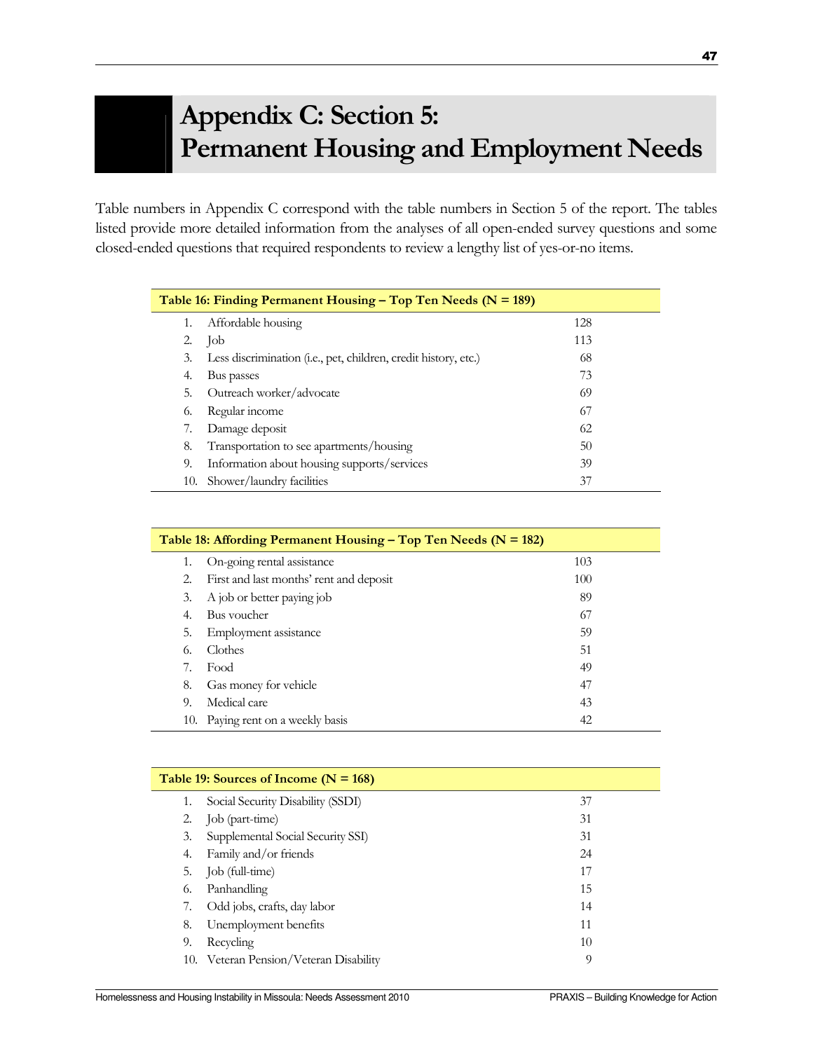# Appendix C: Section 5: Permanent Housing and Employment Needs

Table numbers in Appendix C correspond with the table numbers in Section 5 of the report. The tables listed provide more detailed information from the analyses of all open-ended survey questions and some closed-ended questions that required respondents to review a lengthy list of yes-or-no items.

| Table 16: Finding Permanent Housing – Top Ten Needs (N = 189) | | |
|---|---|---|
| 1. | Affordable housing | 128 |
| 2. | Job | 113 |
| 3. | Less discrimination (i.e., pet, children, credit history, etc.) | 68 |
| 4. | Bus passes | 73 |
| 5. | Outreach worker/advocate | 69 |
| 6. | Regular income | 67 |
| 7. | Damage deposit | 62 |
| 8. | Transportation to see apartments/housing | 50 |
| 9. | Information about housing supports/services | 39 |
| 10. | Shower/laundry facilities | 37 |

| Table 18: Affording Permanent Housing – Top Ten Needs (N = 182) | | |
|---|---|---|
| 1. | On-going rental assistance | 103 |
| 2. | First and last months' rent and deposit | 100 |
| 3. | A job or better paying job | 89 |
| 4. | Bus voucher | 67 |
| 5. | Employment assistance | 59 |
| 6. | Clothes | 51 |
| 7. | Food | 49 |
| 8. | Gas money for vehicle | 47 |
| 9. | Medical care | 43 |
| 10. | Paying rent on a weekly basis | 42 |

| Table 19: Sources of Income (N = 168) | | |
|---|---|---|
| 1. | Social Security Disability (SSDI) | 37 |
| 2. | Job (part-time) | 31 |
| 3. | Supplemental Social Security SSI) | 31 |
| 4. | Family and/or friends | 24 |
| 5. | Job (full-time) | 17 |
| 6. | Panhandling | 15 |
| 7. | Odd jobs, crafts, day labor | 14 |
| 8. | Unemployment benefits | 11 |
| 9. | Recycling | 10 |
| 10. | Veteran Pension/Veteran Disability | 9 |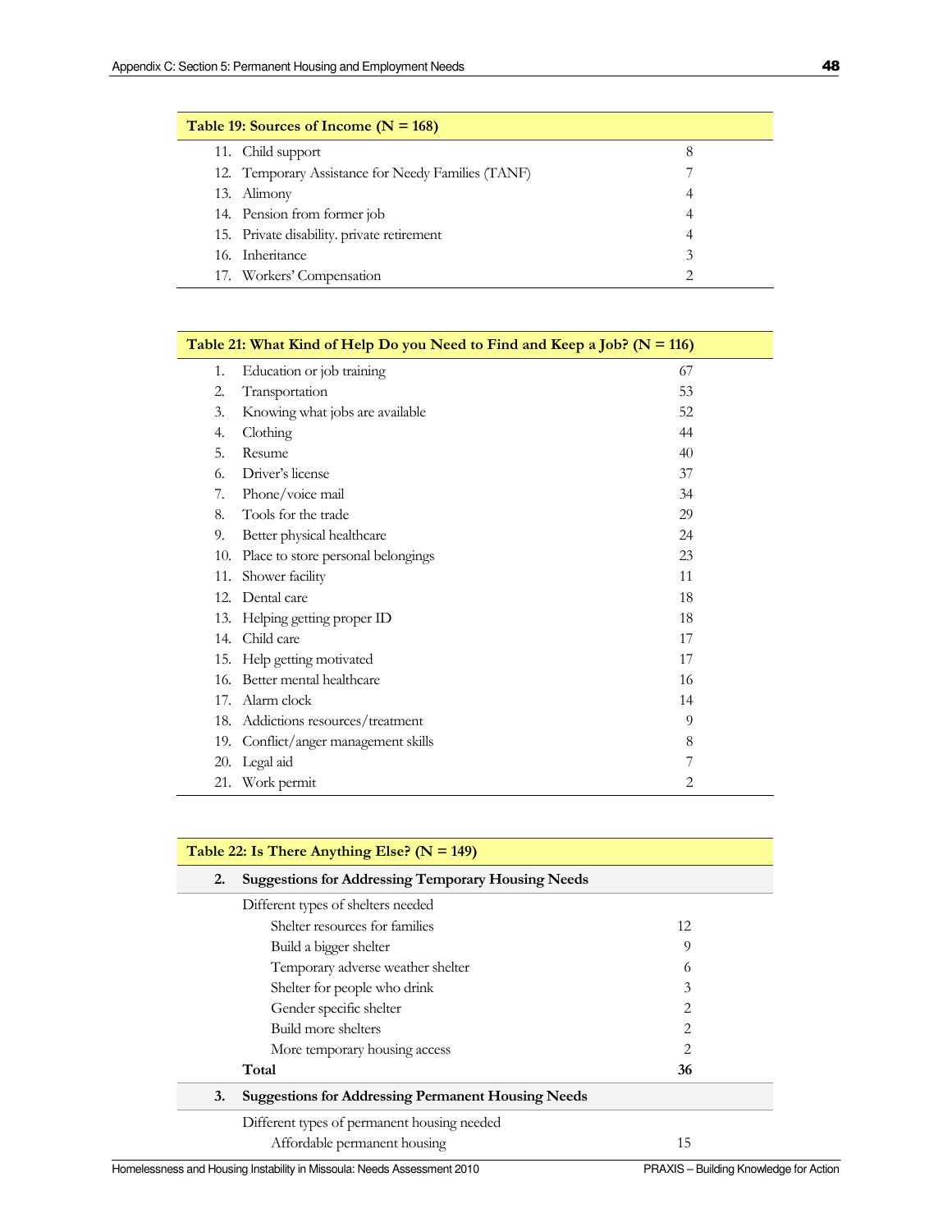| Table 19: Sources of Income (N = 168) | |
|---|---|
| 11. Child support | 8 |
| 12. Temporary Assistance for Needy Families (TANF) | 7 |
| 13. Alimony | 4 |
| 14. Pension from former job | 4 |
| 15. Private disability. private retirement | 4 |
| 16. Inheritance | 3 |
| 17. Workers' Compensation | 2 |

| Table 21: What Kind of Help Do you Need to Find and Keep a Job? (N = 116) | |
|---|---|
| 1. Education or job training | 67 |
| 2. Transportation | 53 |
| 3. Knowing what jobs are available | 52 |
| 4. Clothing | 44 |
| 5. Resume | 40 |
| 6. Driver's license | 37 |
| 7. Phone/voice mail | 34 |
| 8. Tools for the trade | 29 |
| 9. Better physical healthcare | 24 |
| 10. Place to store personal belongings | 23 |
| 11. Shower facility | 11 |
| 12. Dental care | 18 |
| 13. Helping getting proper ID | 18 |
| 14. Child care | 17 |
| 15. Help getting motivated | 17 |
| 16. Better mental healthcare | 16 |
| 17. Alarm clock | 14 |
| 18. Addictions resources/treatment | 9 |
| 19. Conflict/anger management skills | 8 |
| 20. Legal aid | 7 |
| 21. Work permit | 2 |

| Table 22: Is There Anything Else? (N = 149) | | |
|---|---|---|
| **2.** | **Suggestions for Addressing Temporary Housing Needs** | |
| | Different types of shelters needed | |
| | Shelter resources for families | 12 |
| | Build a bigger shelter | 9 |
| | Temporary adverse weather shelter | 6 |
| | Shelter for people who drink | 3 |
| | Gender specific shelter | 2 |
| | Build more shelters | 2 |
| | More temporary housing access | 2 |
| | **Total** | **36** |
| **3.** | **Suggestions for Addressing Permanent Housing Needs** | |
| | Different types of permanent housing needed | |
| | Affordable permanent housing | 15 |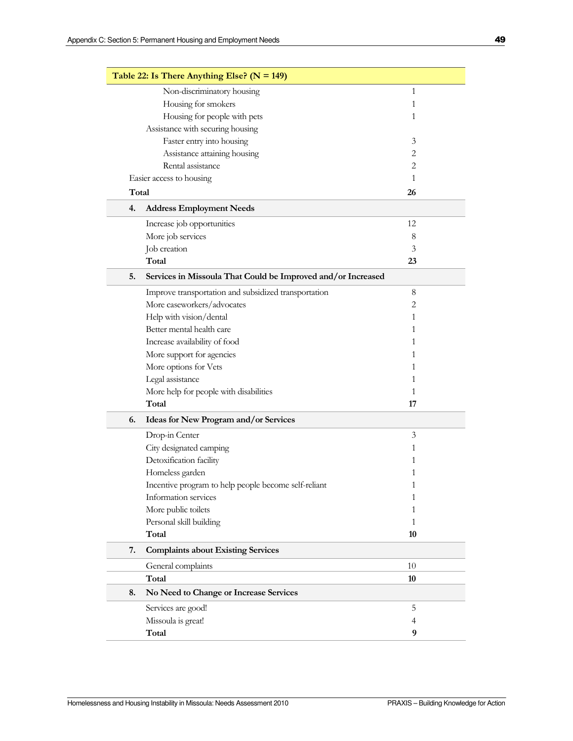| Table 22: Is There Anything Else? (N = 149) | |
|---|---|
| Non-discriminatory housing | 1 |
| Housing for smokers | 1 |
| Housing for people with pets | 1 |
| Assistance with securing housing | |
| Faster entry into housing | 3 |
| Assistance attaining housing | 2 |
| Rental assistance | 2 |
| Easier access to housing | 1 |
| **Total** | **26** |
| **4. Address Employment Needs** | |
| Increase job opportunities | 12 |
| More job services | 8 |
| Job creation | 3 |
| **Total** | **23** |
| **5. Services in Missoula That Could be Improved and/or Increased** | |
| Improve transportation and subsidized transportation | 8 |
| More caseworkers/advocates | 2 |
| Help with vision/dental | 1 |
| Better mental health care | 1 |
| Increase availability of food | 1 |
| More support for agencies | 1 |
| More options for Vets | 1 |
| Legal assistance | 1 |
| More help for people with disabilities | 1 |
| **Total** | **17** |
| **6. Ideas for New Program and/or Services** | |
| Drop-in Center | 3 |
| City designated camping | 1 |
| Detoxification facility | 1 |
| Homeless garden | 1 |
| Incentive program to help people become self-reliant | 1 |
| Information services | 1 |
| More public toilets | 1 |
| Personal skill building | 1 |
| **Total** | **10** |
| **7. Complaints about Existing Services** | |
| General complaints | 10 |
| **Total** | **10** |
| **8. No Need to Change or Increase Services** | |
| Services are good! | 5 |
| Missoula is great! | 4 |
| **Total** | **9** |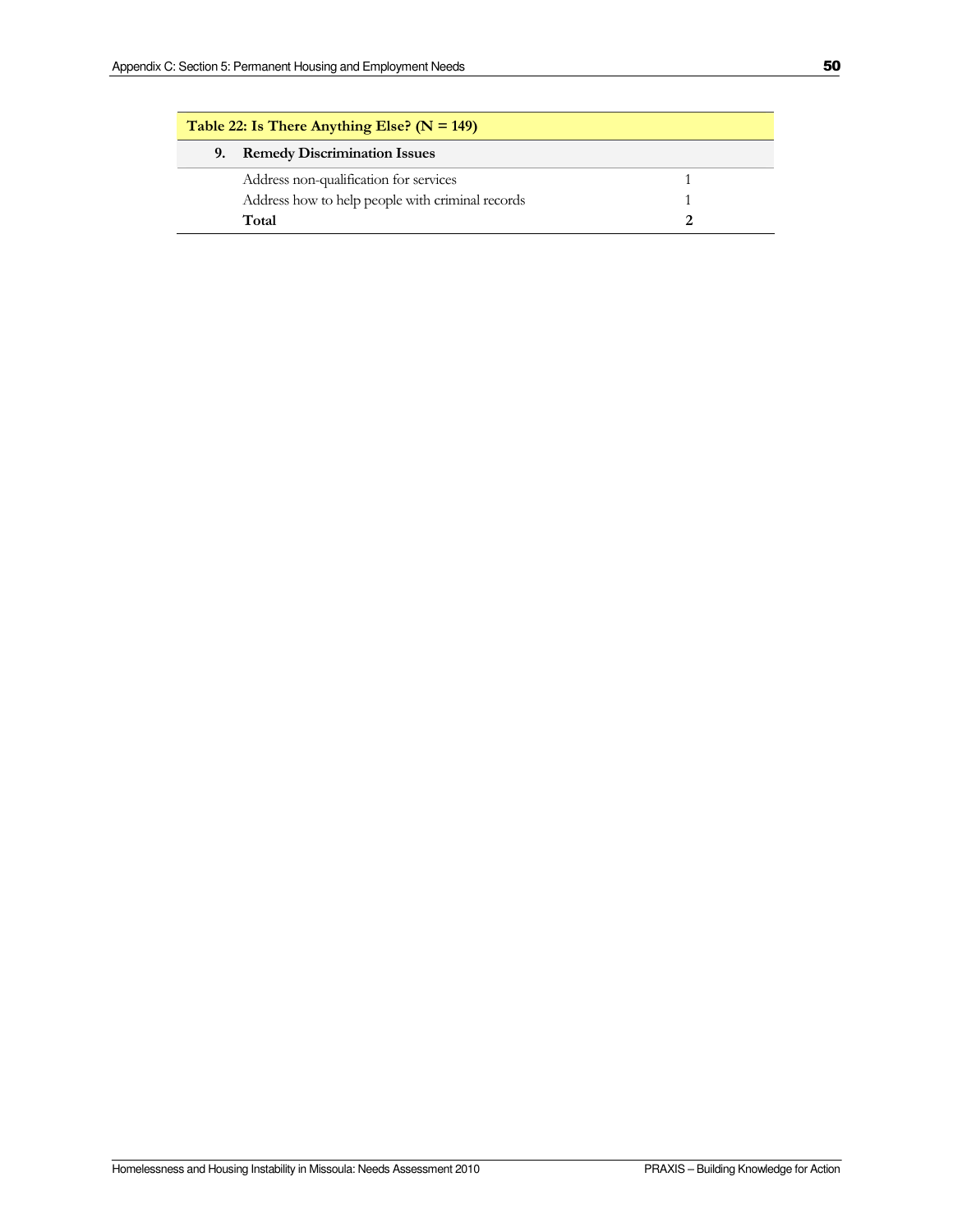| Table 22: Is There Anything Else? (N = 149) | | |
|---|---|---|
| 9. | **Remedy Discrimination Issues** | |
| | Address non-qualification for services | 1 |
| | Address how to help people with criminal records | 1 |
| | **Total** | **2** |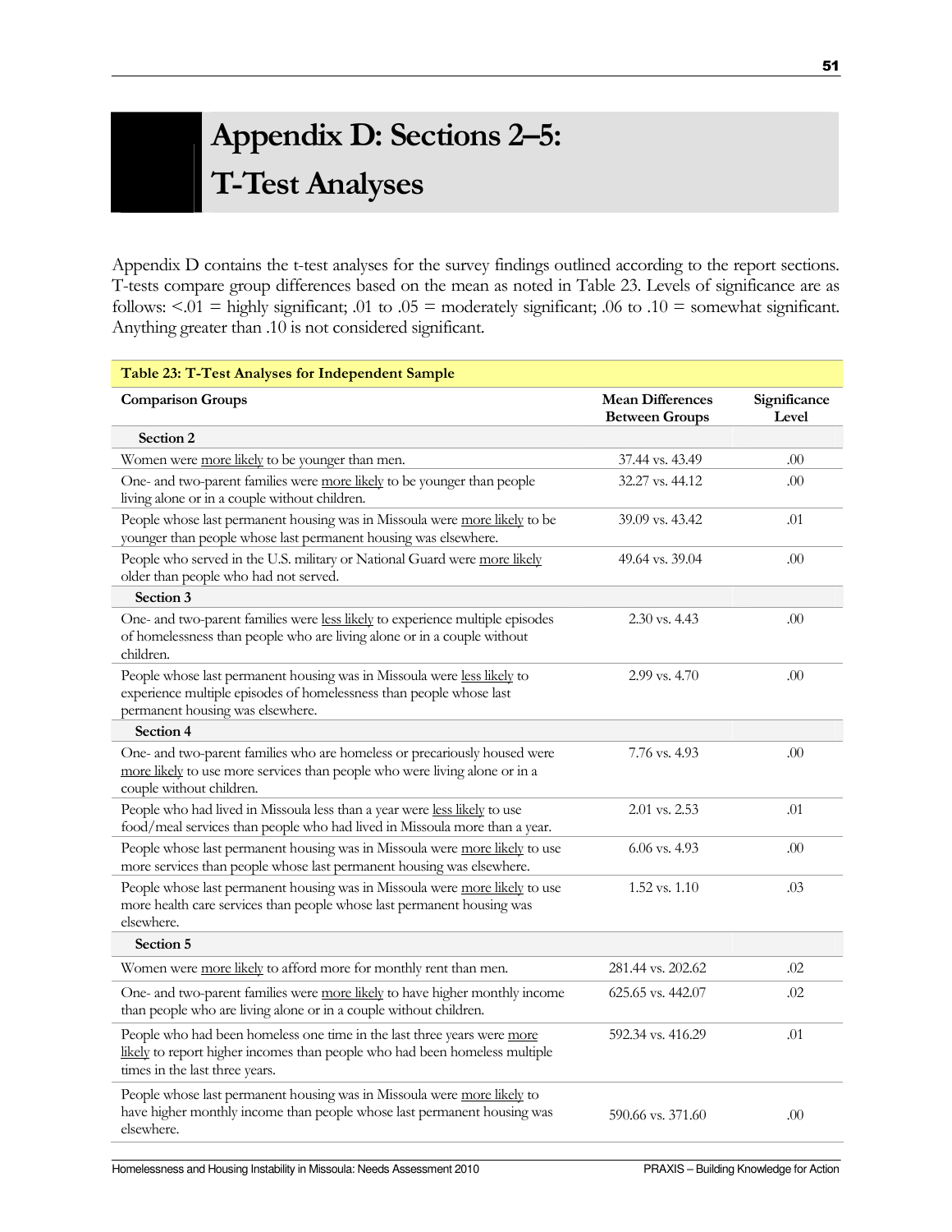# Appendix D: Sections 2–5: T-Test Analyses

Appendix D contains the t-test analyses for the survey findings outlined according to the report sections. T-tests compare group differences based on the mean as noted in Table 23. Levels of significance are as follows: <.01 = highly significant; .01 to .05 = moderately significant; .06 to .10 = somewhat significant. Anything greater than .10 is not considered significant.

**Table 23: T-Test Analyses for Independent Sample**

| Comparison Groups | Mean Differences Between Groups | Significance Level |
|---|---|---|
| **Section 2** | | |
| Women were <u>more likely</u> to be younger than men. | 37.44 vs. 43.49 | .00 |
| One- and two-parent families were <u>more likely</u> to be younger than people living alone or in a couple without children. | 32.27 vs. 44.12 | .00 |
| People whose last permanent housing was in Missoula were <u>more likely</u> to be younger than people whose last permanent housing was elsewhere. | 39.09 vs. 43.42 | .01 |
| People who served in the U.S. military or National Guard were <u>more likely</u> older than people who had not served. | 49.64 vs. 39.04 | .00 |
| **Section 3** | | |
| One- and two-parent families were <u>less likely</u> to experience multiple episodes of homelessness than people who are living alone or in a couple without children. | 2.30 vs. 4.43 | .00 |
| People whose last permanent housing was in Missoula were <u>less likely</u> to experience multiple episodes of homelessness than people whose last permanent housing was elsewhere. | 2.99 vs. 4.70 | .00 |
| **Section 4** | | |
| One- and two-parent families who are homeless or precariously housed were <u>more likely</u> to use more services than people who were living alone or in a couple without children. | 7.76 vs. 4.93 | .00 |
| People who had lived in Missoula less than a year were <u>less likely</u> to use food/meal services than people who had lived in Missoula more than a year. | 2.01 vs. 2.53 | .01 |
| People whose last permanent housing was in Missoula were <u>more likely</u> to use more services than people whose last permanent housing was elsewhere. | 6.06 vs. 4.93 | .00 |
| People whose last permanent housing was in Missoula were <u>more likely</u> to use more health care services than people whose last permanent housing was elsewhere. | 1.52 vs. 1.10 | .03 |
| **Section 5** | | |
| Women were <u>more likely</u> to afford more for monthly rent than men. | 281.44 vs. 202.62 | .02 |
| One- and two-parent families were <u>more likely</u> to have higher monthly income than people who are living alone or in a couple without children. | 625.65 vs. 442.07 | .02 |
| People who had been homeless one time in the last three years were <u>more likely</u> to report higher incomes than people who had been homeless multiple times in the last three years. | 592.34 vs. 416.29 | .01 |
| People whose last permanent housing was in Missoula were <u>more likely</u> to have higher monthly income than people whose last permanent housing was elsewhere. | 590.66 vs. 371.60 | .00 |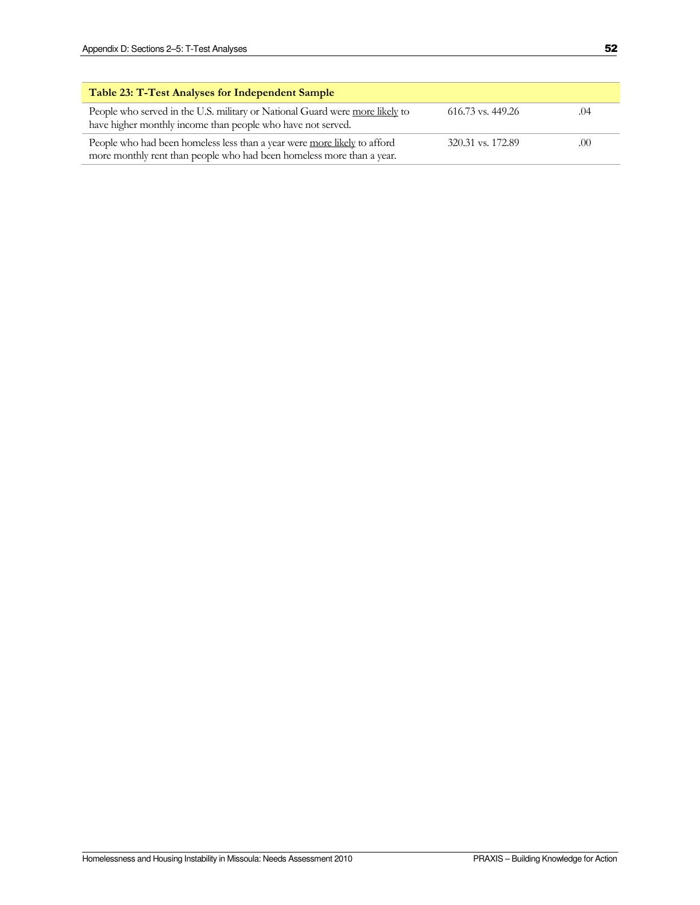| Table 23: T-Test Analyses for Independent Sample | | |
|---|---|---|
| People who served in the U.S. military or National Guard were more likely to have higher monthly income than people who have not served. | 616.73 vs. 449.26 | .04 |
| People who had been homeless less than a year were more likely to afford more monthly rent than people who had been homeless more than a year. | 320.31 vs. 172.89 | .00 |